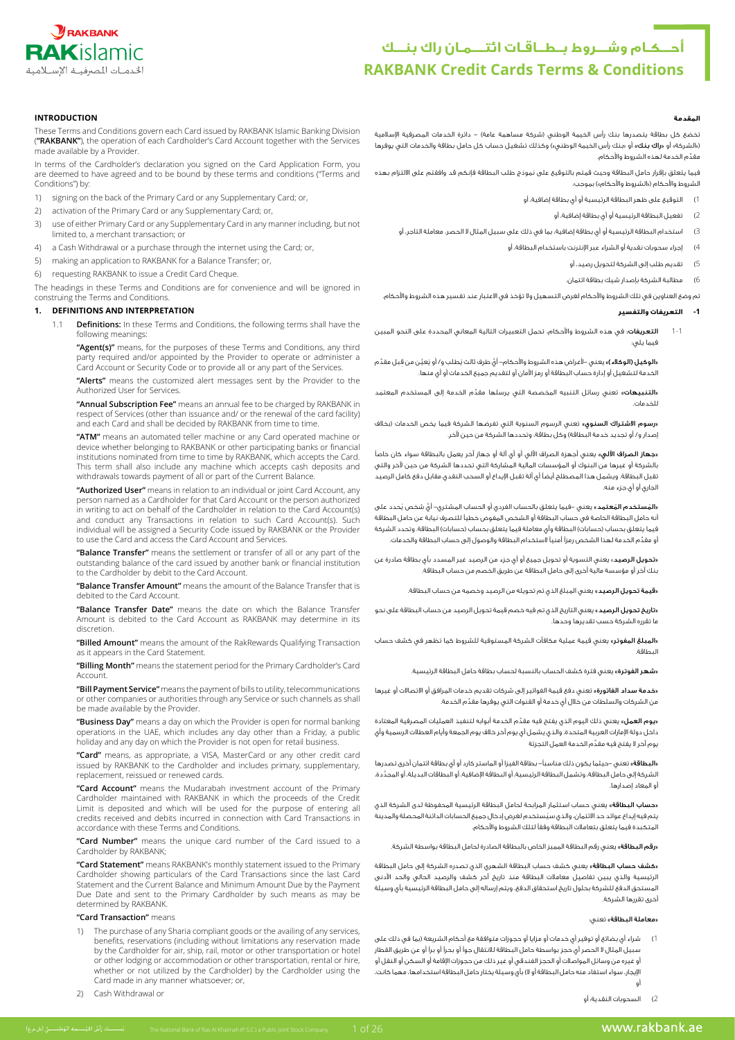# أحكام وشروط بطاقات ائتمان راك بنك
# RAKBANK Credit Cards Terms & Conditions

## INTRODUCTION

These Terms and Conditions govern each Card issued by RAKBANK Islamic Banking Division ("**RAKBANK**"), the operation of each Cardholder's Card Account together with the Services made available by a Provider.

In terms of the Cardholder's declaration you signed on the Card Application Form, you are deemed to have agreed and to be bound by these terms and conditions ("Terms and Conditions") by:

1) signing on the back of the Primary Card or any Supplementary Card; or,
2) activation of the Primary Card or any Supplementary Card; or,
3) use of either Primary Card or any Supplementary Card in any manner including, but not limited to, a merchant transaction; or
4) a Cash Withdrawal or a purchase through the internet using the Card; or,
5) making an application to RAKBANK for a Balance Transfer; or,
6) requesting RAKBANK to issue a Credit Card Cheque.

The headings in these Terms and Conditions are for convenience and will be ignored in construing the Terms and Conditions.

### 1. DEFINITIONS AND INTERPRETATION

1.1 **Definitions:** In these Terms and Conditions, the following terms shall have the following meanings:

**"Agent(s)"** means, for the purposes of these Terms and Conditions, any third party required and/or appointed by the Provider to operate or administer a Card Account or Security Code or to provide all or any part of the Services.

**"Alerts"** means the customized alert messages sent by the Provider to the Authorized User for Services.

**"Annual Subscription Fee"** means an annual fee to be charged by RAKBANK in respect of Services (other than issuance and/ or the renewal of the card facility) and each Card and shall be decided by RAKBANK from time to time.

**"ATM"** means an automated teller machine or any Card operated machine or device whether belonging to RAKBANK or other participating banks or financial institutions nominated from time to time by RAKBANK, which accepts the Card. This term shall also include any machine which accepts cash deposits and withdrawals towards payment of all or part of the Current Balance.

**"Authorized User"** means in relation to an individual or joint Card Account, any person named as a Cardholder for that Card Account or the person authorized in writing to act on behalf of the Cardholder in relation to the Card Account(s) and conduct any Transactions in relation to such Card Account(s). Such individual will be assigned a Security Code issued by RAKBANK or the Provider to use the Card and access the Card Account and Services.

**"Balance Transfer"** means the settlement or transfer of all or any part of the outstanding balance of the card issued by another bank or financial institution to the Cardholder by debit to the Card Account.

**"Balance Transfer Amount"** means the amount of the Balance Transfer that is debited to the Card Account.

**"Balance Transfer Date"** means the date on which the Balance Transfer Amount is debited to the Card Account as RAKBANK may determine in its discretion.

**"Billed Amount"** means the amount of the RakRewards Qualifying Transaction as it appears in the Card Statement.

**"Billing Month"** means the statement period for the Primary Cardholder's Card Account.

**"Bill Payment Service"** means the payment of bills to utility, telecommunications or other companies or authorities through any Service or such channels as shall be made available by the Provider.

**"Business Day"** means a day on which the Provider is open for normal banking operations in the UAE, which includes any day other than a Friday, a public holiday and any day on which the Provider is not open for retail business.

**"Card"** means, as appropriate, a VISA, MasterCard or any other credit card issued by RAKBANK to the Cardholder and includes primary, supplementary, replacement, reissued or renewed cards.

**"Card Account"** means the Mudarabah investment account of the Primary Cardholder maintained with RAKBANK in which the proceeds of the Credit Limit is deposited and which will be used for the purpose of entering all credits received and debits incurred in connection with Card Transactions in accordance with these Terms and Conditions.

**"Card Number"** means the unique card number of the Card issued to a Cardholder by RAKBANK;

**"Card Statement"** means RAKBANK's monthly statement issued to the Primary Cardholder showing particulars of the Card Transactions since the last Card Statement and the Current Balance and Minimum Amount Due by the Payment Due Date and sent to the Primary Cardholder by such means as may be determined by RAKBANK.

**"Card Transaction"** means

1) The purchase of any Sharia compliant goods or the availing of any services, benefits, reservations (including without limitations any reservation made by the Cardholder for air, ship, rail, motor or other transportation or hotel or other lodging or accommodation or other transportation, rental or hire, whether or not utilized by the Cardholder) by the Cardholder using the Card made in any manner whatsoever; or,
2) Cash Withdrawal or

## المقدمة

تخضع كل بطاقة يتصدرها بنك رأس الخيمة الوطني (شركة مساهمة عامة) – دائرة الخدمات المصرفية الإسلامية («الشركة» أو «راك بنك» أو «بنك رأس الخيمة الوطني») وكذلك تشغيل حساب كل حامل بطاقة والخدمات التي يوفرها مقدّم الخدمة لهذه الشروط والأحكام.

فيما يتعلق بإقرار حامل البطاقة وحيث قمتم بالتوقيع على نموذج طلب البطاقة فإنكم قد وافقتم على الالتزام بهذه الشروط والأحكام («الشروط والأحكام») بموجب:

1) التوقيع على ظهر البطاقة الرئيسية أو أي بطاقة إضافية، أو
2) تفعيل البطاقة الرئيسية أو أي بطاقة إضافية، أو
3) استخدام البطاقة الرئيسية أو أي بطاقة إضافية، بما في ذلك على سبيل المثال لا الحصر، معاملة التاجر، أو
4) إجراء سحوبات نقدية أو الشراء عبر الإنترنت باستخدام البطاقة، أو
5) تقديم طلب إلى الشركة لتحويل رصيد، أو
6) مطالبة الشركة بإصدار شيك بطاقة ائتمان.

تم وضع العناوين في تلك الشروط والأحكام لغرض التسهيل ولا تؤخذ في الاعتبار عند تفسير هذه الشروط والأحكام.

### 1- التعريفات والتفسير

1-1 **التعريفات**: في هذه الشروط والأحكام، تحمل التعبيرات التالية المعاني المحددة على النحو المبين فيما يلي:

**«الوكيل (الوكلاء)»** يعني –لأغراض هذه الشروط والأحكام– أيّ طرف ثالث يُطلب و/أو يُعيَّن من قبل مقدّم الخدمة لتشغيل أو إدارة حساب البطاقة أو رمز الأمان أو لتقديم جميع الخدمات أو أي منها.

**«التنبيهات»** تعني رسائل التنبيه المخصصة التي يرسلها مقدّم الخدمة إلى المستخدم المعتمد للخدمات.

**«رسوم الاشتراك السنوي»** تعني الرسوم السنوية التي تفرضها الشركة فيما يخص الخدمات (بخلاف إصدار و/أو تجديد خدمة البطاقة) وكل بطاقة، وتحددها الشركة من حين لآخر.

**«جهاز الصراف الآلي»** يعني أجهزة الصراف الآلي أو أي آلة أو جهاز آخر يعمل بالبطاقة سواء كان خاصاً بالشركة أو غيرها من البنوك أو المؤسسات المالية المشاركة التي تحددها الشركة من حين لآخر والتي تقبل البطاقة. ويشمل هذا المصطلح أيضاً أي آلة تقبل الإيداع أو السحب النقدي مقابل دفع كامل الرصيد الجاري أو أي جزء منه.

**«المُستخدم المُعتمد»** يعني –فيما يتعلق بالحساب الفردي أو الحساب المشترك– أيّ شخص يُحدد على أنه حامل البطاقة الخاصة في حساب البطاقة أو الشخص المفوض خطياً للتصرف نيابة عن حامل البطاقة فيما يتعلق بحساب (حسابات) البطاقة وأي معاملة فيما يتعلق بحساب (حسابات) البطاقة. وتحدد الشركة أو مقدّم الخدمة لهذا الشخص رمزاً أمنياً لاستخدام البطاقة والوصول إلى حساب البطاقة والخدمات.

**«تحويل الرصيد»** يعني التسوية أو تحويل جميع أو أي جزء من الرصيد غير المسدد بأي بطاقة صادرة عن بنك آخر أو مؤسسة مالية أخرى إلى حامل البطاقة عن طريق الخصم من حساب البطاقة.

**«قيمة تحويل الرصيد»** يعني المبلغ الذي تم تحويله من الرصيد وخصمه من حساب البطاقة.

**«تاريخ تحويل الرصيد»** يعني التاريخ الذي تم فيه خصم قيمة تحويل الرصيد من حساب البطاقة على نحو ما تقرره الشركة حسب تقديرها وحدها.

**«المبلغ المفوتر»** يعني قيمة عملية مكافآت الشركة المستوفية للشروط كما تظهر في كشف حساب البطاقة.

**«شهر الفوترة»** يعني فترة كشف الحساب بالنسبة لحساب بطاقة حامل البطاقة الرئيسية.

**«خدمة سداد الفاتورة»** تعني دفع قيمة الفواتير إلى شركات تقديم خدمات المرافق أو الاتصالات أو غيرها من الشركات والسلطات من خلال أي خدمة أو القنوات التي يوفرها مقدّم الخدمة.

**«يوم العمل»** يعني ذلك اليوم الذي يفتح فيه مقدّم الخدمة أبوابه لتنفيذ العمليات المصرفية المعتادة داخل دولة الإمارات العربية المتحدة، والذي يشمل أي يوم آخر خلاف يوم الجمعة وأيام العطلات الرسمية وأي يوم آخر لا يفتح فيه مقدّم الخدمة العمل التجزئة.

**«البطاقة»** تعني –حيثما يكون ذلك مناسباً– بطاقة الفيزا أو الماستر كارد أو أي بطاقة ائتمان أخرى تصدرها الشركة إلى حامل البطاقة، وتشمل البطاقة الرئيسية، أو البطاقة الإضافية، أو البطاقات البديلة، أو المجدّدة، أو المعاد إصدارها.

**«حساب البطاقة»** يعني حساب استثمار المرابحة لحامل البطاقة الرئيسية المحفوظة لدى الشركة الذي يتم فيه إيداع عوائد حد الائتمان، والذي سيُستخدم لغرض إدخال جميع الحسابات الدائنة المحصلة والمدينة المتكبدة فيما يتعلق بتعاملات البطاقة وفقاً لتلك الشروط والأحكام.

**«رقم البطاقة»** يعني رقم البطاقة المميز الخاص بالبطاقة الصادرة لحامل البطاقة بواسطة الشركة.

**«كشف حساب البطاقة»** يعني كشف حساب البطاقة الشهري الذي تصدره الشركة إلى حامل البطاقة الرئيسية والذي يبين تفاصيل معاملات البطاقة منذ تاريخ آخر كشف والرصيد الحالي والحد الأدنى المستحق الدفع للشركة بحلول تاريخ استحقاق الدفع، ويتم إرساله إلى حامل البطاقة الرئيسية بأي وسيلة أخرى تقررها الشركة.

**«معاملة البطاقة»** تعني:

1) شراء أي بضائع أو توفير أي خدمات أو مزايا أو حجوزات متوافقة مع أحكام الشريعة (بما في ذلك على سبيل المثال لا الحصر أي حجز بواسطة حامل البطاقة للانتقال جواً أو بحراً أو براً أو عن طريق القطار أو غيره من وسائل المواصلات أو الحجز الفندقي أو غير ذلك من حجوزات الإقامة أو السكن أو النقل أو الإيجار، سواء استفاد منه حامل البطاقة أو لا) بأي وسيلة يختار حامل البطاقة استخدامها، مهما كانت، أو
2) السحوبات النقدية، أو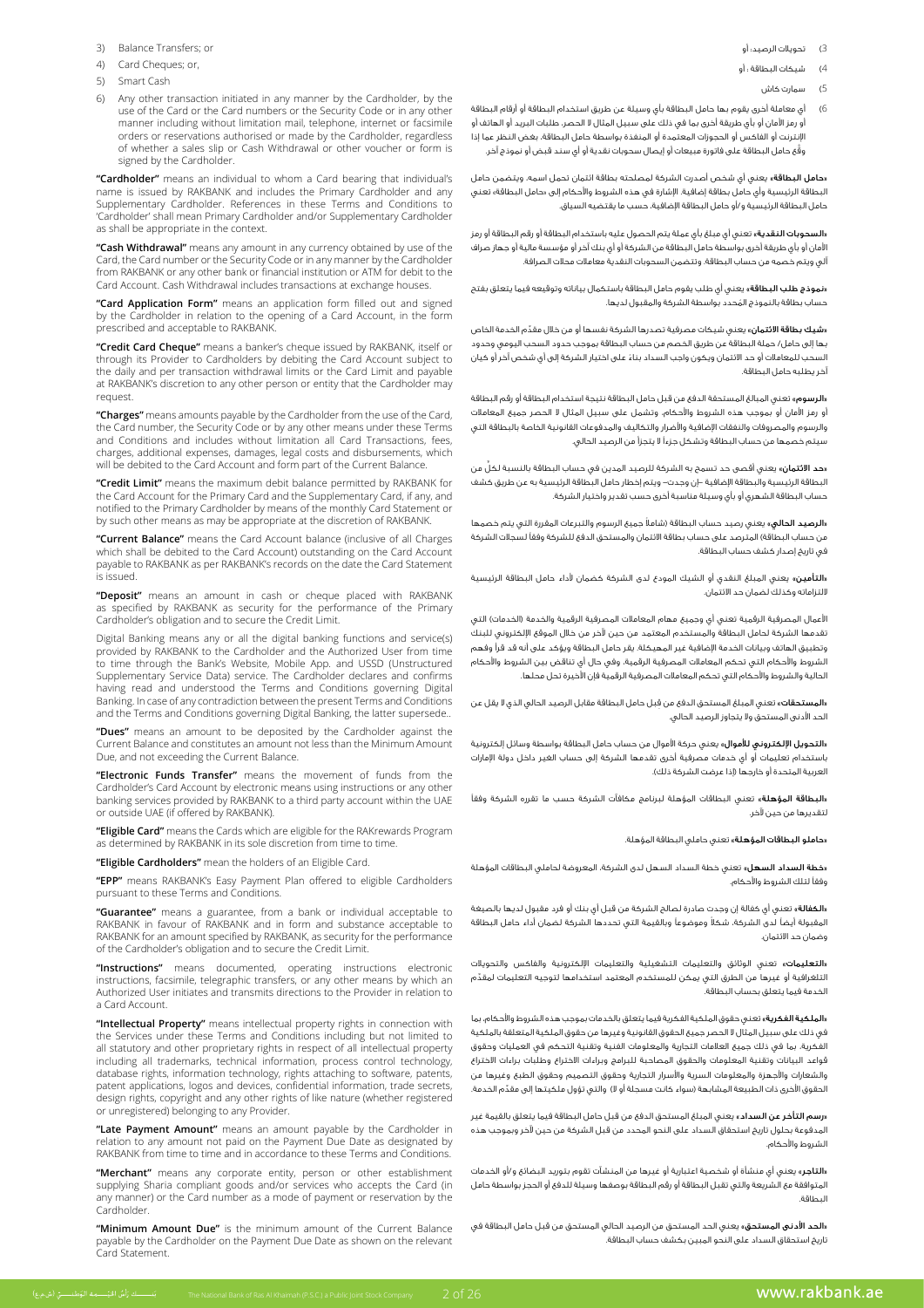3) Balance Transfers; or

4) Card Cheques; or,

5) Smart Cash

6) Any other transaction initiated in any manner by the Cardholder, by the use of the Card or the Card numbers or the Security Code or in any other manner including without limitation mail, telephone, internet or facsimile orders or reservations authorised or made by the Cardholder, regardless of whether a sales slip or Cash Withdrawal or other voucher or form is signed by the Cardholder.

**"Cardholder"** means an individual to whom a Card bearing that individual's name is issued by RAKBANK and includes the Primary Cardholder and any Supplementary Cardholder. References in these Terms and Conditions to 'Cardholder' shall mean Primary Cardholder and/or Supplementary Cardholder as shall be appropriate in the context.

**"Cash Withdrawal"** means any amount in any currency obtained by use of the Card, the Card number or the Security Code or in any manner by the Cardholder from RAKBANK or any other bank or financial institution or ATM for debit to the Card Account. Cash Withdrawal includes transactions at exchange houses.

**"Card Application Form"** means an application form filled out and signed by the Cardholder in relation to the opening of a Card Account, in the form prescribed and acceptable to RAKBANK.

**"Credit Card Cheque"** means a banker's cheque issued by RAKBANK, itself or through its Provider to Cardholders by debiting the Card Account subject to the daily and per transaction withdrawal limits or the Card Limit and payable at RAKBANK's discretion to any other person or entity that the Cardholder may request.

**"Charges"** means amounts payable by the Cardholder from the use of the Card, the Card number, the Security Code or by any other means under these Terms and Conditions and includes without limitation all Card Transactions, fees, charges, additional expenses, damages, legal costs and disbursements, which will be debited to the Card Account and form part of the Current Balance.

**"Credit Limit"** means the maximum debit balance permitted by RAKBANK for the Card Account for the Primary Card and the Supplementary Card, if any, and notified to the Primary Cardholder by means of the monthly Card Statement or by such other means as may be appropriate at the discretion of RAKBANK.

**"Current Balance"** means the Card Account balance (inclusive of all Charges which shall be debited to the Card Account) outstanding on the Card Account payable to RAKBANK as per RAKBANK's records on the date the Card Statement is issued.

**"Deposit"** means an amount in cash or cheque placed with RAKBANK as specified by RAKBANK as security for the performance of the Primary Cardholder's obligation and to secure the Credit Limit.

Digital Banking means any or all the digital banking functions and service(s) provided by RAKBANK to the Cardholder and the Authorized User from time to time through the Bank's Website, Mobile App. and USSD (Unstructured Supplementary Service Data) service. The Cardholder declares and confirms having read and understood the Terms and Conditions governing Digital Banking. In case of any contradiction between the present Terms and Conditions and the Terms and Conditions governing Digital Banking, the latter supersede..

**"Dues"** means an amount to be deposited by the Cardholder against the Current Balance and constitutes an amount not less than the Minimum Amount Due, and not exceeding the Current Balance.

**"Electronic Funds Transfer"** means the movement of funds from the Cardholder's Card Account by electronic means using instructions or any other banking services provided by RAKBANK to a third party account within the UAE or outside UAE (if offered by RAKBANK).

**"Eligible Card"** means the Cards which are eligible for the RAKrewards Program as determined by RAKBANK in its sole discretion from time to time.

**"Eligible Cardholders"** mean the holders of an Eligible Card.

**"EPP"** means RAKBANK's Easy Payment Plan offered to eligible Cardholders pursuant to these Terms and Conditions.

**"Guarantee"** means a guarantee, from a bank or individual acceptable to RAKBANK in favour of RAKBANK and in form and substance acceptable to RAKBANK for an amount specified by RAKBANK, as security for the performance of the Cardholder's obligation and to secure the Credit Limit.

**"Instructions"** means documented, operating instructions electronic instructions, facsimile, telegraphic transfers, or any other means by which an Authorized User initiates and transmits directions to the Provider in relation to a Card Account.

**"Intellectual Property"** means intellectual property rights in connection with the Services under these Terms and Conditions including but not limited to all statutory and other proprietary rights in respect of all intellectual property including all trademarks, technical information, process control technology, database rights, information technology, rights attaching to software, patents, patent applications, logos and devices, confidential information, trade secrets, design rights, copyright and any other rights of like nature (whether registered or unregistered) belonging to any Provider.

**"Late Payment Amount"** means an amount payable by the Cardholder in relation to any amount not paid on the Payment Due Date as designated by RAKBANK from time to time and in accordance to these Terms and Conditions.

**"Merchant"** means any corporate entity, person or other establishment supplying Sharia compliant goods and/or services who accepts the Card (in any manner) or the Card number as a mode of payment or reservation by the Cardholder.

**"Minimum Amount Due"** is the minimum amount of the Current Balance payable by the Cardholder on the Payment Due Date as shown on the relevant Card Statement.

3) تحويلات الرصيد؛ أو

4) شيكات البطاقة ؛ أو

5) سمارت كاش

6) أي معاملة أخرى يقوم بها حامل البطاقة بأي وسيلة عن طريق استخدام البطاقة أو أرقام البطاقة أو رمز الأمان أو بأي طريقة أخرى بما في ذلك على سبيل المثال لا الحصر، طلبات البريد أو الهاتف أو الإنترنت أو الفاكس أو الحجوزات المعتمدة أو المنفذة بواسطة حامل البطاقة، بغض النظر عما إذا وقّع حامل البطاقة على فاتورة مبيعات أو إيصال سحوبات نقدية أو أي سند قبض أو نموذج آخر.

**«حامل البطاقة»** يعني أي شخص أصدرت الشركة لمصلحته بطاقة ائتمان تحمل اسمه، ويتضمن حامل البطاقة الرئيسية وأي حامل بطاقة إضافية. الإشارة في هذه الشروط والأحكام إلى «حامل البطاقة» تعني حامل البطاقة الرئيسية و/أو حامل البطاقة الإضافية، حسب ما يقتضيه السياق.

**«السحوبات النقدية»** تعني أي مبلغ بأي عملة يتم الحصول عليه باستخدام البطاقة أو رقم البطاقة أو رمز الأمان أو بأي طريقة أخرى بواسطة حامل البطاقة من الشركة أو أي بنك آخر أو مؤسسة مالية أو جهاز صراف آلي ويتم خصمه من حساب البطاقة. وتتضمن السحوبات النقدية معاملات محلات الصرافة.

**«نموذج طلب البطاقة»** يعني أي طلب يقوم حامل البطاقة باستكمال بياناته وتوقيعه فيما يتعلق بفتح حساب بطاقة بالنموذج المحدد بواسطة الشركة والمقبول لديها.

**«شيك بطاقة الائتمان»** يعني شيكات مصرفية تصدرها الشركة نفسها أو من خلال مقدّم الخدمة الخاص بها إلى حامل/ حملة البطاقة عن طريق الخصم من حساب البطاقة بموجب حدود السحب اليومي وحدود السحب للمعاملات أو حد الائتمان ويكون واجب السداد بناء على اختيار الشركة إلى أي شخص آخر أو كيان آخر يطلبه حامل البطاقة.

**«الرسوم»** تعني المبالغ المستحقة الدفع من قبل حامل البطاقة نتيجة استخدام البطاقة أو رقم البطاقة أو رمز الأمان أو بموجب هذه الشروط والأحكام، وتشمل على سبيل المثال لا الحصر جميع المعاملات والرسوم والمصروفات والنفقات الإضافية والأضرار والتكاليف والمدفوعات القانونية الخاصة بالبطاقة التي سيتم خصمها من حساب البطاقة وتشكل جزءاً لا يتجزأ من الرصيد الحالي.

**«حد الائتمان»** يعني أقصى حد تسمح به الشركة للرصيد المدين في حساب البطاقة بالنسبة لكلٍّ من البطاقة الرئيسية والبطاقة الإضافية –إن وجدت– ويتم إخطار حامل البطاقة الرئيسية به عن طريق كشف حساب البطاقة الشهري أو بأي وسيلة مناسبة أخرى حسب تقدير واختيار الشركة.

**«الرصيد الحالي»** يعني رصيد حساب البطاقة (شاملاً جميع الرسوم والتبرعات المقررة التي يتم خصمها من حساب البطاقة) المترصد على حساب بطاقة الائتمان والمستحق الدفع للشركة وفقاً لسجلات الشركة في تاريخ إصدار كشف حساب البطاقة.

**«التأمين»** يعني المبلغ النقدي أو الشيك المودع لدى الشركة كضمان لأداء حامل البطاقة الرئيسية لالتزاماته وكذلك لضمان حد الائتمان.

الأعمال المصرفية الرقمية تعني أي وجميع مهام المعاملات المصرفية الرقمية والخدمة (الخدمات) التي تقدمها الشركة لحامل البطاقة والمستخدم المعتمد من حين لآخر من خلال الموقع الإلكتروني للبنك وتطبيق الهاتف وبيانات الخدمة الإضافية غير المهيكلة. يقر حامل البطاقة ويؤكد على أنه قد قرأ وفهم الشروط والأحكام التي تحكم المعاملات المصرفية الرقمية، وفي حال أي تناقض بين الشروط والأحكام الحالية والشروط والأحكام التي تحكم المعاملات المصرفية الرقمية فإن الأخيرة تحل محلها.

**«المستحقات»** تعني المبلغ المستحق الدفع من قبل حامل البطاقة مقابل الرصيد الحالي الذي لا يقل عن الحد الأدنى المستحق ولا يتجاوز الرصيد الحالي.

**«التحويل الإلكتروني للأموال»** يعني حركة الأموال من حساب حامل البطاقة بواسطة وسائل إلكترونية باستخدام تعليمات أو أي خدمات مصرفية أخرى تقدمها الشركة إلى حساب الغير داخل دولة الإمارات العربية المتحدة أو خارجها (إذا عرضت الشركة ذلك).

**«البطاقة المؤهلة»** تعني البطاقات المؤهلة لبرنامج مكافآت الشركة حسب ما تقرره الشركة وفقاً لتقديرها من حين لآخر.

**«حاملو البطاقات المؤهلة»** تعني حاملي البطاقة المؤهلة.

**«خطة السداد السهل»** تعني خطة السداد السهل لدى الشركة، المعروضة لحاملي البطاقات المؤهلة وفقاً لتلك الشروط والأحكام.

**«الكفالة»** تعني أي كفالة إن وجدت صادرة لصالح الشركة من قبل أي بنك أو فرد مقبول لديها بالصيغة المقبولة أيضاً لدى الشركة، شكلاً وموضوعاً وبالقيمة التي تحددها الشركة لضمان أداء حامل البطاقة وضمان حد الائتمان.

**«التعليمات»** تعني الوثائق والتعليمات التشغيلية والتعليمات الإلكترونية والفاكس والتحويلات التلغرافية أو غيرها من الطرق التي يمكن للمستخدم المعتمد استخدامها لتوجيه التعليمات لمقدّم الخدمة فيما يتعلق بحساب البطاقة.

**«الملكية الفكرية»** تعني حقوق الملكية الفكرية فيما يتعلق بالخدمات بموجب هذه الشروط والأحكام، بما في ذلك على سبيل المثال لا الحصر جميع الحقوق القانونية وغيرها من حقوق الملكية المتعلقة بالملكية الفكرية، بما في ذلك جميع العلامات التجارية والمعلومات الفنية وتقنية التحكم في العمليات وحقوق قواعد البيانات وتقنية المعلومات والحقوق المصاحبة للبرامج وبراءات الاختراع وطلبات براءات الاختراع والشعارات والأجهزة والمعلومات السرية والأسرار التجارية وحقوق التصميم وحقوق الطبع وغيرها من الحقوق الأخرى ذات الطبيعة المشابهة (سواء كانت مسجلة أو لا) والتي تؤول ملكيتها إلى مقدّم الخدمة.

**«رسم التأخر عن السداد»** يعني المبلغ المستحق الدفع من قبل حامل البطاقة فيما يتعلق بالقيمة غير المدفوعة بحلول تاريخ استحقاق السداد على النحو المحدد من قبل الشركة من حين لآخر وبموجب هذه الشروط والأحكام.

**«التاجر»** يعني أي منشأة أو شخصية اعتبارية أو غيرها من المنشآت تقوم بتوريد البضائع و/أو الخدمات المتوافقة مع الشريعة والتي تقبل البطاقة أو رقم البطاقة بوصفها وسيلة للدفع أو الحجز بواسطة حامل البطاقة.

**«الحد الأدنى المستحق»** يعني الحد المستحق من الرصيد الحالي المستحق من قبل حامل البطاقة في تاريخ استحقاق السداد على النحو المبين بكشف حساب البطاقة.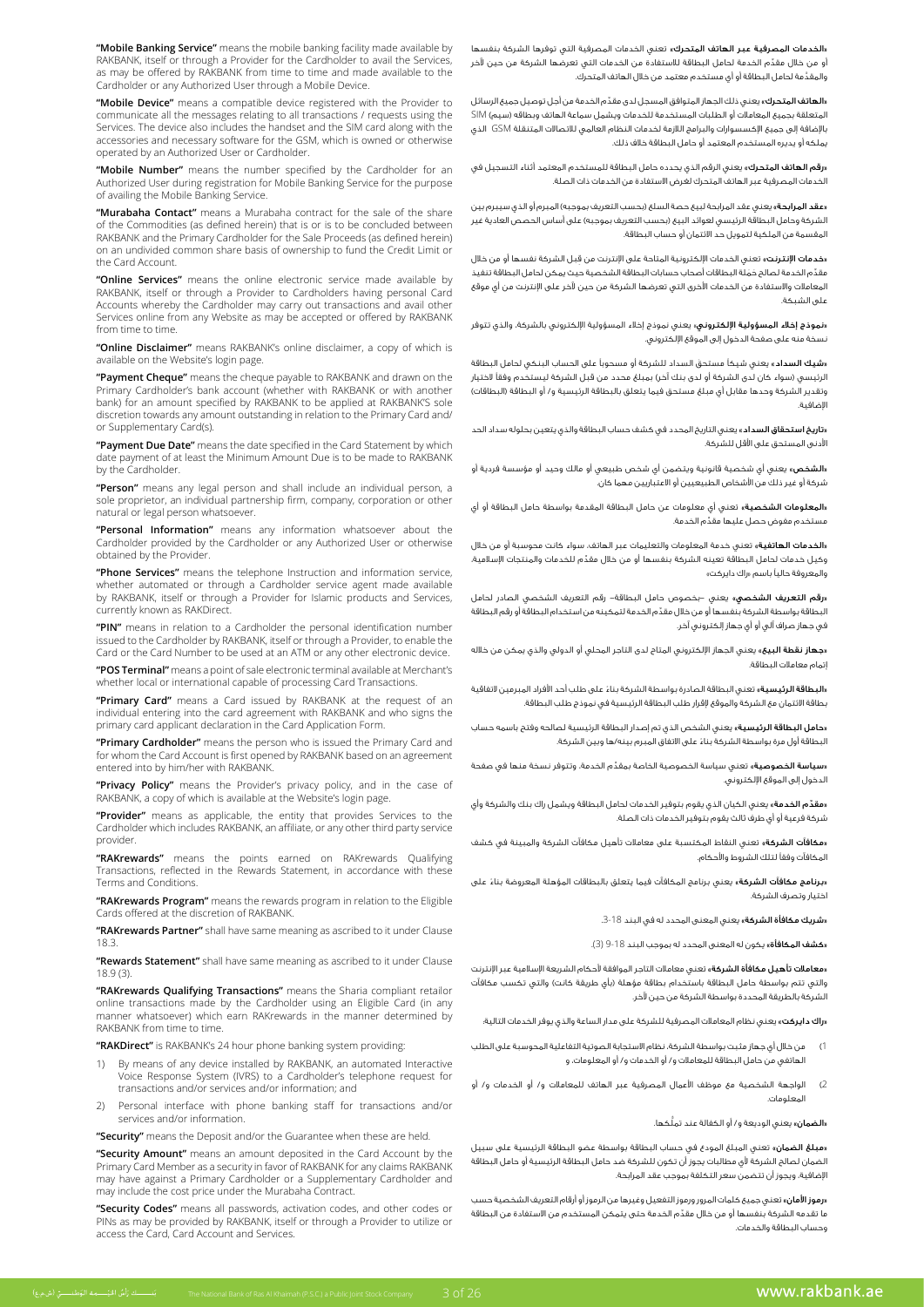**"Mobile Banking Service"** means the mobile banking facility made available by RAKBANK, itself or through a Provider for the Cardholder to avail the Services, as may be offered by RAKBANK from time to time and made available to the Cardholder or any Authorized User through a Mobile Device.

**"Mobile Device"** means a compatible device registered with the Provider to communicate all the messages relating to all transactions / requests using the Services. The device also includes the handset and the SIM card along with the accessories and necessary software for the GSM, which is owned or otherwise operated by an Authorized User or Cardholder.

**"Mobile Number"** means the number specified by the Cardholder for an Authorized User during registration for Mobile Banking Service for the purpose of availing the Mobile Banking Service.

**"Murabaha Contact"** means a Murabaha contract for the sale of the share of the Commodities (as defined herein) that is or is to be concluded between RAKBANK and the Primary Cardholder for the Sale Proceeds (as defined herein) on an undivided common share basis of ownership to fund the Credit Limit or the Card Account.

**"Online Services"** means the online electronic service made available by RAKBANK, itself or through a Provider to Cardholders having personal Card Accounts whereby the Cardholder may carry out transactions and avail other Services online from any Website as may be accepted or offered by RAKBANK from time to time.

**"Online Disclaimer"** means RAKBANK's online disclaimer, a copy of which is available on the Website's login page.

**"Payment Cheque"** means the cheque payable to RAKBANK and drawn on the Primary Cardholder's bank account (whether with RAKBANK or with another bank) for an amount specified by RAKBANK to be applied at RAKBANK'S sole discretion towards any amount outstanding in relation to the Primary Card and/or Supplementary Card(s).

**"Payment Due Date"** means the date specified in the Card Statement by which date payment of at least the Minimum Amount Due is to be made to RAKBANK by the Cardholder.

**"Person"** means any legal person and shall include an individual person, a sole proprietor, an individual partnership firm, company, corporation or other natural or legal person whatsoever.

**"Personal Information"** means any information whatsoever about the Cardholder provided by the Cardholder or any Authorized User or otherwise obtained by the Provider.

**"Phone Services"** means the telephone Instruction and information service, whether automated or through a Cardholder service agent made available by RAKBANK, itself or through a Provider for Islamic products and Services, currently known as RAKDirect.

**"PIN"** means in relation to a Cardholder the personal identification number issued to the Cardholder by RAKBANK, itself or through a Provider, to enable the Card or the Card Number to be used at an ATM or any other electronic device.

**"POS Terminal"** means a point of sale electronic terminal available at Merchant's whether local or international capable of processing Card Transactions.

**"Primary Card"** means a Card issued by RAKBANK at the request of an individual entering into the card agreement with RAKBANK and who signs the primary card applicant declaration in the Card Application Form.

**"Primary Cardholder"** means the person who is issued the Primary Card and for whom the Card Account is first opened by RAKBANK based on an agreement entered into by him/her with RAKBANK.

**"Privacy Policy"** means the Provider's privacy policy, and in the case of RAKBANK, a copy of which is available at the Website's login page.

**"Provider"** means as applicable, the entity that provides Services to the Cardholder which includes RAKBANK, an affiliate, or any other third party service provider.

**"RAKrewards"** means the points earned on RAKrewards Qualifying Transactions, reflected in the Rewards Statement, in accordance with these Terms and Conditions.

**"RAKrewards Program"** means the rewards program in relation to the Eligible Cards offered at the discretion of RAKBANK.

**"RAKrewards Partner"** shall have same meaning as ascribed to it under Clause 18.3.

**"Rewards Statement"** shall have same meaning as ascribed to it under Clause 18.9 (3).

**"RAKrewards Qualifying Transactions"** means the Sharia compliant retailer online transactions made by the Cardholder using an Eligible Card (in any manner whatsoever) which earn RAKrewards in the manner determined by RAKBANK from time to time.

**"RAKDirect"** is RAKBANK's 24 hour phone banking system providing:

1) By means of any device installed by RAKBANK, an automated Interactive Voice Response System (IVRS) to a Cardholder's telephone request for transactions and/or services and/or information; and
2) Personal interface with phone banking staff for transactions and/or services and/or information.

**"Security"** means the Deposit and/or the Guarantee when these are held.

**"Security Amount"** means an amount deposited in the Card Account by the Primary Card Member as a security in favor of RAKBANK for any claims RAKBANK may have against a Primary Cardholder or a Supplementary Cardholder and may include the cost price under the Murabaha Contract.

**"Security Codes"** means all passwords, activation codes, and other codes or PINs as may be provided by RAKBANK, itself or through a Provider to utilize or access the Card, Card Account and Services.

**«الخدمات المصرفية عبر الهاتف المتحرك»** تعني الخدمات المصرفية التي توفرها الشركة بنفسها أو من خلال مقدّم الخدمة لحامل البطاقة للاستفادة من الخدمات التي تعرضها الشركة من حين لآخر والمقدّمة لحامل البطاقة أو أي مستخدم معتمد من خلال الهاتف المتحرك.

**«الهاتف المتحرك»** يعني ذلك الجهاز المتوافق المسجل لدى مقدّم الخدمة من أجل توصيل جميع الرسائل المتعلقة بجميع المعاملات أو الطلبات المستخدمة للخدمات ويشمل سماعة الهاتف وبطاقة (سيم) SIM بالإضافة إلى جميع الإكسسوارات والبرامج اللازمة لخدمات النظام العالمي للاتصالات المتنقلة GSM الذي يملكه أو يديره المستخدم المعتمد أو حامل البطاقة خلاف ذلك.

**«رقم الهاتف المتحرك»** يعني الرقم الذي يحدده حامل البطاقة للمستخدم المعتمد أثناء التسجيل في الخدمات المصرفية عبر الهاتف المتحرك لغرض الاستفادة من الخدمات ذات الصلة.

**«عقد المرابحة»** يعني عقد المرابحة لبيع حصة السلع (بحسب التعريف بموجبه) المبرم أو الذي سيبرم بين الشركة وحامل البطاقة الرئيسي لعوائد البيع (بحسب التعريف بموجبه) على أساس الحصص العادية غير المقسمة من الملكية لتمويل حد الائتمان أو حساب البطاقة.

**«خدمات الإنترنت»** تعني الخدمات الإلكترونية المتاحة على الإنترنت من قبل الشركة نفسها أو من خلال مقدّم الخدمة لصالح حمَلة البطاقات أصحاب حسابات البطاقة الشخصية حيث يمكن لحامل البطاقة تنفيذ المعاملات والاستفادة من الخدمات الأخرى التي تعرضها الشركة من حين لآخر على الإنترنت من أي موقع على الشبكة.

**«نموذج إخلاء المسؤولية الإلكتروني»** يعني نموذج إخلاء المسؤولية الإلكتروني بالشركة، والذي تتوفر نسخة منه على صفحة الدخول إلى الموقع الإلكتروني.

**«شيك السداد»** يعني شيكاً مستحق السداد للشركة أو مسحوباً على الحساب البنكي لحامل البطاقة الرئيسي (سواء كان لدى الشركة أو لدى بنك آخر) بمبلغ محدد من قبل الشركة ليستخدم وفقاً لاختيار وتقدير الشركة وحدها مقابل أي مبلغ مستحق فيما يتعلق بالبطاقة الرئيسية و/ أو البطاقة (البطاقات) الإضافية.

**«تاريخ استحقاق السداد»** يعني التاريخ المحدد في كشف حساب البطاقة والذي يتعين بحلوله سداد الحد الأدنى المستحق على الأقل للشركة.

**«الشخص»** يعني أي شخصية قانونية ويتضمن أي شخص طبيعي أو مالك وحيد أو مؤسسة فردية أو شركة أو غير ذلك من الأشخاص الطبيعيين أو الاعتباريين مهما كان.

**«المعلومات الشخصية»** تعني أي معلومات عن حامل البطاقة المقدمة بواسطة حامل البطاقة أو أي مستخدم مفوض حصل عليها مقدّم الخدمة.

**«الخدمات الهاتفية»** تعني خدمة المعلومات والتعليمات عبر الهاتف، سواء كانت محوسبة أو من خلال وكيل خدمات لحامل البطاقة تعينه الشركة بنفسها أو من خلال مقدّم للخدمات والمنتجات الإسلامية، والمعروفة حالياً باسم «راك دايركت».

**«رقم التعريف الشخصي»** يعني –بخصوص حامل البطاقة– رقم التعريف الشخصي الصادر لحامل البطاقة بواسطة الشركة بنفسها أو من خلال مقدّم الخدمة لتمكينه من استخدام البطاقة أو رقم البطاقة في جهاز صراف آلي أو أي جهاز إلكتروني آخر.

**«جهاز نقطة البيع»** يعني الجهاز الإلكتروني المتاح لدى التاجر المحلي أو الدولي والذي يمكن من خلاله إتمام معاملات البطاقة.

**«البطاقة الرئيسية»** تعني البطاقة الصادرة بواسطة الشركة بناءً على طلب أحد الأفراد المبرمين لاتفاقية بطاقة الائتمان مع الشركة والموقع لإقرار طلب البطاقة الرئيسية في نموذج طلب البطاقة.

**«حامل البطاقة الرئيسية»** يعني الشخص الذي تم إصدار البطاقة الرئيسية لصالحه وفتح باسمه حساب البطاقة أول مرة بواسطة الشركة بناءً على الاتفاق المبرم بينه/ها وبين الشركة.

**«سياسة الخصوصية»** تعني سياسة الخصوصية الخاصة بمقدّم الخدمة، وتتوفر نسخة منها في صفحة الدخول إلى الموقع الإلكتروني.

**«مقدّم الخدمة»** يعني الكيان الذي يقوم بتوفير الخدمات لحامل البطاقة ويشمل راك بنك والشركة وأي شركة فرعية أو أي طرف ثالث يقوم بتوفير الخدمات ذات الصلة.

**«مكافآت الشركة»** تعني النقاط المكتسبة على معاملات تأهيل مكافآت الشركة والمبينة في كشف المكافآت وفقاً لتلك الشروط والأحكام.

**«برنامج مكافآت الشركة»** يعني برنامج المكافآت فيما يتعلق بالبطاقات المؤهلة المعروضة بناءً على اختيار وتصرف الشركة.

**«شريك مكافأة الشركة»** يعني المعنى المحدد له في البند 18-3.

**«كشف المكافأة»** يكون له المعنى المحدد له بموجب البند 18-9 (3).

**«معاملات تأهيل مكافأة الشركة»** تعني معاملات التاجر الموافقة لأحكام الشريعة الإسلامية عبر الإنترنت والتي تتم بواسطة حامل البطاقة باستخدام بطاقة مؤهلة (بأي طريقة كانت) والتي تكسب مكافآت الشركة بالطريقة المحددة بواسطة الشركة من حين لآخر.

**«راك دايركت»** يعني نظام المعاملات المصرفية للشركة على مدار الساعة والذي يوفر الخدمات التالية:

1) من خلال أي جهاز مثبت بواسطة الشركة، نظام الاستجابة الصوتية التفاعلية المحوسبة على الطلب الهاتفي من حامل البطاقة للمعاملات و/ أو الخدمات و/ أو المعلومات، و
2) الواجهة الشخصية مع موظف الأعمال المصرفية عبر الهاتف للمعاملات و/ أو الخدمات و/ أو المعلومات.

**«الضمان»** يعني الوديعة و/ أو الكفالة عند تملّكها.

**«مبلغ الضمان»** تعني المبلغ المودع في حساب البطاقة بواسطة عضو البطاقة الرئيسية على سبيل الضمان لصالح الشركة لأي مطالبات يجوز أن تكون للشركة ضد حامل البطاقة الرئيسية أو حامل البطاقة الإضافية، ويجوز أن تتضمن سعر التكلفة بموجب عقد المرابحة.

**«رموز الأمان»** تعني جميع كلمات المرور ورموز التفعيل وغيرها من الرموز أو أرقام التعريف الشخصية حسب ما تقدمه الشركة بنفسها أو من خلال مقدّم الخدمة حتى يتمكن المستخدم من الاستفادة من البطاقة وحساب البطاقة والخدمات.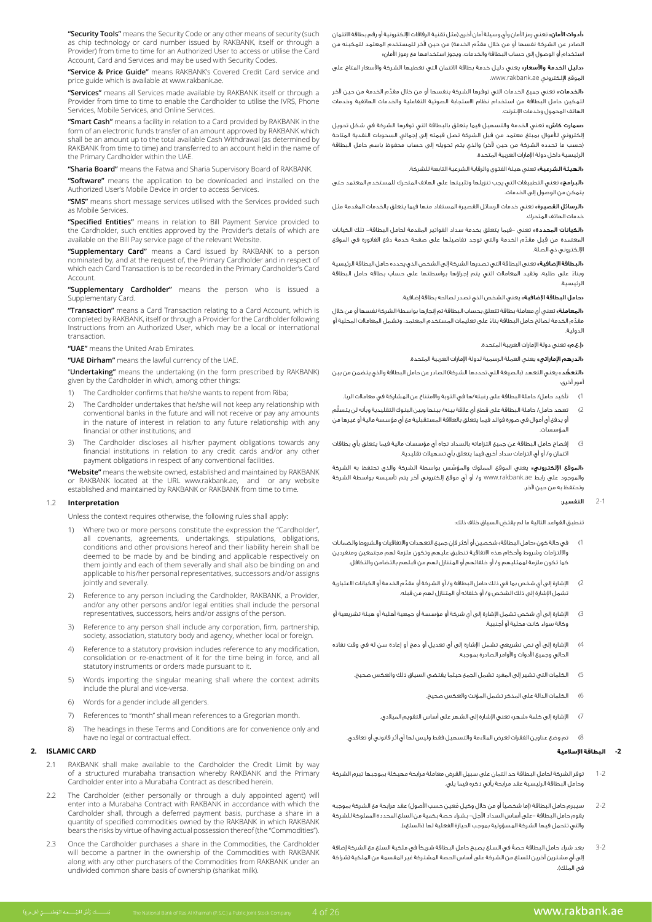**"Security Tools"** means the Security Code or any other means of security (such as chip technology or card number issued by RAKBANK, itself or through a Provider) from time to time for an Authorized User to access or utilise the Card Account, Card and Services and may be used with Security Codes.

**"Service & Price Guide"** means RAKBANK's Covered Credit Card service and price guide which is available at www.rakbank.ae.

**"Services"** means all Services made available by RAKBANK itself or through a Provider from time to time to enable the Cardholder to utilise the IVRS, Phone Services, Mobile Services, and Online Services.

**"Smart Cash"** means a facility in relation to a Card provided by RAKBANK in the form of an electronic funds transfer of an amount approved by RAKBANK which shall be an amount up to the total available Cash Withdrawal (as determined by RAKBANK from time to time) and transferred to an account held in the name of the Primary Cardholder within the UAE.

**"Sharia Board"** means the Fatwa and Sharia Supervisory Board of RAKBANK.

**"Software"** means the application to be downloaded and installed on the Authorized User's Mobile Device in order to access Services.

**"SMS"** means short message services utilised with the Services provided such as Mobile Services.

**"Specified Entities"** means in relation to Bill Payment Service provided to the Cardholder, such entities approved by the Provider's details of which are available on the Bill Pay service page of the relevant Website.

**"Supplementary Card"** means a Card issued by RAKBANK to a person nominated by, and at the request of, the Primary Cardholder and in respect of which each Card Transaction is to be recorded in the Primary Cardholder's Card Account.

**"Supplementary Cardholder"** means the person who is issued a Supplementary Card.

**"Transaction"** means a Card Transaction relating to a Card Account, which is completed by RAKBANK, itself or through a Provider for the Cardholder following Instructions from an Authorized User, which may be a local or international transaction.

**"UAE"** means the United Arab Emirates.

**"UAE Dirham"** means the lawful currency of the UAE.

"**Undertaking"** means the undertaking (in the form prescribed by RAKBANK) given by the Cardholder in which, among other things:

1) The Cardholder confirms that he/she wants to repent from Riba;
2) The Cardholder undertakes that he/she will not keep any relationship with conventional banks in the future and will not receive or pay any amounts in the nature of interest in relation to any future relationship with any financial or other institutions; and
3) The Cardholder discloses all his/her payment obligations towards any financial institutions in relation to any credit cards and/or any other payment obligations in respect of any conventional facilities.

**"Website"** means the website owned, established and maintained by RAKBANK or RAKBANK located at the URL www.rakbank.ae, and or any website established and maintained by RAKBANK or RAKBANK from time to time.

### 1.2 Interpretation

Unless the context requires otherwise, the following rules shall apply:

1) Where two or more persons constitute the expression the "Cardholder", all covenants, agreements, undertakings, stipulations, obligations, conditions and other provisions hereof and their liability herein shall be deemed to be made by and be binding and applicable respectively on them jointly and each of them severally and shall also be binding on and applicable to his/her personal representatives, successors and/or assigns jointly and severally.
2) Reference to any person including the Cardholder, RAKBANK, a Provider, and/or any other persons and/or legal entities shall include the personal representatives, successors, heirs and/or assigns of the person.
3) Reference to any person shall include any corporation, firm, partnership, society, association, statutory body and agency, whether local or foreign.
4) Reference to a statutory provision includes reference to any modification, consolidation or re-enactment of it for the time being in force, and all statutory instruments or orders made pursuant to it.
5) Words importing the singular meaning shall where the context admits include the plural and vice-versa.
6) Words for a gender include all genders.
7) References to "month" shall mean references to a Gregorian month.
8) The headings in these Terms and Conditions are for convenience only and have no legal or contractual effect.

## 2. ISLAMIC CARD

2.1 RAKBANK shall make available to the Cardholder the Credit Limit by way of a structured murabaha transaction whereby RAKBANK and the Primary Cardholder enter into a Murabaha Contract as described herein.

2.2 The Cardholder (either personally or through a duly appointed agent) will enter into a Murabaha Contract with RAKBANK in accordance with which the Cardholder shall, through a deferred payment basis, purchase a share in a quantity of specified commodities owned by the RAKBANK in which RAKBANK bears the risks by virtue of having actual possession thereof (the "Commodities").

2.3 Once the Cardholder purchases a share in the Commodities, the Cardholder will become a partner in the ownership of the Commodities with RAKBANK along with any other purchasers of the Commodities from RAKBANK under an undivided common share basis of ownership (sharikat milk).

**«أدوات الأمان»** تعني رمز الأمان وأي وسيلة أمان أخرى (مثل تقنية الرقاقات الإلكترونية أو رقم بطاقة الائتمان الصادر عن الشركة نفسها أو من خلال مقدّم الخدمة) من حين لآخر للمستخدم المعتمد لتمكينه من استخدام أو الوصول إلى حساب البطاقة والخدمات، ويجوز استخدامها مع رموز الأمان»

**«دليل الخدمة والأسعار»** يعني دليل خدمة بطاقة الائتمان التي تغطيها الشركة والأسعار المتاح على الموقع الإلكتروني www.rakbank.ae.

**«الخدمات»** تعني جميع الخدمات التي توفرها الشركة بنفسها أو من خلال مقدّم الخدمة من حين لآخر لتمكين حامل البطاقة من استخدام نظام الاستجابة الصوتية التفاعلية والخدمات الهاتفية وخدمات الهاتف المحمول وخدمات الإنترنت.

**«سمارت كاش»** تعني الخدمة والتسهيل فيما يتعلق بالبطاقة التي توفرها الشركة في شكل تحويل إلكتروني للأموال بمبلغ معتمد من قبل الشركة تصل قيمته إلى إجمالي السحوبات النقدية المتاحة (حسب ما تحدده الشركة من حين لآخر) والذي يتم تحويله إلى حساب محفوظ باسم حامل البطاقة الرئيسية داخل دولة الإمارات العربية المتحدة.

**«الهيئة الشرعية»** تعني هيئة الفتوى والرقابة الشرعية التابعة للشركة.

**«البرامج»** تعني التطبيقات التي يجب تنزيلها وتثبيتها على الهاتف المتحرك للمستخدم المعتمد حتى يتمكن من الوصول إلى الخدمات.

**«الرسائل القصيرة»** تعني خدمات الرسائل القصيرة المستفاد منها فيما يتعلق بالخدمات المقدمة مثل خدمات الهاتف المتحرك.

**«الكيانات المحددة»** تعني –فيما يتعلق بخدمة سداد الفواتير المقدمة لحامل البطاقة– تلك الكيانات المعتمدة من قبل مقدّم الخدمة والتي توجد تفاصيلها على صفحة خدمة دفع الفاتورة في الموقع الإلكتروني ذي الصلة.

**«البطاقة الإضافية»** تعني البطاقة التي تصدرها الشركة إلى الشخص الذي يحدده حامل البطاقة الرئيسية وبناءً على طلبه، وتقيد المعاملات التي يتم إجراؤها بواسطتها على حساب بطاقة حامل البطاقة الرئيسية.

**«حامل البطاقة الإضافية»** يعني الشخص الذي تصدر لصالحه بطاقة إضافية.

**«المعاملة»** تعني أي معاملة بطاقة تتعلق بحساب البطاقة تم إنجازها بواسطة الشركة نفسها أو من خلال مقدّم الخدمة لصالح حامل البطاقة بناء على تعليمات المستخدم المعتمد، وتشمل المعاملات المحلية أو الدولية.

**«إ.ع.م»** تعني دولة الإمارات العربية المتحدة.

**«الدرهم الإماراتي»** يعني العملة الرسمية لدولة الإمارات العربية المتحدة.

**«التعهُّد»** يعني التعهد (بالصيغة التي تحددها الشركة) الصادر عن حامل البطاقة والذي يتضمن من بين أمور أخرى:

1) تأكيد حامل/ حاملة البطاقة على رغبته/ها في التوبة والامتناع عن المشاركة في معاملات الربا.
2) تعهد حامل/ حاملة البطاقة على قطع أي علاقة بينه/ بينها وبين البنوك التقليدية وبأنه لن يتسلّم أو يدفع أي أموال في صورة فوائد فيما يتعلق بالعلاقة المستقبلية مع أي مؤسسة مالية أو غيرها من المؤسسات.
3) إفصاح حامل البطاقة عن جميع التزاماته بالسداد تجاه أي مؤسسات مالية فيما يتعلق بأي بطاقات ائتمان و/ أو أي التزامات سداد أخرى فيما يتعلق بأي تسهيلات تقليدية.

**«الموقع الإلكتروني»** يعني الموقع المملوك والمؤسَّس بواسطة الشركة والذي تحتفظ به الشركة والموجود على رابط www.rakbank.ae و/ أو أي موقع إلكتروني آخر يتم تأسيسه بواسطة الشركة وتحتفظ به من حين لآخر.

### 1-2 التفسير:

تنطبق القواعد التالية ما لم يقتضِ السياق خلاف ذلك:

1) في حالة كون «حامل البطاقة» شخصين أو أكثر فإن جميع التعهدات والاتفاقيات والشروط والضمانات والالتزامات وشروط وأحكام هذه الاتفاقية تنطبق عليهم وتكون ملزمة لهم مجتمعين ومنفردين كما تكون ملزمة لممثليهم و/ أو خلفائهم أو المتنازل لهم من قبلهم بالتضامن والتكافل.
2) الإشارة إلى أي شخص بما في ذلك حامل البطاقة و/ أو الشركة أو مقدّم الخدمة أو الكيانات الاعتبارية تشمل الإشارة إلى ذلك الشخص و/ أو خلفائه أو المتنازل لهم من قبله.
3) الإشارة إلى أي شخص تشمل الإشارة إلى أي شركة أو مؤسسة أو جمعية أهلية أو هيئة تشريعية أو وكالة سواء كانت محلية أو أجنبية.
4) الإشارة إلى أي نص تشريعي تشمل الإشارة إلى أي تعديل أو دمج أو إعادة سن له في وقت نفاذه الحالي وجميع الأدوات والأوامر الصادرة بموجبه.
5) الكلمات التي تشير إلى المفرد تشمل الجمع حيثما يقتضي السياق ذلك والعكس صحيح.
6) الكلمات الدالة على المذكر تشمل المؤنث والعكس صحيح.
7) الإشارة إلى كلمة «شهر» تعني الإشارة إلى الشهر على أساس التقويم الميلادي.
8) تم وضع عناوين الفقرات لغرض الملاءمة والتسهيل فقط وليس لها أي أثر قانوني أو تعاقدي.

## -2 البطاقة الإسلامية

1-2 توفر الشركة لحامل البطاقة حد ائتمان على سبيل القرض معاملة مرابحة مهيكلة بموجبها تبرم الشركة وحامل البطاقة الرئيسية عقد مرابحة يأتي ذكره فيما يلي.

2-2 سيبرم حامل البطاقة (إما شخصياً أو من خلال وكيل مُعين حسب الأصول) عقد مرابحة مع الشركة بموجبه يقوم حامل البطاقة –على أساس السداد الآجل– بشراء حصة في كمية من السلع المحددة المملوكة للشركة والتي تتحمل فيها الشركة المسؤولية بموجب الحيازة الفعلية لها («السلع»).

3-2 بعد شراء حامل البطاقة حصة في السلع يصبح حامل البطاقة شريكاً في ملكية السلع مع الشركة إضافة إلى أي مشترين آخرين للسلع من الشركة على أساس الحصة المشتركة غير المقسمة من الملكية (شراكة في الملك).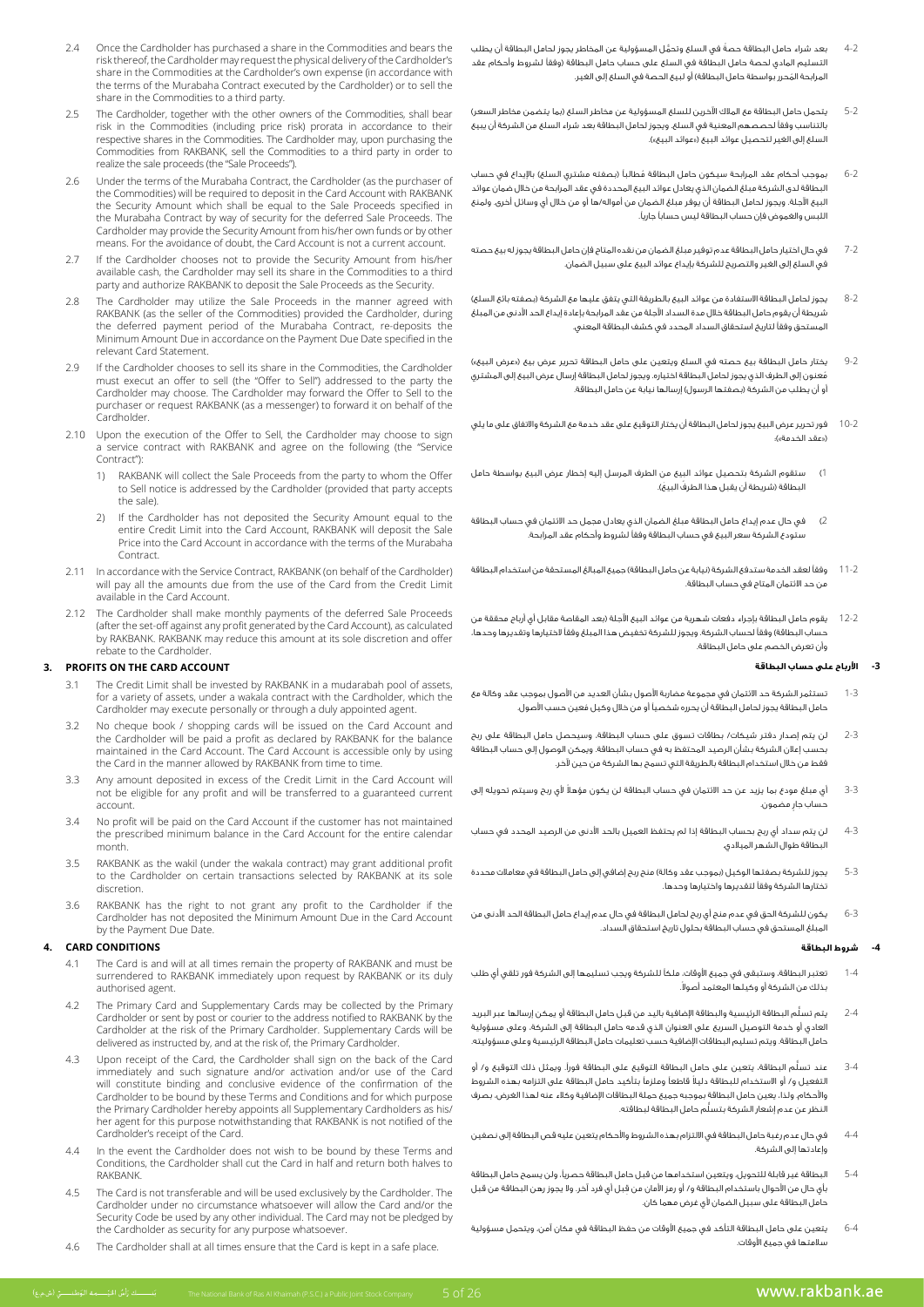2.4 Once the Cardholder has purchased a share in the Commodities and bears the risk thereof, the Cardholder may request the physical delivery of the Cardholder's share in the Commodities at the Cardholder's own expense (in accordance with the terms of the Murabaha Contract executed by the Cardholder) or to sell the share in the Commodities to a third party.

2.5 The Cardholder, together with the other owners of the Commodities, shall bear risk in the Commodities (including price risk) prorata in accordance to their respective shares in the Commodities. The Cardholder may, upon purchasing the Commodities from RAKBANK, sell the Commodities to a third party in order to realize the sale proceeds (the "Sale Proceeds").

2.6 Under the terms of the Murabaha Contract, the Cardholder (as the purchaser of the Commodities) will be required to deposit in the Card Account with RAKBANK the Security Amount which shall be equal to the Sale Proceeds specified in the Murabaha Contract by way of security for the deferred Sale Proceeds. The Cardholder may provide the Security Amount from his/her own funds or by other means. For the avoidance of doubt, the Card Account is not a current account.

2.7 If the Cardholder chooses not to provide the Security Amount from his/her available cash, the Cardholder may sell its share in the Commodities to a third party and authorize RAKBANK to deposit the Sale Proceeds as the Security.

2.8 The Cardholder may utilize the Sale Proceeds in the manner agreed with RAKBANK (as the seller of the Commodities) provided the Cardholder, during the deferred payment period of the Murabaha Contract, re-deposits the Minimum Amount Due in accordance with the Payment Due Date specified in the relevant Card Statement.

2.9 If the Cardholder chooses to sell its share in the Commodities, the Cardholder must execute an offer to sell (the "Offer to Sell") addressed to the party the Cardholder may choose. The Cardholder may forward the Offer to Sell to the purchaser or request RAKBANK (as a messenger) to forward it on behalf of the Cardholder.

2.10 Upon the execution of the Offer to Sell, the Cardholder may choose to sign a service contract with RAKBANK and agree on the following (the "Service Contract"):

1) RAKBANK will collect the Sale Proceeds from the party to whom the Offer to Sell notice is addressed by the Cardholder (provided that party accepts the sale).

2) If the Cardholder has not deposited the Security Amount equal to the entire Credit Limit into the Card Account, RAKBANK will deposit the Sale Price into the Card Account in accordance with the terms of the Murabaha Contract.

2.11 In accordance with the Service Contract, RAKBANK (on behalf of the Cardholder) will pay all the amounts due from the use of the Card from the Credit Limit available in the Card Account.

2.12 The Cardholder shall make monthly payments of the deferred Sale Proceeds (after the set-off against any profit generated by the Card Account), as calculated by RAKBANK. RAKBANK may reduce this amount at its sole discretion and offer rebate to the Cardholder.

## 3. PROFITS ON THE CARD ACCOUNT

3.1 The Credit Limit shall be invested by RAKBANK in a mudarabah pool of assets, for a variety of assets, under a wakala contract with the Cardholder, which the Cardholder may execute personally or through a duly appointed agent.

3.2 No cheque book / shopping cards will be issued on the Card Account and the Cardholder will be paid a profit as declared by RAKBANK for the balance maintained in the Card Account. The Card Account is accessible only by using the Card in the manner allowed by RAKBANK from time to time.

3.3 Any amount deposited in excess of the Credit Limit in the Card Account will not be eligible for any profit and will be transferred to a guaranteed current account.

3.4 No profit will be paid on the Card Account if the customer has not maintained the prescribed minimum balance in the Card Account for the entire calendar month.

3.5 RAKBANK as the wakil (under the wakala contract) may grant additional profit to the Cardholder on certain transactions selected by RAKBANK at its sole discretion.

3.6 RAKBANK has the right to not grant any profit to the Cardholder if the Cardholder has not deposited the Minimum Amount Due in the Card Account by the Payment Due Date.

## 4. CARD CONDITIONS

4.1 The Card is and will at all times remain the property of RAKBANK and must be surrendered to RAKBANK immediately upon request by RAKBANK or its duly authorised agent.

4.2 The Primary Card and Supplementary Cards may be collected by the Primary Cardholder or sent by post or courier to the address notified to RAKBANK by the Cardholder at the risk of the Primary Cardholder. Supplementary Cards will be delivered as instructed by, and at the risk of, the Primary Cardholder.

4.3 Upon receipt of the Card, the Cardholder shall sign on the back of the Card immediately and such signature and/or activation and/or use of the Card will constitute binding and conclusive evidence of the confirmation of the Cardholder to be bound by these Terms and Conditions and for which purpose the Primary Cardholder hereby appoints all Supplementary Cardholders as his/her agent for this purpose notwithstanding that RAKBANK is not notified of the Cardholder's receipt of the Card.

4.4 In the event the Cardholder does not wish to be bound by these Terms and Conditions, the Cardholder shall cut the Card in half and return both halves to RAKBANK.

4.5 The Card is not transferable and will be used exclusively by the Cardholder. The Cardholder under no circumstance whatsoever will allow the Card and/or the Security Code be used by any other individual. The Card may not be pledged by the Cardholder as security for any purpose whatsoever.

4.6 The Cardholder shall at all times ensure that the Card is kept in a safe place.

2-4 بعد شراء حامل البطاقة حصةً في السلع وتحمُّل المسؤولية عن المخاطر يجوز لحامل البطاقة أن يطلب التسليم المادي لحصة حامل البطاقة في السلع على حساب حامل البطاقة (وفقاً لشروط وأحكام عقد المرابحة المحرر بواسطة حامل البطاقة) أو لبيع الحصة في السلع إلى الغير.

2-5 يتحمل حامل البطاقة مع الملاك الآخرين للسلع المسؤولية عن مخاطر السلع (بما يتضمن مخاطر السعر) بالتناسب وفقاً لحصصهم المعنية في السلع. ويجوز لحامل البطاقة بعد شراء السلع من الشركة أن يبيع السلع إلى الغير لتحصيل عوائد البيع («عوائد البيع»).

2-6 بموجب أحكام عقد المرابحة سيكون حامل البطاقة مُطالباً (بصفته مشتري السلع) بالإيداع في حساب البطاقة لدى الشركة مبلغ الضمان الذي يعادل عوائد البيع المحددة في عقد المرابحة من خلال ضمان عوائد البيع الآجلة. ويجوز لحامل البطاقة أن يوفر مبلغ الضمان من أمواله/ها أو من خلال أي وسائل أخرى. ولمنع اللبس والغموض فإن حساب البطاقة ليس حساباً جارياً.

2-7 في حال اختيار حامل البطاقة عدم توفير مبلغ الضمان من نقده المتاح فإن حامل البطاقة يجوز له بيع حصته في السلع إلى الغير والتصريح للشركة بإيداع عوائد البيع على سبيل الضمان.

2-8 يجوز لحامل البطاقة الاستفادة من عوائد البيع بالطريقة التي يتفق عليها مع الشركة (بصفته بائع السلع) شريطة أن يقوم حامل البطاقة خلال مدة السداد الآجلة من عقد المرابحة بإعادة إيداع الحد الأدنى من المبلغ المستحق وفقاً لتاريخ استحقاق السداد المحدد في كشف البطاقة المعني.

2-9 يختار حامل البطاقة بيع حصته في السلع ويتعين على حامل البطاقة تحرير عرض بيع («عرض البيع») مُعنون إلى الطرف الذي يجوز لحامل البطاقة اختياره. ويجوز لحامل البطاقة إرسال عرض البيع إلى المشتري أو أن يطلب من الشركة (بصفتها الرسول) إرسالها نيابة عن حامل البطاقة.

2-10 فور تحرير عرض البيع يجوز لحامل البطاقة أن يختار التوقيع على عقد خدمة مع الشركة والاتفاق على ما يلي («عقد الخدمة»):

1) ستقوم الشركة بتحصيل عوائد البيع من الطرف المرسل إليه إخطار عرض البيع بواسطة حامل البطاقة (شريطة أن يقبل هذا الطرف البيع).

2) في حال عدم إيداع حامل البطاقة مبلغ الضمان الذي يعادل مجمل حد الائتمان في حساب البطاقة ستودع الشركة سعر البيع في حساب البطاقة وفقاً لشروط وأحكام عقد المرابحة.

2-11 وفقاً لعقد الخدمة ستدفع الشركة (نيابة عن حامل البطاقة) جميع المبالغ المستحقة من استخدام البطاقة من حد الائتمان المتاح في حساب البطاقة.

2-12 يقوم حامل البطاقة بإجراء دفعات شهرية من عوائد البيع الآجلة (بعد المقاصة مقابل أي أرباح محققة من حساب البطاقة) وفقاً لحساب الشركة. ويجوز للشركة تخفيض هذا المبلغ وفقاً لاختيارها وتقديرها وحدها، وأن تعرض الخصم على حامل البطاقة.

## 3- الأرباح على حساب البطاقة

3-1 تستثمر الشركة حد الائتمان في مجموعة مضاربة الأصول بشأن العديد من الأصول بموجب عقد وكالة مع حامل البطاقة يجوز لحامل البطاقة أن يحرره شخصياً أو من خلال وكيل معين حسب الأصول.

3-2 لن يتم إصدار دفتر شيكات/ بطاقات تسوق على حساب البطاقة. وسيحصل حامل البطاقة على ربح بحسب إعلان الشركة بشأن الرصيد المحتفظ به في حساب البطاقة. ويمكن الوصول إلى حساب البطاقة فقط من خلال استخدام البطاقة بالطريقة التي تسمح بها الشركة من حين لآخر.

3-3 أي مبلغ مودع بما يزيد عن حد الائتمان في حساب البطاقة لن يكون مؤهلاً لأي ربح وسيتم تحويله إلى حساب جار مضمون.

3-4 لن يتم سداد أي ربح بحساب البطاقة إذا لم يحتفظ العميل بالحد الأدنى من الرصيد المحدد في حساب البطاقة طوال الشهر الميلادي.

3-5 يجوز للشركة بصفتها الوكيل (بموجب عقد وكالة) منح ربح إضافي إلى حامل البطاقة في معاملات محددة تختارها الشركة وفقاً لتقديرها واختيارها وحدها.

3-6 يكون للشركة الحق في عدم منح أي ربح لحامل البطاقة في حال عدم إيداع حامل البطاقة الحد الأدنى من المبلغ المستحق في حساب البطاقة بحلول تاريخ استحقاق السداد.

## 4- شروط البطاقة

4-1 تعتبر البطاقة، وستبقى في جميع الأوقات، ملكاً للشركة ويجب تسليمها إلى الشركة فور تلقي أي طلب بذلك من الشركة أو وكيلها المعتمد أصولاً.

4-2 يتم تسلُّم البطاقة الرئيسية والبطاقة الإضافية باليد من قبل حامل البطاقة أو يمكن إرسالها عبر البريد العادي أو خدمة التوصيل السريع على العنوان الذي قدمه حامل البطاقة إلى الشركة، وعلى مسؤولية حامل البطاقة. ويتم تسليم البطاقات الإضافية حسب تعليمات حامل البطاقة الرئيسية وعلى مسؤوليته.

4-3 عند تسلُّم البطاقة، يتعين على حامل البطاقة التوقيع على البطاقة فوراً، ويمثل ذلك التوقيع و/ أو التفعيل و/ أو الاستخدام للبطاقة دليلاً قاطعاً وملزماً بتأكيد حامل البطاقة على التزامه بهذه الشروط والأحكام. ولذا، يعين حامل البطاقة بموجبه جميع حملة البطاقات الإضافية وكلاء عنه لهذا الغرض، بصرف النظر عن عدم إشعار الشركة بتسلُّم حامل البطاقة لبطاقته.

4-4 في حال عدم رغبة حامل البطاقة في الالتزام بهذه الشروط والأحكام يتعين عليه قص البطاقة إلى نصفين وإعادتها إلى الشركة.

4-5 البطاقة غير قابلة للتحويل، ويتعين استخدامها من قبل حامل البطاقة حصرياً. ولن يسمح حامل البطاقة بأي حال من الأحوال باستخدام البطاقة و/ أو رمز الأمان من قبل أي فرد آخر. ولا يجوز رهن البطاقة من قبل حامل البطاقة على سبيل الضمان لأي غرض مهما كان.

4-6 يتعين على حامل البطاقة التأكد في جميع الأوقات من حفظ البطاقة في مكان آمن، ويتحمل مسؤولية سلامتها في جميع الأوقات.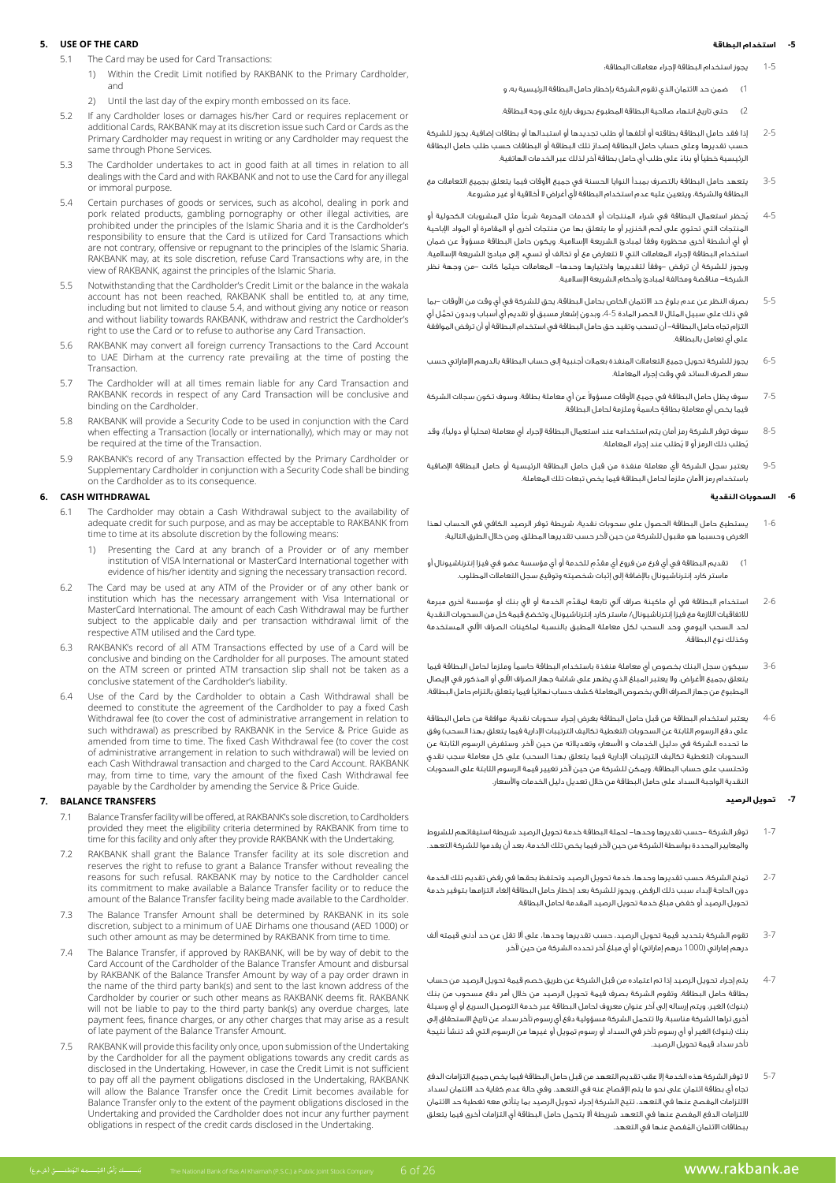## 5. USE OF THE CARD

5.1 The Card may be used for Card Transactions:

1) Within the Credit Limit notified by RAKBANK to the Primary Cardholder, and

2) Until the last day of the expiry month embossed on its face.

5.2 If any Cardholder loses or damages his/her Card or requires replacement or additional Cards, RAKBANK may at its discretion issue such Card or Cards as the Primary Cardholder may request in writing or any Cardholder may request the same through Phone Services.

5.3 The Cardholder undertakes to act in good faith at all times in relation to all dealings with the Card and with RAKBANK and not to use the Card for any illegal or immoral purpose.

5.4 Certain purchases of goods or services, such as alcohol, dealing in pork and pork related products, gambling pornography or other illegal activities, are prohibited under the principles of the Islamic Sharia and it is the Cardholder's responsibility to ensure that the Card is utilized for Card Transactions which are not contrary, offensive or repugnant to the principles of the Islamic Sharia. RAKBANK may, at its sole discretion, refuse Card Transactions why are, in the view of RAKBANK, against the principles of the Islamic Sharia.

5.5 Notwithstanding that the Cardholder's Credit Limit or the balance in the wakala account has not been reached, RAKBANK shall be entitled to, at any time, including but not limited to clause 5.4, and without giving any notice or reason and without liability towards RAKBANK, withdraw and restrict the Cardholder's right to use the Card or to refuse to authorise any Card Transaction.

5.6 RAKBANK may convert all foreign currency Transactions to the Card Account to UAE Dirham at the currency rate prevailing at the time of posting the Transaction.

5.7 The Cardholder will at all times remain liable for any Card Transaction and RAKBANK records in respect of any Card Transaction will be conclusive and binding on the Cardholder.

5.8 RAKBANK will provide a Security Code to be used in conjunction with the Card when effecting a Transaction (locally or internationally), which may or may not be required at the time of the Transaction.

5.9 RAKBANK's record of any Transaction effected by the Primary Cardholder or Supplementary Cardholder in conjunction with a Security Code shall be binding on the Cardholder as to its consequence.

## 6. CASH WITHDRAWAL

6.1 The Cardholder may obtain a Cash Withdrawal subject to the availability of adequate credit for such purpose, and as may be acceptable to RAKBANK from time to time at its absolute discretion by the following means:

1) Presenting the Card at any branch of a Provider or of any member institution of VISA International or MasterCard International together with evidence of his/her identity and signing the necessary transaction record.

6.2 The Card may be used at any ATM of the Provider or of any other bank or institution which has the necessary arrangement with Visa International or MasterCard International. The amount of each Cash Withdrawal may be further subject to the applicable daily and per transaction withdrawal limit of the respective ATM utilised and the Card type.

6.3 RAKBANK's record of all ATM Transactions effected by use of a Card will be conclusive and binding on the Cardholder for all purposes. The amount stated on the ATM screen or printed ATM transaction slip shall not be taken as a conclusive statement of the Cardholder's liability.

6.4 Use of the Card by the Cardholder to obtain a Cash Withdrawal shall be deemed to constitute the agreement of the Cardholder to pay a fixed Cash Withdrawal fee (to cover the cost of administrative arrangement in relation to such withdrawal) as prescribed by RAKBANK in the Service & Price Guide as amended from time to time. The fixed Cash Withdrawal Fee (to cover the cost of administrative arrangement in relation to such withdrawal) will be levied on each Cash Withdrawal transaction and charged to the Card Account. RAKBANK may, from time to time, vary the amount of the fixed Cash Withdrawal fee payable by the Cardholder by amending the Service & Price Guide.

## 7. BALANCE TRANSFERS

7.1 Balance Transfer facility will be offered, at RAKBANK's sole discretion, to Cardholders provided they meet the eligibility criteria determined by RAKBANK from time to time for this facility and only after they provide RAKBANK with the Undertaking.

7.2 RAKBANK shall grant the Balance Transfer facility at its sole discretion and reserves the right to refuse to grant a Balance Transfer without revealing the reasons for such refusal. RAKBANK may by notice to the Cardholder cancel its commitment to make available a Balance Transfer facility or to reduce the amount of the Balance Transfer facility being made available to the Cardholder.

7.3 The Balance Transfer Amount shall be determined by RAKBANK in its sole discretion, subject to a minimum of UAE Dirhams one thousand (AED 1000) or such other amount as may be determined by RAKBANK from time to time.

7.4 The Balance Transfer, if approved by RAKBANK, will be by way of debit to the Card Account of the Cardholder of the Balance Transfer Amount and disbursal by RAKBANK of the Balance Transfer Amount by way of a pay order drawn in the name of the third party bank(s) and sent to the last known address of the Cardholder by courier or such other means as RAKBANK deems fit. RAKBANK will not be liable to pay to the third party bank(s) any overdue charges, late payment fees, finance charges, or any other charges that may arise as a result of late payment of the Balance Transfer Amount.

7.5 RAKBANK will provide this facility only once, upon submission of the Undertaking by the Cardholder for all the payment obligations towards any credit cards as disclosed in the Undertaking. However, in case the Credit Limit is not sufficient to pay off all the payment obligations disclosed in the Undertaking, RAKBANK will allow the Balance Transfer once the Credit Limit becomes available for Balance Transfer only to the extent of the payment obligations disclosed in the Undertaking and provided the Cardholder does not incur any further payment obligations in respect of the credit cards disclosed in the Undertaking.

## 5- استخدام البطاقة

5-1 يجوز استخدام البطاقة لإجراء معاملات البطاقة:

1) ضمن حد الائتمان الذي تقوم الشركة بإخطار حامل البطاقة الرئيسية به، و

2) حتى تاريخ انتهاء صلاحية البطاقة المطبوع بحروف بارزة على وجه البطاقة.

5-2 إذا فقد حامل البطاقة بطاقته أو أتلفها أو طلب تجديدها أو استبدالها أو بطاقات إضافية، يجوز للشركة حسب تقديرها وعلى حساب حامل البطاقة إصدار تلك البطاقة أو البطاقات حسب طلب حامل البطاقة الرئيسية خطياً أو بناءً على طلب أي حامل بطاقة آخر لذلك عبر الخدمات الهاتفية.

5-3 يتعهد حامل البطاقة بالتصرف بمبدأ النوايا الحسنة في جميع الأوقات فيما يتعلق بجميع التعاملات مع البطاقة والشركة، ويتعين عليه عدم استخدام البطاقة لأي أغراض لا أخلاقية أو غير مشروعة.

5-4 يُحظر استعمال البطاقة في شراء المنتجات أو الخدمات المحرمة شرعاً مثل المشروبات الكحولية أو المنتجات التي تحتوي على لحم الخنزير أو ما يتعلق بها من منتجات أخرى أو المقامرة أو المواد الإباحية أو أي أنشطة أخرى محظورة وفقاً لمبادئ الشريعة الإسلامية، ويكون حامل البطاقة مسؤولاً عن ضمان استخدام البطاقة لإجراء المعاملات التي لا تتعارض مع أو تخالف أو تسيء إلى مبادئ الشريعة الإسلامية. ويجوز للشركة أن ترفض –وفقاً لتقديرها واختيارها وحدها– المعاملات حيثما كانت –من وجهة نظر الشركة– مناقضة ومخالفة لمبادئ وأحكام الشريعة الإسلامية.

5-5 بصرف النظر عن عدم بلوغ حد الائتمان الخاص بحامل البطاقة، يحق للشركة في أي وقت من الأوقات –بما في ذلك على سبيل المثال لا الحصر المادة 5-4، وبدون إشعار مسبق أو تقديم أي أسباب وبدون تحمّل أي التزام تجاه حامل البطاقة– أن تسحب وتقيد حق حامل البطاقة في استخدام البطاقة أو أن ترفض الموافقة على أي تعامل بالبطاقة.

5-6 يجوز للشركة تحويل جميع التعاملات المنفذة بعملات أجنبية إلى حساب البطاقة بالدرهم الإماراتي حسب سعر الصرف السائد في وقت إجراء المعاملة.

5-7 سوف يظل حامل البطاقة في جميع الأوقات مسؤولاً عن أي معاملة بطاقة، وسوف تكون سجلات الشركة فيما يخص أي معاملة بطاقة حاسمة وملزمة لحامل البطاقة.

5-8 سوف توفر الشركة رمز أمان يتم استخدامه عند استعمال البطاقة لإجراء أي معاملة (محلياً أو دولياً)، وقد يُطلب ذلك الرمز أو لا يُطلب عند إجراء المعاملة.

5-9 يعتبر سجل الشركة لأي معاملة منفذة من قبل حامل البطاقة الرئيسية أو حامل البطاقة الإضافية باستخدام رمز الأمان ملزماً لحامل البطاقة فيما يخص تبعات تلك المعاملة.

## 6- السحوبات النقدية

6-1 يستطيع حامل البطاقة الحصول على سحوبات نقدية، شريطة توفر الرصيد الكافي في الحساب لهذا الغرض وحسبما هو مقبول للشركة من حين لآخر حسب تقديرها المطلق، ومن خلال الطرق التالية:

1) تقديم البطاقة في أي فرع من فروع أي مقدِّم للخدمة أو أي مؤسسة عضو في فيزا إنترناشيونال أو ماستر كارد إنترناشيونال بالإضافة إلى إثبات شخصيته وتوقيع سجل التعاملات المطلوب.

6-2 استخدام البطاقة في أي ماكينة صراف آلي تابعة لمقدّم الخدمة أو لأي بنك أو مؤسسة أخرى مبرمة للاتفاقيات اللازمة مع فيزا إنترناشيونال/ ماستر كارد إنترناشيونال. وتخضع قيمة كل من السحوبات النقدية لحد السحب اليومي وحد السحب لكل معاملة المطبق بالنسبة لماكينات الصراف الآلي المستخدمة وكذلك نوع البطاقة.

6-3 سيكون سجل البنك بخصوص أي معاملة منفذة باستخدام البطاقة حاسماً وملزماً لحامل البطاقة فيما يتعلق بجميع الأغراض. ولا يعتبر المبلغ الذي يظهر على شاشة جهاز الصراف الآلي أو المذكور في الإيصال المطبوع من جهاز الصراف الآلي بخصوص المعاملة كشف حساب نهائياً فيما يتعلق بالتزام حامل البطاقة.

6-4 يعتبر استخدام البطاقة من قبل حامل البطاقة بغرض إجراء سحوبات نقدية، موافقة من حامل البطاقة على دفع الرسوم الثابتة عن السحوبات (لتغطية تكاليف الترتيبات الإدارية فيما يتعلق بهذا السحب) وفق ما تحدده الشركة في «دليل الخدمات و الأسعار» وتعديلاته من حين لآخر. وستفرض الرسوم الثابتة عن السحوبات (لتغطية تكاليف الترتيبات الإدارية فيما يتعلق بهذا السحب) على كل معاملة سحب نقدي وتحتسب على حساب البطاقة، ويمكن للشركة من حين لآخر تغيير قيمة الرسوم الثابتة على السحوبات النقدية الواجبة السداد على حامل البطاقة من خلال تعديل دليل الخدمات والأسعار.

## 7- تحويل الرصيد

7-1 توفر الشركة –حسب تقديرها وحدها– لحملة البطاقة خدمة تحويل الرصيد شريطة استيفائهم للشروط والمعايير المحددة بواسطة الشركة من حين لآخر فيما يخص تلك الخدمة، بعد أن يقدموا للشركة التعهد.

7-2 تمنح الشركة، حسب تقديرها وحدها، خدمة تحويل الرصيد وتحتفظ بحقها في رفض تقديم تلك الخدمة دون الحاجة لإبداء سبب ذلك الرفض، ويجوز للشركة بعد إخطار حامل البطاقة إلغاء التزامها بتوفير خدمة تحويل الرصيد أو خفض مبلغ خدمة تحويل الرصيد المقدمة لحامل البطاقة.

7-3 تقوم الشركة بتحديد قيمة تحويل الرصيد، حسب تقديرها وحدها، على ألا تقل عن حد أدنى قيمته ألف درهم إماراتي (1000 درهم إماراتي) أو أي مبلغ آخر تحدده الشركة من حين لآخر.

7-4 يتم إجراء تحويل الرصيد إذا تم اعتماده من قبل الشركة عن طريق خصم قيمة تحويل الرصيد من حساب بطاقة حامل البطاقة، وتقوم الشركة بصرف قيمة تحويل الرصيد من خلال أمر دفع مسحوب من بنك (بنوك) الغير، ويتم إرساله إلى آخر عنوان معروف لحامل البطاقة عبر خدمة التوصيل السريع أو أي وسيلة أخرى تراها الشركة مناسبة. ولا تتحمل الشركة مسؤولية دفع أي رسوم تأخر سداد عن تاريخ الاستحقاق إلى بنك (بنوك) الغير أو أي رسوم تأخر في السداد أو رسوم تمويل أو غيرها من الرسوم التي قد تنشأ نتيجة تأخر سداد قيمة تحويل الرصيد.

7-5 لا توفر الشركة هذه الخدمة إلا عقب تقديم التعهد من قبل حامل البطاقة فيما يخص جميع التزامات الدفع تجاه أي بطاقة ائتمان على نحو ما يتم الإفصاح عنه في التعهد. وفي حالة عدم كفاية حد الائتمان لسداد الالتزامات المفصح عنها في التعهد، تتيح الشركة إجراء تحويل الرصيد بما يتأتى معه تغطية حد الائتمان لالتزامات الدفع المفصح عنها في التعهد شريطة ألا يتحمل حامل البطاقة أي التزامات أخرى فيما يتعلق ببطاقات الائتمان المفصح عنها في التعهد.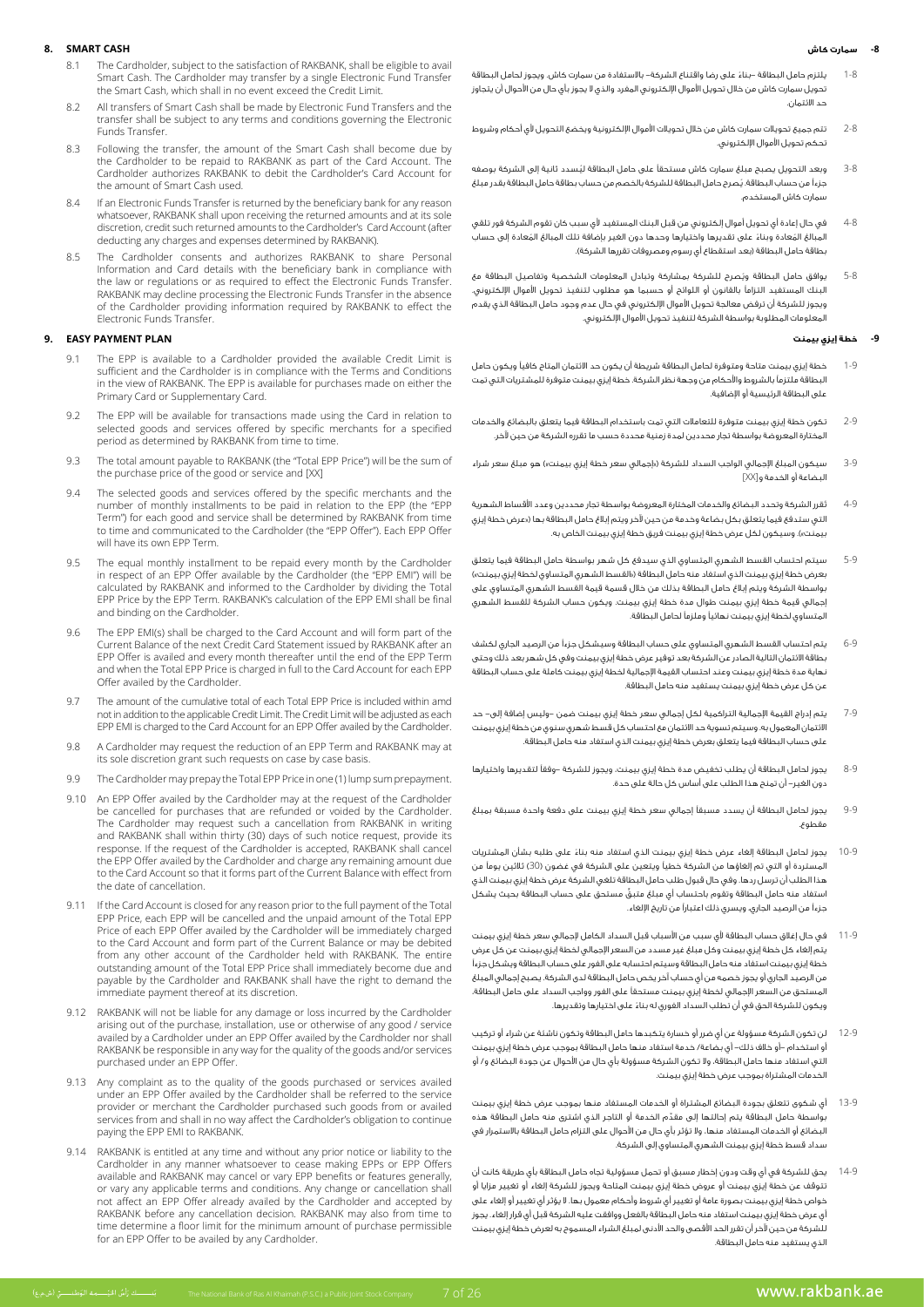## 8. SMART CASH

8.1 The Cardholder, subject to the satisfaction of RAKBANK, shall be eligible to avail Smart Cash. The Cardholder may transfer by a single Electronic Fund Transfer the Smart Cash, which shall in no event exceed the Credit Limit.

8.2 All transfers of Smart Cash shall be made by Electronic Fund Transfers and the transfer shall be subject to any terms and conditions governing the Electronic Funds Transfer.

8.3 Following the transfer, the amount of the Smart Cash shall become due by the Cardholder to be repaid to RAKBANK as part of the Card Account. The Cardholder authorizes RAKBANK to debit the Cardholder's Card Account for the amount of Smart Cash used.

8.4 If an Electronic Funds Transfer is returned by the beneficiary bank for any reason whatsoever, RAKBANK shall upon receiving the returned amounts and at its sole discretion, credit such returned amounts to the Cardholder's Card Account (after deducting any charges and expenses determined by RAKBANK).

8.5 The Cardholder consents and authorizes RAKBANK to share Personal Information and Card details with the beneficiary bank in compliance with the law or regulations or as required to effect the Electronic Funds Transfer. RAKBANK may decline processing the Electronic Funds Transfer in the absence of the Cardholder providing information required by RAKBANK to effect the Electronic Funds Transfer.

## 9. EASY PAYMENT PLAN

9.1 The EPP is available to a Cardholder provided the available Credit Limit is sufficient and the Cardholder is in compliance with the Terms and Conditions in the view of RAKBANK. The EPP is available for purchases made on either the Primary Card or Supplementary Card.

9.2 The EPP will be available for transactions made using the Card in relation to selected goods and services offered by specific merchants for a specified period as determined by RAKBANK from time to time.

9.3 The total amount payable to RAKBANK (the "Total EPP Price") will be the sum of the purchase price of the good or service and [XX]

9.4 The selected goods and services offered by the specific merchants and the number of monthly installments to be paid in relation to the EPP (the "EPP Term") for each good and service shall be determined by RAKBANK from time to time and communicated to the Cardholder (the "EPP Offer"). Each EPP Offer will have its own EPP Term.

9.5 The equal monthly installment to be repaid every month by the Cardholder in respect of an EPP Offer availed by the Cardholder (the "EPP EMI") will be calculated by RAKBANK and informed to the Cardholder by dividing the Total EPP Price by the EPP Term. RAKBANK's calculation of the EPP EMI shall be final and binding on the Cardholder.

9.6 The EPP EMI(s) shall be charged to the Card Account and will form part of the Current Balance of the next Credit Card Statement issued by RAKBANK after an EPP Offer is availed and every month thereafter until the end of the EPP Term and when the Total EPP Price is charged in full to the Card Account for each EPP Offer availed by the Cardholder.

9.7 The amount of the cumulative total of each Total EPP Price is included within amd not in addition to the applicable Credit Limit. The Credit Limit will be adjusted as each EPP EMI is charged to the Card Account for an EPP Offer availed by the Cardholder.

9.8 A Cardholder may request the reduction of an EPP Term and RAKBANK may at its sole discretion grant such requests on case by case basis.

9.9 The Cardholder may prepay the Total EPP Price in one (1) lump sum prepayment.

9.10 An EPP Offer availed by the Cardholder may at the request of the Cardholder be cancelled for purchases that are refunded or voided by the Cardholder. The Cardholder may request such a cancellation from RAKBANK in writing and RAKBANK shall within thirty (30) days of such notice request, provide its response. If the request of the Cardholder is accepted, RAKBANK shall cancel the EPP Offer availed by the Cardholder and charge any remaining amount due to the Card Account so that it forms part of the Current Balance with effect from the date of cancellation.

9.11 If the Card Account is closed for any reason prior to the full payment of the Total EPP Price, each EPP will be cancelled and the unpaid amount of the Total EPP Price of each EPP Offer availed by the Cardholder will be immediately charged to the Card Account and form part of the Current Balance or may be debited from any other account of the Cardholder held with RAKBANK. The entire outstanding amount of the Total EPP Price shall immediately become due and payable by the Cardholder and RAKBANK shall have the right to demand the immediate payment thereof at its discretion.

9.12 RAKBANK will not be liable for any damage or loss incurred by the Cardholder arising out of the purchase, installation, use or otherwise of any good / service availed by a Cardholder under an EPP Offer availed by the Cardholder nor shall RAKBANK be responsible in any way for the quality of the goods and/or services purchased under an EPP Offer.

9.13 Any complaint as to the quality of the goods purchased or services availed under an EPP Offer availed by the Cardholder shall be referred to the service provider or merchant the Cardholder purchased such goods from or availed services from and shall in no way affect the Cardholder's obligation to continue paying the EPP EMI to RAKBANK.

9.14 RAKBANK is entitled at any time and without any prior notice or liability to the Cardholder in any manner whatsoever to cease making EPPs or EPP Offers available and RAKBANK may cancel or vary EPP benefits or features generally, or vary any applicable terms and conditions. Any change or cancellation shall not affect an EPP Offer already availed by the Cardholder and accepted by RAKBANK before any cancellation decision. RAKBANK may also from time to time determine a floor limit for the minimum amount of purchase permissible for an EPP Offer to be availed by any Cardholder.

## 8- سمارت كاش

1-8 يلتزم حامل البطاقة -بناءً على رضا واقتناع الشركة- بالاستفادة من سمارت كاش. ويجوز لحامل البطاقة تحويل سمارت كاش من خلال تحويل الأموال الإلكتروني المفرد والذي لا يجوز بأي حال من الأحوال أن يتجاوز حد الائتمان.

2-8 تتم جميع تحويلات سمارت كاش من خلال تحويلات الأموال الإلكترونية ويخضع التحويل لأي أحكام وشروط تحكم تحويل الأموال الإلكتروني.

3-8 وبعد التحويل يصبح مبلغ سمارت كاش مستحقاً على حامل البطاقة ليُسدد ثانية إلى الشركة بوصفه جزءاً من حساب البطاقة. يُصرح حامل البطاقة للشركة بالخصم من حساب بطاقة حامل البطاقة بقدر مبلغ سمارت كاش المستخدم.

4-8 في حال إعادة أي تحويل أموال إلكتروني من قبل البنك المستفيد لأي سبب كان تقوم الشركة فور تلقي المبالغ المُعادة وبناءً على تقديرها واختيارها وحدها دون الغير بإضافة تلك المبالغ المُعادة إلى حساب بطاقة حامل البطاقة (بعد استقطاع أي رسوم ومصروفات تقررها الشركة).

5-8 يوافق حامل البطاقة ويصرح للشركة بمشاركة وتبادل المعلومات الشخصية وتفاصيل البطاقة مع البنك المستفيد التزاماً بالقانون أو اللوائح أو حسبما هو مطلوب لتنفيذ تحويل الأموال الإلكتروني. ويجوز للشركة أن ترفض معالجة تحويل الأموال الإلكتروني في حال عدم وجود حامل البطاقة الذي يقدم المعلومات المطلوبة بواسطة الشركة لتنفيذ تحويل الأموال الإلكتروني.

## 9- خطة إيزي بيمنت

1-9 خطة إيزي بيمنت متاحة ومتوفرة لحامل البطاقة شريطة أن يكون حد الائتمان المتاح كافياً ويكون حامل البطاقة ملتزماً بالشروط والأحكام من وجهة نظر الشركة. خطة إيزي بيمنت متوفرة للمشتريات التي تمت على البطاقة الرئيسية أو الإضافية.

2-9 تكون خطة إيزي بيمنت متوفرة للتعاملات التي تمت باستخدام البطاقة فيما يتعلق بالبضائع والخدمات المختارة المعروضة بواسطة تجار محددين لمدة زمنية محددة حسب ما تقرره الشركة من حين لآخر.

3-9 سيكون المبلغ الإجمالي الواجب السداد للشركة («إجمالي سعر خطة إيزي بيمنت») هو مبلغ سعر شراء البضاعة أو الخدمة و[XX]

4-9 تقرر الشركة وتحدد البضائع والخدمات المختارة المعروضة بواسطة تجار محددين وعدد الأقساط الشهرية التي ستدفع فيما يتعلق بكل بضاعة وخدمة من حين لآخر ويتم إبلاغ حامل البطاقة بها («عرض خطة إيزي بيمنت»). وسيكون لكل عرض خطة إيزي بيمنت فريق خطة إيزي بيمنت الخاص به.

5-9 سيتم احتساب القسط الشهري المتساوي الذي سيدفع كل شهر بواسطة حامل البطاقة فيما يتعلق بعرض خطة إيزي بيمنت الذي استفاد منه حامل البطاقة («القسط الشهري المتساوي لخطة إيزي بيمنت») بواسطة الشركة ويتم إبلاغ حامل البطاقة بذلك من خلال قسمة قيمة القسط الشهري المتساوي على إجمالي قيمة خطة إيزي بيمنت طوال مدة خطة إيزي بيمنت. ويكون حساب الشركة للقسط الشهري المتساوي لخطة إيزي بيمنت نهائياً وملزماً لحامل البطاقة.

6-9 يتم احتساب القسط الشهري المتساوي على حساب البطاقة وسيشكل جزءاً من الرصيد الجاري لكشف بطاقة الائتمان التالية الصادر عن الشركة بعد توفير عرض خطة إيزي بيمنت وفي كل شهر بعد ذلك وحتى نهاية مدة خطة إيزي بيمنت وعند احتساب القيمة الإجمالية لخطة إيزي بيمنت كاملة على حساب البطاقة عن كل عرض خطة إيزي بيمنت يستفيد منه حامل البطاقة.

7-9 يتم إدراج القيمة الإجمالية التراكمية لكل إجمالي سعر خطة إيزي بيمنت ضمن -وليس إضافة إلى- حد الائتمان المعمول به. وسيتم تسوية حد الائتمان مع احتساب كل قسط شهري سنوي من خطة إيزي بيمنت على حساب البطاقة فيما يتعلق بعرض خطة إيزي بيمنت الذي استفاد منه حامل البطاقة.

8-9 يجوز لحامل البطاقة أن يطلب تخفيض مدة خطة إيزي بيمنت، ويجوز للشركة -وفقاً لتقديرها واختيارها دون الغير- أن تمنح هذا الطلب على أساس كل حالة على حدة.

9-9 يجوز لحامل البطاقة أن يسدد مسبقاً إجمالي سعر خطة إيزي بيمنت على دفعة واحدة مسبقة بمبلغ مقطوع.

10-9 يجوز لحامل البطاقة إلغاء عرض خطة إيزي بيمنت الذي استفاد منه بناءً على طلبه بشأن المشتريات المستردة أو التي تم إلغاؤها من الشركة خطياً ويتعين على الشركة في غضون (30) ثلاثين يوماً من هذا الطلب أن ترسل ردها. وفي حال قبول طلب حامل البطاقة تلغي الشركة عرض خطة إيزي بيمنت الذي استفاد منه حامل البطاقة وتقوم باحتساب أي مبلغ متبقٍ مستحق على حساب البطاقة بحيث يشكل جزءاً من الرصيد الجاري، ويسري ذلك اعتباراً من تاريخ الإلغاء.

11-9 في حال إغلاق حساب البطاقة لأي سبب من الأسباب قبل السداد الكامل لإجمالي سعر خطة إيزي بيمنت يتم إلغاء كل خطة إيزي بيمنت وكل مبلغ غير مسدد من السعر الإجمالي لخطة إيزي بيمنت عن كل عرض خطة إيزي بيمنت استفاد منه حامل البطاقة وسيتم احتسابه على الفور على حساب البطاقة ويشكل جزءاً من الرصيد الجاري أو يجوز خصمه من أي حساب آخر يخص حامل البطاقة لدى الشركة. يصبح إجمالي المبلغ المستحق من السعر الإجمالي لخطة إيزي بيمنت مستحقاً على الفور وواجب السداد على حامل البطاقة. ويكون للشركة الحق في أن تطلب السداد الفوري له بناءً على اختيارها وتقديرها.

12-9 لن تكون الشركة مسؤولة عن أي ضرر أو خسارة يتكبدها حامل البطاقة وتكون ناشئة عن شراء أو تركيب أو استخدام -أو خلاف ذلك- أي بضاعة/ خدمة استفاد منها حامل البطاقة بموجب عرض خطة إيزي بيمنت التي استفاد منها حامل البطاقة، ولا تكون الشركة مسؤولة بأي حال من الأحوال عن جودة البضائع و/ أو الخدمات المشتراة بموجب عرض خطة إيزي بيمنت.

13-9 أي شكوى تتعلق بجودة البضائع المشتراة أو الخدمات المستفاد منها بموجب عرض خطة إيزي بيمنت بواسطة حامل البطاقة يتم إحالتها إلى مقدّم الخدمة أو التاجر الذي اشترى منه حامل البطاقة هذه البضائع أو الخدمات المستفاد منها، ولا تؤثر بأي حال من الأحوال على التزام حامل البطاقة بالاستمرار في سداد قسط خطة إيزي بيمنت الشهري المتساوي إلى الشركة.

14-9 يحق للشركة في أي وقت ودون إخطار مسبق أو تحمل مسؤولية تجاه حامل البطاقة بأي طريقة كانت أن تتوقف عن خطة إيزي بيمنت أو عروض خطة إيزي بيمنت المتاحة ويجوز للشركة إلغاء أو تغيير مزايا أو خواص خطة إيزي بيمنت بصورة عامة أو تغيير أي شروط وأحكام معمول بها. لا يؤثر أي تغيير أو إلغاء على أي عرض خطة إيزي بيمنت استفاد منه حامل البطاقة بالفعل ووافقت عليه الشركة قبل أي قرار إلغاء. يجوز للشركة من حين لآخر أن تقرر الحد الأقصى والحد الأدنى لمبلغ الشراء المسموح به لعرض خطة إيزي بيمنت الذي يستفيد منه حامل البطاقة.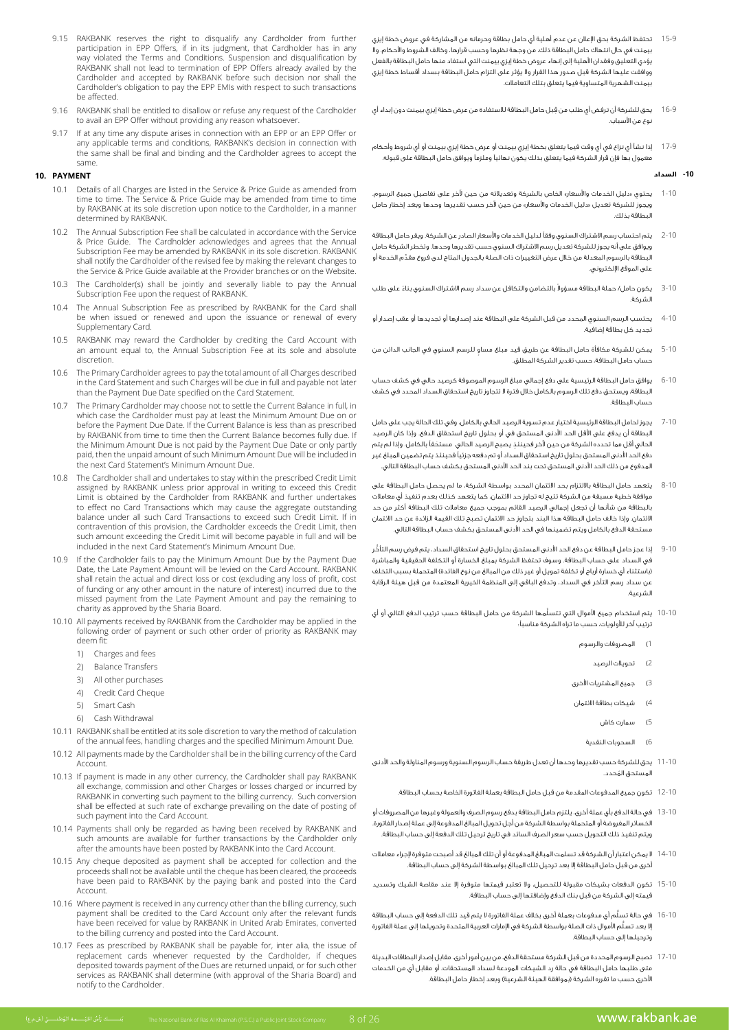9.15 RAKBANK reserves the right to disqualify any Cardholder from further participation in EPP Offers, if in its judgment, that Cardholder has in any way violated the Terms and Conditions. Suspension and disqualification by RAKBANK shall not lead to termination of EPP Offers already availed by the Cardholder and accepted by RAKBANK before such decision nor shall the Cardholder's obligation to pay the EPP EMIs with respect to such transactions be affected.

9.16 RAKBANK shall be entitled to disallow or refuse any request of the Cardholder to avail an EPP Offer without providing any reason whatsoever.

9.17 If at any time any dispute arises in connection with an EPP or an EPP Offer or any applicable terms and conditions, RAKBANK's decision in connection with the same shall be final and binding and the Cardholder agrees to accept the same.

## 10. PAYMENT

10.1 Details of all Charges are listed in the Service & Price Guide as amended from time to time. The Service & Price Guide may be amended from time to time by RAKBANK at its sole discretion upon notice to the Cardholder, in a manner determined by RAKBANK.

10.2 The Annual Subscription Fee shall be calculated in accordance with the Service & Price Guide. The Cardholder acknowledges and agrees that the Annual Subscription Fee may be amended by RAKBANK in its sole discretion. RAKBANK shall notify the Cardholder of the revised fee by making the relevant changes to the Service & Price Guide available at the Provider branches or on the Website.

10.3 The Cardholder(s) shall be jointly and severally liable to pay the Annual Subscription Fee upon the request of RAKBANK.

10.4 The Annual Subscription Fee as prescribed by RAKBANK for the Card shall be when issued or renewed and upon the issuance or renewal of every Supplementary Card.

10.5 RAKBANK may reward the Cardholder by crediting the Card Account with an amount equal to, the Annual Subscription Fee at its sole and absolute discretion.

10.6 The Primary Cardholder agrees to pay the total amount of all Charges described in the Card Statement and such Charges will be due in full and payable not later than the Payment Due Date specified on the Card Statement.

10.7 The Primary Cardholder may choose not to settle the Current Balance in full, in which case the Cardholder must pay at least the Minimum Amount Due on or before the Payment Due Date. If the Current Balance is less than as prescribed by RAKBANK from time to time then the Current Balance becomes fully due. If the Minimum Amount Due is not paid by the Payment Due Date or only partly paid, then the unpaid amount of such Minimum Amount Due will be included in the next Card Statement's Minimum Amount Due.

10.8 The Cardholder shall and undertakes to stay within the prescribed Credit Limit assigned by RAKBANK unless prior approval in writing to exceed this Credit Limit is obtained by the Cardholder from RAKBANK and further undertakes to effect no Card Transactions which may cause the aggregate outstanding balance under all such Card Transactions to exceed such Credit Limit. If in contravention of this provision, the Cardholder exceeds the Credit Limit, then such amount exceeding the Credit Limit will become payable in full and will be included in the next Card Statement's Minimum Amount Due.

10.9 If the Cardholder fails to pay the Minimum Amount Due by the Payment Due Date, the Late Payment Amount will be levied on the Card Account. RAKBANK shall retain the actual and direct loss or cost (excluding any loss of profit, cost of funding or any other amount in the nature of interest) incurred due to the missed payment from the Late Payment Amount and pay the remaining to charity as approved by the Sharia Board.

10.10 All payments received by RAKBANK from the Cardholder may be applied in the following order of payment or such other order of priority as RAKBANK may deem fit:

1) Charges and fees
2) Balance Transfers
3) All other purchases
4) Credit Card Cheque
5) Smart Cash
6) Cash Withdrawal

10.11 RAKBANK shall be entitled at its sole discretion to vary the method of calculation of the annual fees, handling charges and the specified Minimum Amount Due.

10.12 All payments made by the Cardholder shall be in the billing currency of the Card Account.

10.13 If payment is made in any other currency, the Cardholder shall pay RAKBANK all exchange, commission and other Charges or losses charged or incurred by RAKBANK in converting such payment to the billing currency. Such conversion shall be effected at such rate of exchange prevailing on the date of posting of such payment into the Card Account.

10.14 Payments shall only be regarded as having been received by RAKBANK and such amounts are available for further transactions by the Cardholder only after the amounts have been posted by RAKBANK into the Card Account.

10.15 Any cheque deposited as payment shall be accepted for collection and the proceeds shall not be available until the cheque has been cleared, the proceeds have been paid to RAKBANK by the paying bank and posted into the Card Account.

10.16 Where payment is received in any currency other than the billing currency, such payment shall be credited to the Card Account only after the relevant funds have been received for value by RAKBANK in United Arab Emirates, converted to the billing currency and posted into the Card Account.

10.17 Fees as prescribed by RAKBANK shall be payable for, inter alia, the issue of replacement cards whenever requested by the Cardholder, if cheques deposited towards payment of the Dues are returned unpaid, or for such other services as RAKBANK shall determine (with approval of the Sharia Board) and notify to the Cardholder.

9-15 تحتفظ الشركة بحق الإعلان عن عدم أهلية أي حامل بطاقة وحرمانه من المشاركة في عروض خطة إيزي بيمنت في حال انتهاك حامل البطاقة ذلك، من وجهة نظرها وحسب قرارها، وخالف الشروط والأحكام، ولا يؤدي التعليق وفقدان الأهلية إلى إنهاء عروض خطة إيزي بيمنت التي استفاد منها حامل البطاقة بالفعل ووافقت عليها الشركة قبل صدور هذا القرار ولا يؤثر على التزام حامل البطاقة بسداد أقساط خطة إيزي بيمنت الشهرية المتساوية فيما يتعلق بتلك التعاملات.

9-16 يحق للشركة أن ترفض أي طلب من قبل حامل البطاقة للاستفادة من عرض خطة إيزي بيمنت دون إبداء أي نوع من الأسباب.

9-17 إذا نشأ أي نزاع في أي وقت فيما يتعلق بخطة إيزي بيمنت أو عرض خطة إيزي بيمنت أو أي شروط وأحكام معمول بها فإن قرار الشركة فيما يتعلق بذلك يكون نهائياً وملزماً ويوافق حامل البطاقة على قبوله.

## 10- السداد

10-1 يحتوي «دليل الخدمات والأسعار» الخاص بالشركة وتعديلاته من حين لآخر على تفاصيل جميع الرسوم، ويجوز للشركة تعديل «دليل الخدمات والأسعار» من حين لآخر حسب تقديرها وحدها وبعد إخطار حامل البطاقة بذلك.

10-2 يتم احتساب رسم الاشتراك السنوي وفقاً لدليل الخدمات والأسعار الصادر عن الشركة، ويقر حامل البطاقة ويوافق على أنه يجوز للشركة تعديل رسم الاشتراك السنوي حسب تقديرها وحدها، وتخطر الشركة حامل البطاقة بالرسوم المعدلة من خلال عرض التغييرات ذات الصلة بالجدول المتاح لدى فروع مقدّم الخدمة أو على الموقع الإلكتروني.

10-3 يكون حامل/ حملة البطاقة مسؤولاً بالتضامن والتكافل عن سداد رسم الاشتراك السنوي بناءً على طلب الشركة.

10-4 يحتسب الرسم السنوي المحدد من قبل الشركة على البطاقة عند إصدارها أو تجديدها أو عقب إصدار أو تجديد كل بطاقة إضافية.

10-5 يمكن للشركة مكافأة حامل البطاقة عن طريق قيد مبلغ مساوٍ للرسم السنوي في الجانب الدائن من حساب حامل البطاقة، حسب تقدير الشركة المطلق.

10-6 يوافق حامل البطاقة الرئيسية على دفع إجمالي مبلغ الرسوم الموصوفة كرصيد حالي في كشف حساب البطاقة، ويستحق دفع تلك الرسوم بالكامل خلال فترة لا تتجاوز تاريخ استحقاق السداد المحدد في كشف حساب البطاقة.

10-7 يجوز لحامل البطاقة الرئيسية اختيار عدم تسوية الرصيد الحالي بالكامل، وفي تلك الحالة يجب على حامل البطاقة أن يدفع على الأقل الحد الأدنى المستحق في أو بحلول تاريخ استحقاق الدفع. وإذا كان الرصيد الحالي أقل مما تحدده الشركة من حين لآخر فحينئذٍ يصبح الرصيد الحالي مستحقاً بالكامل. وإذا لم يتم دفع الحد الأدنى المستحق بحلول تاريخ استحقاق السداد أو تم دفعه جزئياً فحينئذٍ يتم تضمين المبلغ غير المدفوع من ذلك الحد الأدنى المستحق تحت بند الحد الأدنى المستحق بكشف حساب البطاقة التالي.

10-8 يتعهد حامل البطاقة بالالتزام بحد الائتمان المحدد بواسطة الشركة، ما لم يحصل حامل البطاقة على موافقة خطية مسبقة من الشركة تتيح له تجاوز حد الائتمان، كما يتعهد كذلك بعدم تنفيذ أي معاملات بالبطاقة من شأنها أن تجعل إجمالي الرصيد القائم بموجب جميع معاملات تلك البطاقة أكثر من حد الائتمان. وإذا خالف حامل البطاقة هذا البند بتجاوز حد الائتمان تصبح تلك القيمة الزائدة عن حد الائتمان مستحقة الدفع بالكامل ويتم تضمينها في الحد الأدنى المستحق بكشف حساب البطاقة التالي.

10-9 إذا عجز حامل البطاقة عن دفع الحد الأدنى المستحق بحلول تاريخ استحقاق السداد، يتم فرض رسم التأخُّر في السداد على حساب البطاقة. وسوف تحتفظ الشركة بمبلغ الخسارة أو التكلفة الحقيقية والمباشرة (باستثناء أي خسارة أرباح أو تكلفة تمويل أو غير ذلك من المبالغ من نوع الفائدة) المتحملة بسبب التخلف عن سداد رسم التأخر في السداد، وتدفع الباقي إلى المنظمة الخيرية المعتمدة من قبل هيئة الرقابة الشرعية.

10-10 يتم استخدام جميع الأموال التي تتسلَّمها الشركة من حامل البطاقة حسب ترتيب الدفع التالي أو أي ترتيب آخر للأولويات، حسب ما تراه الشركة مناسباً:

1) المصروفات والرسوم
2) تحويلات الرصيد
3) جميع المشتريات الأخرى
4) شيكات بطاقة الائتمان
5) سمارت كاش
6) السحوبات النقدية

10-11 يحق للشركة حسب تقديرها وحدها أن تعدل طريقة حساب الرسوم السنوية ورسوم المناولة والحد الأدنى المستحق المُحدد.

10-12 تكون جميع المدفوعات المقدمة من قبل حامل البطاقة بعملة الفاتورة الخاصة بحساب البطاقة.

10-13 في حالة الدفع بأي عملة أخرى، يلتزم حامل البطاقة بدفع رسوم الصرف والعمولة وغيرها من المصروفات أو الخسائر المفروضة أو المتحملة بواسطة الشركة من أجل تحويل المبالغ المدفوعة إلى عملة إصدار الفاتورة. ويتم تنفيذ ذلك التحويل حسب سعر الصرف السائد في تاريخ ترحيل تلك الدفعة إلى حساب البطاقة.

10-14 لا يمكن اعتبار أن الشركة قد تسلمت المبالغ المدفوعة أو أن تلك المبالغ قد أصبحت متوفرة لإجراء معاملات أخرى من قبل حامل البطاقة إلا بعد ترحيل تلك المبالغ بواسطة الشركة إلى حساب البطاقة.

10-15 تكون الدفعات بشيكات مقبولة للتحصيل، ولا تعتبر قيمتها متوفرة إلا عند مقاصة الشيك وتسديد قيمته إلى الشركة من قبل بنك الدفع وإضافتها إلى حساب البطاقة.

10-16 في حالة تسلُّم أي مدفوعات بعملة أخرى بخلاف عملة الفاتورة لا يتم قيد تلك الدفعة إلى حساب البطاقة إلا بعد تسلُّم الأموال ذات الصلة بواسطة الشركة في الإمارات العربية المتحدة وتحويلها إلى عملة الفاتورة وترحيلها إلى حساب البطاقة.

10-17 تصبح الرسوم المحددة من قبل الشركة مستحقة الدفع، من بين أمور أخرى، مقابل إصدار البطاقات البديلة متى طلبها حامل البطاقة في حالة رد الشيكات المودعة لسداد المستحقات، أو مقابل أي من الخدمات الأخرى حسب ما تقرره الشركة (بموافقة الهيئة الشرعية) وبعد إخطار حامل البطاقة.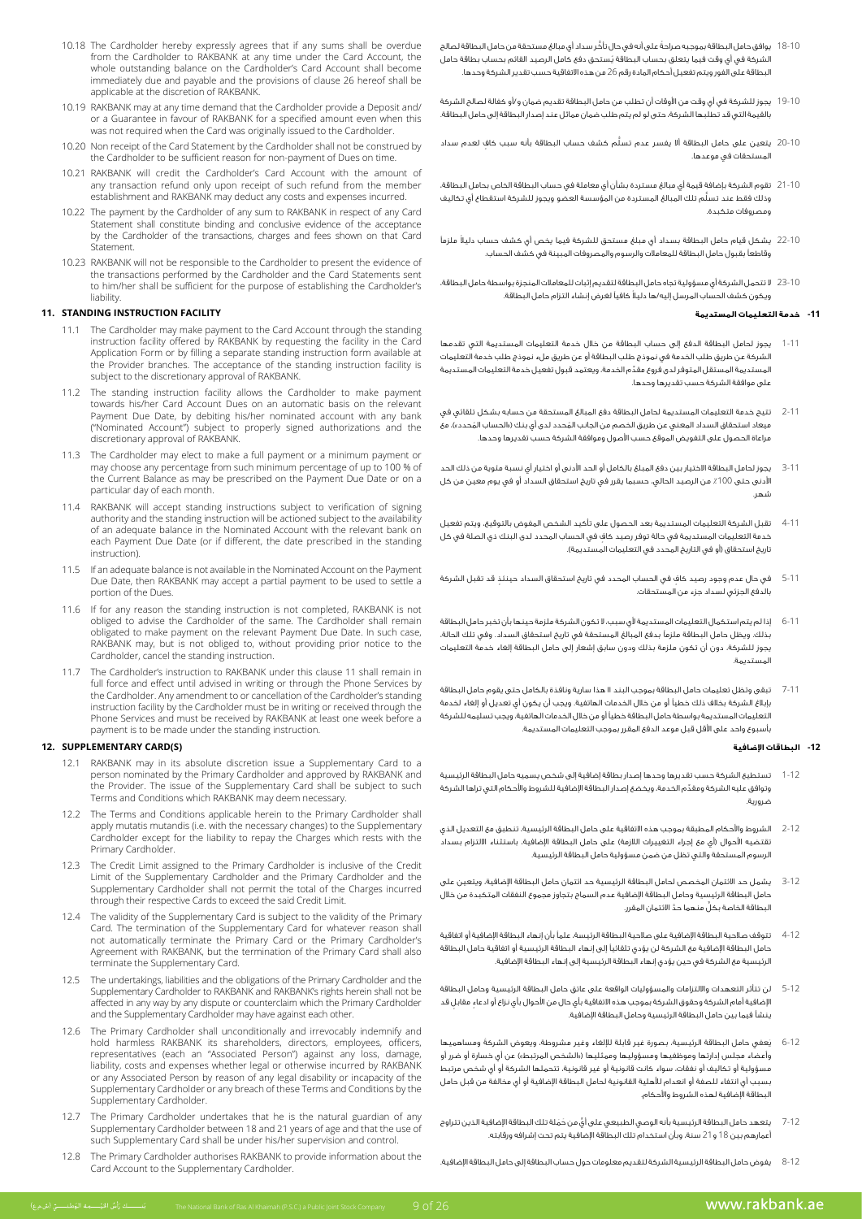10.18 The Cardholder hereby expressly agrees that if any sums shall be overdue from the Cardholder to RAKBANK at any time under the Card Account, the whole outstanding balance on the Cardholder's Card Account shall become immediately due and payable and the provisions of clause 26 hereof shall be applicable at the discretion of RAKBANK.

10.19 RAKBANK may at any time demand that the Cardholder provide a Deposit and/ or a Guarantee in favour of RAKBANK for a specified amount even when this was not required when the Card was originally issued to the Cardholder.

10.20 Non receipt of the Card Statement by the Cardholder shall not be construed by the Cardholder to be sufficient reason for non-payment of Dues on time.

10.21 RAKBANK will credit the Cardholder's Card Account with the amount of any transaction refund only upon receipt of such refund from the member establishment and RAKBANK may deduct any costs and expenses incurred.

10.22 The payment by the Cardholder of any sum to RAKBANK in respect of any Card Statement shall constitute binding and conclusive evidence of the acceptance by the Cardholder of the transactions, charges and fees shown on that Card Statement.

10.23 RAKBANK will not be responsible to the Cardholder to present the evidence of the transactions performed by the Cardholder and the Card Statements sent to him/her shall be sufficient for the purpose of establishing the Cardholder's liability.

## 11. STANDING INSTRUCTION FACILITY

11.1 The Cardholder may make payment to the Card Account through the standing instruction facility offered by RAKBANK by requesting the facility in the Card Application Form or by filling a separate standing instruction form available at the Provider branches. The acceptance of the standing instruction facility is subject to the discretionary approval of RAKBANK.

11.2 The standing instruction facility allows the Cardholder to make payment towards his/her Card Account Dues on an automatic basis on the relevant Payment Due Date, by debiting his/her nominated account with any bank ("Nominated Account") subject to properly signed authorizations and the discretionary approval of RAKBANK.

11.3 The Cardholder may elect to make a full payment or a minimum payment or may choose any percentage from such minimum percentage of up to 100 % of the Current Balance as may be prescribed on the Payment Due Date or on a particular day of each month.

11.4 RAKBANK will accept standing instructions subject to verification of signing authority and the standing instruction will be actioned subject to the availability of an adequate balance in the Nominated Account with the relevant bank on each Payment Due Date (or if different, the date prescribed in the standing instruction).

11.5 If an adequate balance is not available in the Nominated Account on the Payment Due Date, then RAKBANK may accept a partial payment to be used to settle a portion of the Dues.

11.6 If for any reason the standing instruction is not completed, RAKBANK is not obliged to advise the Cardholder of the same. The Cardholder shall remain obligated to make payment on the relevant Payment Due Date. In such case, RAKBANK may, but is not obliged to, without providing prior notice to the Cardholder, cancel the standing instruction.

11.7 The Cardholder's instruction to RAKBANK under this clause 11 shall remain in full force and effect until advised in writing or through the Phone Services by the Cardholder. Any amendment to or cancellation of the Cardholder's standing instruction facility by the Cardholder must be in writing or received through the Phone Services and must be received by RAKBANK at least one week before a payment is to be made under the standing instruction.

## 12. SUPPLEMENTARY CARD(S)

12.1 RAKBANK may in its absolute discretion issue a Supplementary Card to a person nominated by the Primary Cardholder and approved by RAKBANK and the Provider. The issue of the Supplementary Card shall be subject to such Terms and Conditions which RAKBANK may deem necessary.

12.2 The Terms and Conditions applicable herein to the Primary Cardholder shall apply mutatis mutandis (i.e. with the necessary changes) to the Supplementary Cardholder except for the liability to repay the Charges which rests with the Primary Cardholder.

12.3 The Credit Limit assigned to the Primary Cardholder is inclusive of the Credit Limit of the Supplementary Cardholder and the Primary Cardholder and the Supplementary Cardholder shall not permit the total of the Charges incurred through their respective Cards to exceed the said Credit Limit.

12.4 The validity of the Supplementary Card is subject to the validity of the Primary Card. The termination of the Supplementary Card for whatever reason shall not automatically terminate the Primary Card or the Primary Cardholder's Agreement with RAKBANK, but the termination of the Primary Card shall also terminate the Supplementary Card.

12.5 The undertakings, liabilities and the obligations of the Primary Cardholder and the Supplementary Cardholder to RAKBANK and RAKBANK's rights herein shall not be affected in any way by any dispute or counterclaim which the Primary Cardholder and the Supplementary Cardholder may have against each other.

12.6 The Primary Cardholder shall unconditionally and irrevocably indemnify and hold harmless RAKBANK its shareholders, directors, employees, officers, representatives (each an "Associated Person") against any loss, damage, liability, costs and expenses whether legal or otherwise incurred by RAKBANK or any Associated Person by reason of any legal disability or incapacity of the Supplementary Cardholder or any breach of these Terms and Conditions by the Supplementary Cardholder.

12.7 The Primary Cardholder undertakes that he is the natural guardian of any Supplementary Cardholder between 18 and 21 years of age and that the use of such Supplementary Card shall be under his/her supervision and control.

12.8 The Primary Cardholder authorises RAKBANK to provide information about the Card Account to the Supplementary Cardholder.

10-18 يوافق حامل البطاقة بموجبه صراحةً على أنه في حال تأخُّر سداد أي مبالغ مستحقة من حامل البطاقة لصالح الشركة في أي وقت فيما يتعلق بحساب البطاقة، يُستحق دفع كامل الرصيد القائم بحساب بطاقة حامل البطاقة على الفور ويتم تفعيل أحكام المادة رقم 26 من هذه الاتفاقية حسب تقدير الشركة وحدها.

10-19 يجوز للشركة في أي وقت من الأوقات أن تطلب من حامل البطاقة تقديم ضمان و/أو كفالة لصالح الشركة بالقيمة التي قد تطلبها الشركة، حتى لو لم يتم طلب ضمان مماثل عند إصدار البطاقة إلى حامل البطاقة.

10-20 يتعين على حامل البطاقة ألا يفسر عدم تسلُّم كشف حساب البطاقة بأنه سبب كافٍ لعدم سداد المستحقات في موعدها.

10-21 تقوم الشركة بإضافة قيمة أي مبالغ مستردة بشأن أي معاملة في حساب البطاقة الخاص بحامل البطاقة، وذلك فقط عند تسلُّم تلك المبالغ المستردة من المؤسسة العضو ويجوز للشركة استقطاع أي تكاليف ومصروفات متكبدة.

10-22 يشكل قيام حامل البطاقة بسداد أي مبلغ مستحق للشركة فيما يخص أي كشف حساب دليلاً ملزماً وقاطعاً بقبول حامل البطاقة للمعاملات والرسوم والمصروفات المبينة في كشف الحساب.

10-23 لا تتحمل الشركة أي مسؤولية تجاه حامل البطاقة لتقديم إثبات للمعاملات المنجزة بواسطة حامل البطاقة، ويكون كشف الحساب المرسل إليه/ها دليلاً كافياً لغرض إنشاء التزام حامل البطاقة.

## 11- خدمة التعليمات المستديمة

11-1 يجوز لحامل البطاقة الدفع إلى حساب البطاقة من خلال خدمة التعليمات المستديمة التي تقدمها الشركة عن طريق طلب الخدمة في نموذج طلب البطاقة أو عن طريق ملء نموذج طلب خدمة التعليمات المستديمة المستقل المتوفر لدى فروع مقدِّم الخدمة، ويعتمد قبول تفعيل خدمة التعليمات المستديمة على موافقة الشركة حسب تقديرها وحدها.

11-2 تتيح خدمة التعليمات المستديمة لحامل البطاقة دفع المبالغ المستحقة من حسابه بشكل تلقائي في ميعاد استحقاق السداد المعني عن طريق الخصم من الجانب المحدد لدى أي بنك («الحساب المحدد»)، مع مراعاة الحصول على التفويض الموقع حسب الأصول وموافقة الشركة حسب تقديرها وحدها.

11-3 يجوز لحامل البطاقة الاختيار بين دفع المبلغ بالكامل أو الحد الأدنى أو اختيار أي نسبة مئوية من ذلك الحد الأدنى حتى 100٪ من الرصيد الحالي، حسبما يقرر في تاريخ استحقاق السداد أو في يوم معين من كل شهر.

11-4 تقبل الشركة التعليمات المستديمة بعد الحصول على تأكيد الشخص المفوض بالتوقيع، ويتم تفعيل خدمة التعليمات المستديمة في حالة توفر رصيد كافٍ في الحساب المحدد لدى البنك ذي الصلة في كل تاريخ استحقاق (أو في التاريخ المحدد في التعليمات المستديمة).

11-5 في حال عدم وجود رصيد كافٍ في الحساب المحدد في تاريخ استحقاق السداد حينئذٍ قد تقبل الشركة بالدفع الجزئي لسداد جزء من المستحقات.

11-6 إذا لم يتم استكمال التعليمات المستديمة لأي سبب، لا تكون الشركة ملزمة حينها بأن تخبر حامل البطاقة بذلك. ويظل حامل البطاقة ملزماً بدفع المبالغ المستحقة في تاريخ استحقاق السداد. وفي تلك الحالة، يجوز للشركة، دون أن تكون ملزمة بذلك ودون سابق إشعار إلى حامل البطاقة إلغاء خدمة التعليمات المستديمة.

11-7 تبقى وتظل تعليمات حامل البطاقة بموجب البند 11 هذا سارية ونافذة بالكامل حتى يقوم حامل البطاقة بإبلاغ الشركة بخلاف ذلك خطياً أو من خلال الخدمات الهاتفية. ويجب أن يكون أي تعديل أو إلغاء لخدمة التعليمات المستديمة بواسطة حامل البطاقة خطياً أو من خلال الخدمات الهاتفية، ويجب تسليمه للشركة بأسبوع واحد على الأقل قبل موعد الدفع المقرر بموجب التعليمات المستديمة.

## 12- البطاقات الإضافية

12-1 تستطيع الشركة حسب تقديرها وحدها إصدار بطاقة إضافية إلى شخص يسميه حامل البطاقة الرئيسية وتوافق عليه الشركة ومقدِّم الخدمة، ويخضع إصدار البطاقة الإضافية للشروط والأحكام التي تراها الشركة ضرورية.

12-2 الشروط والأحكام المطبقة بموجب هذه الاتفاقية على حامل البطاقة الرئيسية، تنطبق مع التعديل الذي تقتضيه الأحوال (أي مع إجراء التغييرات اللازمة) على حامل البطاقة الإضافية، باستثناء الالتزام بسداد الرسوم المستحقة والتي تظل من ضمن مسؤولية حامل البطاقة الرئيسية.

12-3 يشمل حد الائتمان المخصص لحامل البطاقة الرئيسية حد ائتمان حامل البطاقة الإضافية، ويتعين على حامل البطاقة الرئيسية وحامل البطاقة الإضافية عدم السماح بتجاوز مجموع النفقات المتكبدة من خلال البطاقة الخاصة بكلٍّ منهما حدّ الائتمان المقرر.

12-4 تتوقف صلاحية البطاقة الإضافية على صلاحية البطاقة الرئيسية، علماً بأن إنهاء البطاقة الإضافية أو اتفاقية حامل البطاقة الإضافية مع الشركة لن يؤدي تلقائياً إلى إنهاء البطاقة الرئيسية أو اتفاقية حامل البطاقة الرئيسية مع الشركة في حين يؤدي إنهاء البطاقة الرئيسية إلى إنهاء البطاقة الإضافية.

12-5 لن تتأثر التعهدات والالتزامات والمسؤوليات الواقعة على عاتق حامل البطاقة الرئيسية وحامل البطاقة الإضافية أمام الشركة وحقوق الشركة بموجب هذه الاتفاقية بأي حال من الأحوال بأي نزاع أو ادعاء مقابل قد ينشأ فيما بين حامل البطاقة الرئيسية وحامل البطاقة الإضافية.

12-6 يعفي حامل البطاقة الرئيسية، بصورة غير قابلة للإلغاء وغير مشروطة، ويعوض الشركة ومساهميها وأعضاء مجلس إدارتها وموظفيها ومسؤوليها وممثليها («الشخص المرتبط») عن أي خسارة أو ضرر أو مسؤولية أو تكاليف أو نفقات، سواء كانت قانونية أو غير قانونية، تتحملها الشركة أو أي شخص مرتبط بسبب أي انتفاء للصفة أو انعدام للأهلية القانونية لحامل البطاقة الإضافية أو أي مخالفة من قبل حامل البطاقة الإضافية لهذه الشروط والأحكام.

12-7 يتعهد حامل البطاقة الرئيسية بأنه الوصي الطبيعي على أيٍّ من حَمَلة تلك البطاقة الإضافية الذين تتراوح أعمارهم بين 18 و21 سنة، وبأن استخدام تلك البطاقة الإضافية يتم تحت إشرافه ورقابته.

12-8 يفوض حامل البطاقة الرئيسية الشركة لتقديم معلومات حول حساب البطاقة إلى حامل البطاقة الإضافية.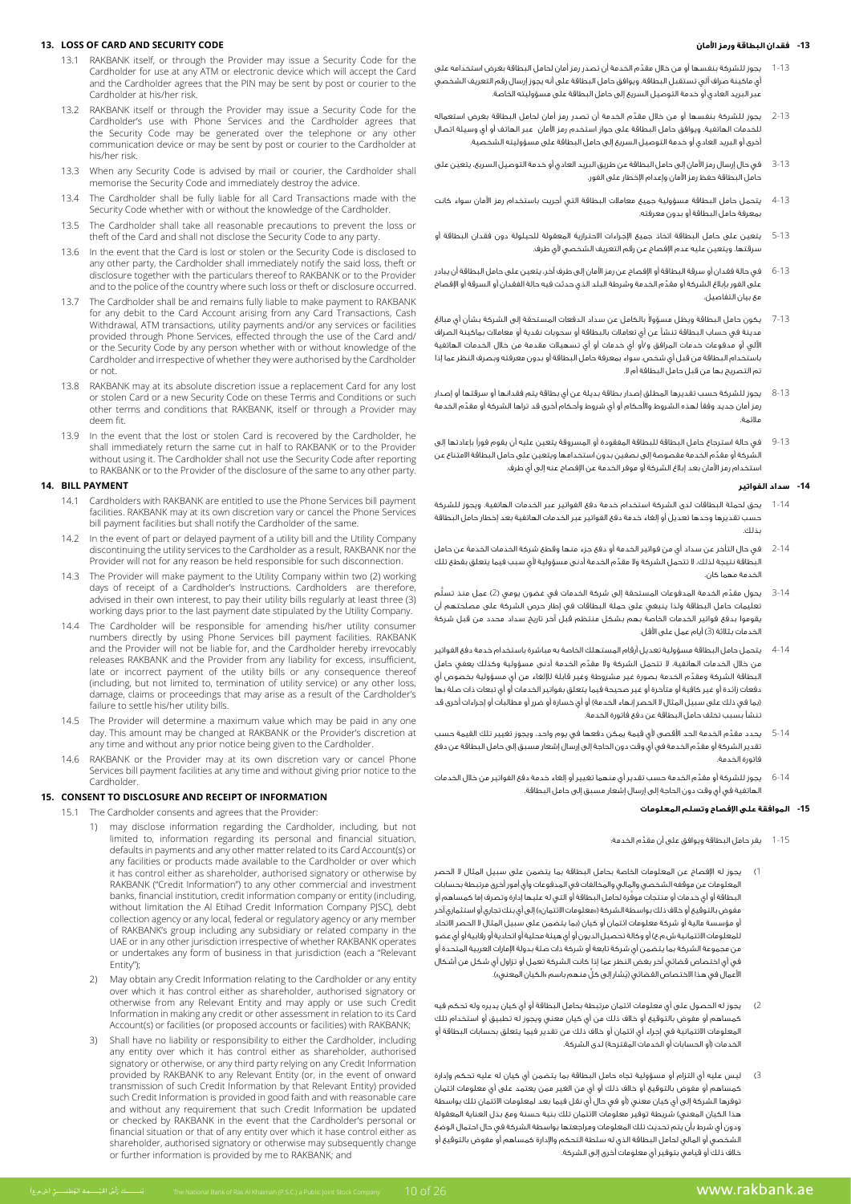## 13. LOSS OF CARD AND SECURITY CODE

13.1 RAKBANK itself, or through the Provider may issue a Security Code for the Cardholder for use at any ATM or electronic device which will accept the Card and the Cardholder agrees that the PIN may be sent by post or courier to the Cardholder at his/her risk.

13.2 RAKBANK itself or through the Provider may issue a Security Code for the Cardholder's use with Phone Services and the Cardholder agrees that the Security Code may be generated over the telephone or any other communication device or may be sent by post or courier to the Cardholder at his/her risk.

13.3 When any Security Code is advised by mail or courier, the Cardholder shall memorise the Security Code and immediately destroy the advice.

13.4 The Cardholder shall be fully liable for all Card Transactions made with the Security Code whether with or without the knowledge of the Cardholder.

13.5 The Cardholder shall take all reasonable precautions to prevent the loss or theft of the Card and shall not disclose the Security Code to any party.

13.6 In the event that the Card is lost or stolen or the Security Code is disclosed to any other party, the Cardholder shall immediately notify the said loss, theft or disclosure together with the particulars thereof to RAKBANK or to the Provider and to the police of the country where such loss or theft or disclosure occurred.

13.7 The Cardholder shall be and remains fully liable to make payment to RAKBANK for any debit to the Card Account arising from any Card Transactions, Cash Withdrawal, ATM transactions, utility payments and/or any services or facilities provided through Phone Services, effected through the use of the Card and/or the Security Code by any person whether with or without knowledge of the Cardholder and irrespective of whether they were authorised by the Cardholder or not.

13.8 RAKBANK may at its absolute discretion issue a replacement Card for any lost or stolen Card or a new Security Code on these Terms and Conditions or such other terms and conditions that RAKBANK, itself or through a Provider may deem fit.

13.9 In the event that the lost or stolen Card is recovered by the Cardholder, he shall immediately return the same cut in half to RAKBANK or to the Provider without using it. The Cardholder shall not use the Security Code after reporting to RAKBANK or to the Provider of the disclosure of the same to any other party.

## 14. BILL PAYMENT

14.1 Cardholders with RAKBANK are entitled to use the Phone Services bill payment facilities. RAKBANK may at its own discretion vary or cancel the Phone Services bill payment facilities but shall notify the Cardholder of the same.

14.2 In the event of part or delayed payment of a utility bill and the Utility Company discontinuing the utility services to the Cardholder as a result, RAKBANK nor the Provider will not for any reason be held responsible for such disconnection.

14.3 The Provider will make payment to the Utility Company within two (2) working days of receipt of a Cardholder's Instructions. Cardholders are therefore, advised in their own interest, to pay their utility bills regularly at least three (3) working days prior to the last payment date stipulated by the Utility Company.

14.4 The Cardholder will be responsible for amending his/her utility consumer numbers directly by using Phone Services bill payment facilities. RAKBANK and the Provider will not be liable for, and the Cardholder hereby irrevocably releases RAKBANK and the Provider from any liability for excess, insufficient, late or incorrect payment of the utility bills or any consequence thereof (including, but not limited to, termination of utility service) or any other loss, damage, claims or proceedings that may arise as a result of the Cardholder's failure to settle his/her utility bills.

14.5 The Provider will determine a maximum value which may be paid in any one day. This amount may be changed at RAKBANK or the Provider's discretion at any time and without any prior notice being given to the Cardholder.

14.6 RAKBANK or the Provider may at its own discretion vary or cancel Phone Services bill payment facilities at any time and without giving prior notice to the Cardholder.

## 15. CONSENT TO DISCLOSURE AND RECEIPT OF INFORMATION

15.1 The Cardholder consents and agrees that the Provider:

1) may disclose information regarding the Cardholder, including, but not limited to, information regarding its personal and financial situation, defaults in payments and any other matter related to its Card Account(s) or any facilities or products made available to the Cardholder or over which it has control either as shareholder, authorised signatory or otherwise by RAKBANK ("Credit Information") to any other commercial and investment banks, financial institution, credit information company or entity (including, without limitation the Al Etihad Credit Information Company PJSC), debt collection agency or any local, federal or regulatory agency or any member of RAKBANK's group including any subsidiary or related company in the UAE or in any other jurisdiction irrespective of whether RAKBANK operates or undertakes any form of business in that jurisdiction (each a "Relevant Entity");

2) May obtain any Credit Information relating to the Cardholder or any entity over which it has control either as shareholder, authorised signatory or otherwise from any Relevant Entity and may apply or use such Credit Information in making any credit or other assessment in relation to its Card Account(s) or facilities (or proposed accounts or facilities) with RAKBANK;

3) Shall have no liability or responsibility to either the Cardholder, including any entity over which it has control either as shareholder, authorised signatory or otherwise, or any third party relying on any Credit Information provided by RAKBANK to any Relevant Entity (or, in the event of onward transmission of such Credit Information by that Relevant Entity) provided such Credit Information is provided in good faith and with reasonable care and without any requirement that such Credit Information be updated or checked by RAKBANK in the event that the Cardholder's personal or financial situation or that of any entity over which it has control either as shareholder, authorised signatory or otherwise may subsequently change or further information is provided by me to RAKBANK; and

## 13- فقدان البطاقة ورمز الأمان

1-13 يجوز للشركة بنفسها أو من خلال مقدّم الخدمة أن تصدر رمز أمان لحامل البطاقة بغرض استخدامه على أي ماكينة صراف آلي تستقبل البطاقة، ويوافق حامل البطاقة على أنه يجوز إرسال رقم التعريف الشخصي عبر البريد العادي أو خدمة التوصيل السريع إلى حامل البطاقة على مسؤوليته الخاصة.

2-13 يجوز للشركة بنفسها أو من خلال مقدّم الخدمة أن تصدر رمز أمان لحامل البطاقة بغرض استعماله للخدمات الهاتفية، ويوافق حامل البطاقة على جواز استخدام رمز الأمان عبر الهاتف أو أي وسيلة اتصال أخرى أو البريد العادي أو خدمة التوصيل السريع إلى حامل البطاقة على مسؤوليته الشخصية.

3-13 في حال إرسال رمز الأمان إلى حامل البطاقة عن طريق البريد العادي أو خدمة التوصيل السريع، يتعين على حامل البطاقة حفظ رمز الأمان وإعدام الإخطار على الفور.

4-13 يتحمل حامل البطاقة مسؤولية جميع معاملات البطاقة التي أجريت باستخدام رمز الأمان سواء كانت بمعرفة حامل البطاقة أو بدون معرفته.

5-13 يتعين على حامل البطاقة اتخاذ جميع الإجراءات الاحترازية المعقولة للحيلولة دون فقدان البطاقة أو سرقتها، ويتعين عليه عدم الإفصاح عن رقم التعريف الشخصي لأي طرف.

6-13 في حالة فقدان أو سرقة البطاقة أو الإفصاح عن رمز الأمان إلى طرف آخر، يتعين على حامل البطاقة أن يبادر على الفور بإبلاغ الشركة أو مقدّم الخدمة وشرطة البلد الذي حدثت فيه حالة الفقدان أو السرقة أو الإفصاح مع بيان التفاصيل.

7-13 يكون حامل البطاقة ويظل مسؤولاً بالكامل عن سداد الدفعات المستحقة إلى الشركة بشأن أي مبالغ مدينة في حساب البطاقة تنشأ عن أي تعاملات بالبطاقة أو سحوبات نقدية أو معاملات بماكينة الصراف الآلي أو مدفوعات خدمات المرافق و/أو أي خدمات أو أي تسهيلات مقدمة من خلال الخدمات الهاتفية باستخدام البطاقة من قبل أي شخص، سواء بمعرفة حامل البطاقة أو بدون معرفته وبصرف النظر عما إذا تم التصريح بها من قبل حامل البطاقة أم لا.

8-13 يجوز للشركة حسب تقديرها المطلق إصدار بطاقة بديلة عن أي بطاقة يتم فقدانها أو سرقتها أو إصدار رمز أمان جديد وفقاً لهذه الشروط والأحكام أو أي شروط وأحكام أخرى قد تراها الشركة أو مقدّم الخدمة ملائمة.

9-13 في حالة استرجاع حامل البطاقة للبطاقة المفقودة أو المسروقة يتعين عليه أن يقوم فوراً بإعادتها إلى الشركة أو مقدّم الخدمة مقصوصة إلى نصفين بدون استخدامها ويتعين على حامل البطاقة الامتناع عن استخدام رمز الأمان بعد إبلاغ الشركة أو موفر الخدمة عن الإفصاح عنه إلى أي طرف.

## 14- سداد الفواتير

1-14 يحق لحملة البطاقات لدى الشركة استخدام خدمة دفع الفواتير عبر الخدمات الهاتفية. ويجوز للشركة حسب تقديرها وحدها تعديل أو إلغاء خدمة دفع الفواتير عبر الخدمات الهاتفية بعد إخطار حامل البطاقة بذلك.

2-14 في حال التأخر عن سداد أي من فواتير الخدمة أو دفع جزء منها وقطع شركة الخدمات الخدمة عن حامل البطاقة نتيجة لذلك، لا تتحمل الشركة ولا مقدّم الخدمة أدنى مسؤولية لأي سبب فيما يتعلق بقطع تلك الخدمة مهما كان.

3-14 يحول مقدّم الخدمة المدفوعات المستحقة إلى شركة الخدمات في غضون يومي (2) عمل منذ تسلّم تعليمات حامل البطاقة ولذا ينبغي على حملة البطاقات في إطار حرص الشركة على مصلحتهم أن يقوموا بدفع فواتير الخدمات الخاصة بهم بشكل منتظم قبل تاريخ سداد محدد من قبل شركة الخدمات بثلاثة (3) أيام عمل على الأقل.

4-14 يتحمل حامل البطاقة مسؤولية تعديل أرقام المستهلك الخاصة به مباشرة باستخدام خدمة دفع الفواتير من خلال الخدمات الهاتفية. لا تتحمل الشركة ولا مقدّم الخدمة أدنى مسؤولية وكذلك يعفي حامل البطاقة الشركة ومقدّم الخدمة بصورة غير مشروطة وغير قابلة للإلغاء من أي مسؤولية بخصوص أي دفعات زائدة أو غير كافية أو متأخرة أو غير صحيحة فيما يتعلق بفواتير الخدمات أو أي تبعات ذات صلة بها (بما في ذلك على سبيل المثال لا الحصر إنهاء الخدمة) أو أي خسارة أو ضرر أو مطالبات أو إجراءات أخرى قد تنشأ بسبب تخلف حامل البطاقة عن دفع فاتورة الخدمة.

5-14 يحدد مقدّم الخدمة الحد الأقصى لأي قيمة يمكن دفعها في يوم واحد. ويجوز تغيير تلك القيمة حسب تقدير الشركة أو مقدّم الخدمة في أي وقت دون الحاجة إلى إرسال إشعار مسبق إلى حامل البطاقة عن دفع فاتورة الخدمة.

6-14 يجوز للشركة أو مقدّم الخدمة حسب تقدير أي منهما تغيير أو إلغاء خدمة دفع الفواتير من خلال الخدمات الهاتفية في أي وقت دون الحاجة إلى إرسال إشعار مسبق إلى حامل البطاقة.

## 15- الموافقة على الإفصاح وتسلم المعلومات

1-15 يقر حامل البطاقة ويوافق على أن مقدّم الخدمة:

1) يجوز له الإفصاح عن المعلومات الخاصة بحامل البطاقة بما يتضمن على سبيل المثال لا الحصر المعلومات عن موقفه الشخصي والمالي والمخالفات في المدفوعات وأي أمور أخرى مرتبطة بحسابات البطاقة أو أي خدمات أو منتجات موفّرة لحامل البطاقة والتي له عليها إدارة وتصرف إما كمساهم أو مفوض بالتوقيع أو خلاف ذلك بواسطة الشركة («معلومات الائتمان») إلى أي بنك تجاري أو استثماري آخر أو مؤسسة مالية أو شركة معلومات ائتمان أو كيان (بما يتضمن على سبيل المثال لا الحصر الاتحاد للمعلومات الائتمانية ش.م.ع) أو وكالة تحصيل الديون أو أي هيئة محلية أو اتحادية أو رقابية أو أي عضو من مجموعة الشركة بما يتضمن أي شركة تابعة أو شركة ذات صلة بدولة الإمارات العربية المتحدة أو في أي اختصاص قضائي آخر بغض النظر عما إذا كانت الشركة تعمل أو تزاول أي شكل من أشكال الأعمال في هذا الاختصاص القضائي (يشار إلى كلٍ منهم باسم «الكيان المعني»).

2) يجوز له الحصول على أي معلومات ائتمان مرتبطة بحامل البطاقة أو أي كيان يديره وله تحكم فيه كمساهم أو مفوض بالتوقيع أو خلاف ذلك من أي كيان معني ويجوز له تطبيق أو استخدام تلك المعلومات الائتمانية في إجراء أي ائتمان أو خلاف ذلك من تقدير فيما يتعلق بحسابات البطاقة أو الخدمات (أو الحسابات أو الخدمات المقترحة) لدى الشركة.

3) ليس عليه أي التزام أو مسؤولية تجاه حامل البطاقة بما يتضمن أي كيان له عليه تحكم وإدارة كمساهم أو مفوض بالتوقيع أو خلاف ذلك أو أي من الغير ممن يعتمد على أي معلومات ائتمان توفرها الشركة إلى أي كيان معني (أو في حال أي نقل فيما بعد لمعلومات الائتمان تلك بواسطة هذا الكيان المعني) شريطة توفير معلومات الائتمان تلك بنية حسنة ومع بذل العناية المعقولة ودون أي شرط بأن يتم تحديث تلك المعلومات ومراجعتها بواسطة الشركة في حال احتمال الوضع الشخصي أو المالي لحامل البطاقة الذي له سلطة التحكم والإدارة كمساهم أو مفوض بالتوقيع أو خلاف ذلك أو قيامي بتوفير أي معلومات أخرى إلى الشركة.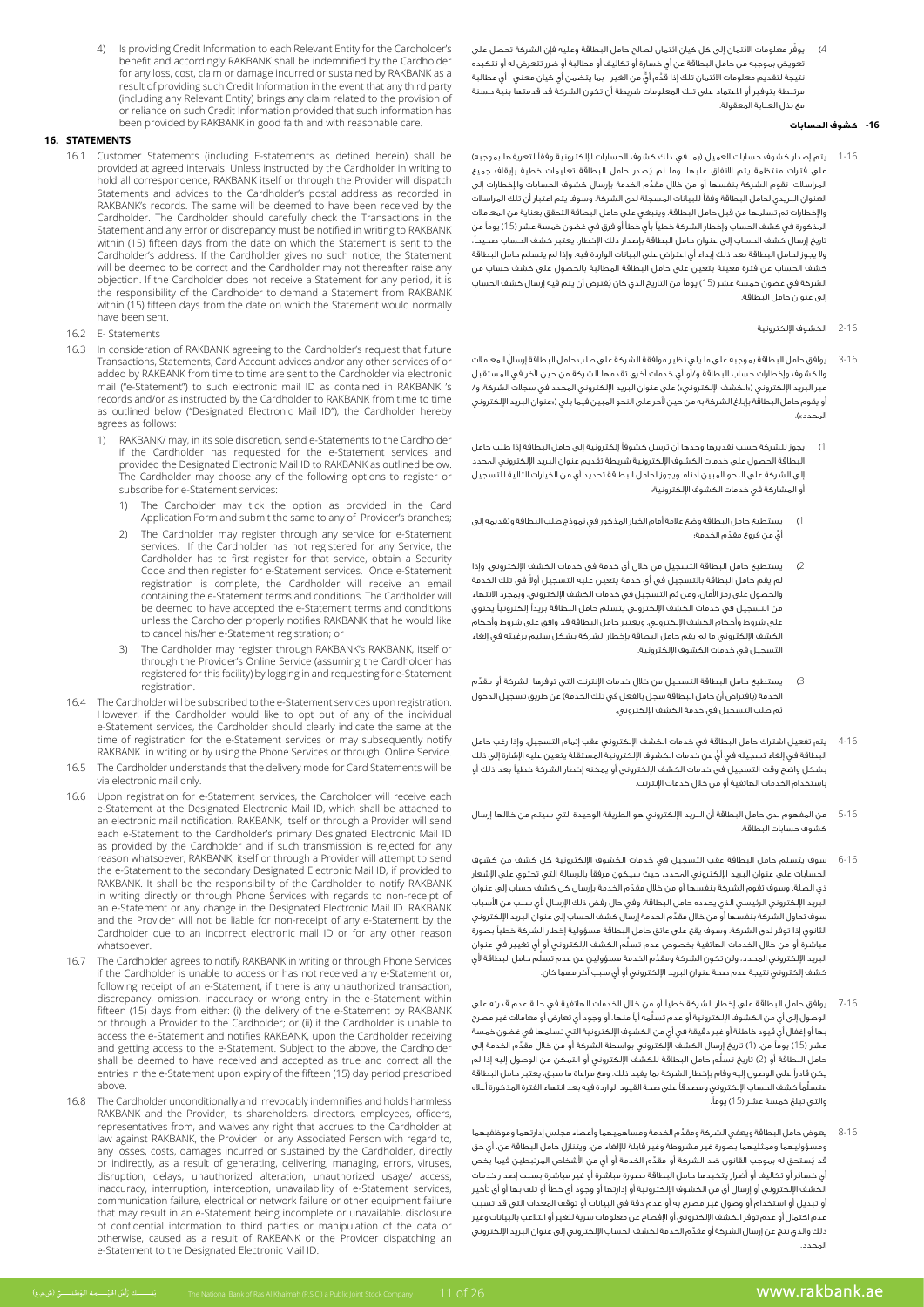4) Is providing Credit Information to each Relevant Entity for the Cardholder's benefit and accordingly RAKBANK shall be indemnified by the Cardholder for any loss, cost, claim or damage incurred or sustained by RAKBANK as a result of providing such Credit Information in the event that any third party (including any Relevant Entity) brings any claim related to the provision of or reliance on such Credit Information provided that such information has been provided by RAKBANK in good faith and with reasonable care.

## 16. STATEMENTS

16.1 Customer Statements (including E-statements as defined herein) shall be provided at agreed intervals. Unless instructed by the Cardholder in writing to hold all correspondence, RAKBANK itself or through the Provider will dispatch Statements and advices to the Cardholder's postal address as recorded in RAKBANK's records. The same will be deemed to have been received by the Cardholder. The Cardholder should carefully check the Transactions in the Statement and any error or discrepancy must be notified in writing to RAKBANK within (15) fifteen days from the date on which the Statement is sent to the Cardholder's address. If the Cardholder gives no such notice, the Statement will be deemed to be correct and the Cardholder may not thereafter raise any objection. If the Cardholder does not receive a Statement for any period, it is the responsibility of the Cardholder to demand a Statement from RAKBANK within (15) fifteen days from the date on which the Statement would normally have been sent.

16.2 E- Statements

16.3 In consideration of RAKBANK agreeing to the Cardholder's request that future Transactions, Statements, Card Account advices and/or any other services of or added by RAKBANK from time to time are sent to the Cardholder via electronic mail ("e-Statement") to such electronic mail ID as contained in RAKBANK 's records and/or as instructed by the Cardholder to RAKBANK from time to time as outlined below ("Designated Electronic Mail ID"), the Cardholder hereby agrees as follows:

1) RAKBANK/ may, in its sole discretion, send e-Statements to the Cardholder if the Cardholder has requested for the e-Statement services and provided the Designated Electronic Mail ID to RAKBANK as outlined below. The Cardholder may choose any of the following options to register or subscribe for e-Statement services:

   1) The Cardholder may tick the option as provided in the Card Application Form and submit the same to any of Provider's branches;

   2) The Cardholder may register through any service for e-Statement services. If the Cardholder has not registered for any Service, the Cardholder has to first register for that service, obtain a Security Code and then register for e-Statement services. Once e-Statement registration is complete, the Cardholder will receive an email containing the e-Statement terms and conditions. The Cardholder will be deemed to have accepted the e-Statement terms and conditions unless the Cardholder properly notifies RAKBANK that he would like to cancel his/her e-Statement registration; or

   3) The Cardholder may register through RAKBANK's RAKBANK, itself or through the Provider's Online Service (assuming the Cardholder has registered for this facility) by logging in and requesting for e-Statement registration.

16.4 The Cardholder will be subscribed to the e-Statement services upon registration. However, if the Cardholder would like to opt out of any of the individual e-Statement services, the Cardholder should clearly indicate the same at the time of registration for the e-Statement services or may subsequently notify RAKBANK in writing or by using the Phone Services or through Online Service.

16.5 The Cardholder understands that the delivery mode for Card Statements will be via electronic mail only.

16.6 Upon registration for e-Statement services, the Cardholder will receive each e-Statement at the Designated Electronic Mail ID, which shall be attached to an electronic mail notification. RAKBANK, itself or through a Provider will send each e-Statement to the Cardholder's primary Designated Electronic Mail ID as provided by the Cardholder and if such transmission is rejected for any reason whatsoever, RAKBANK, itself or through a Provider will attempt to send the e-Statement to the secondary Designated Electronic Mail ID, if provided to RAKBANK. It shall be the responsibility of the Cardholder to notify RAKBANK in writing directly or through Phone Services with regards to non-receipt of an e-Statement or any change in the Designated Electronic Mail ID. RAKBANK and the Provider will not be liable for non-receipt of any e-Statement by the Cardholder due to an incorrect electronic mail ID or for any other reason whatsoever.

16.7 The Cardholder agrees to notify RAKBANK in writing or through Phone Services if the Cardholder is unable to access or has not received any e-Statement or, following receipt of an e-Statement, if there is any unauthorized transaction, discrepancy, omission, inaccuracy or wrong entry in the e-Statement within fifteen (15) days from either: (i) the delivery of the e-Statement by RAKBANK or through a Provider to the Cardholder; or (ii) if the Cardholder is unable to access the e-Statement and notifies RAKBANK, upon the Cardholder receiving and getting access to the e-Statement. Subject to the above, the Cardholder shall be deemed to have received and accepted as true and correct all the entries in the e-Statement upon expiry of the fifteen (15) day period prescribed above.

16.8 The Cardholder unconditionally and irrevocably indemnifies and holds harmless RAKBANK and the Provider, its shareholders, directors, employees, officers, representatives from, and waives any right that accrues to the Cardholder at law against RAKBANK, the Provider or any Associated Person with regard to, any losses, costs, damages incurred or sustained by the Cardholder, directly or indirectly, as a result of generating, delivering, managing, errors, viruses, disruption, delays, unauthorized alteration, unauthorized usage/ access, inaccuracy, interruption, interception, unavailability of e-Statement services, communication failure, electrical or network failure or other equipment failure that may result in an e-Statement being incomplete or unavailable, disclosure of confidential information to third parties or manipulation of the data or otherwise, caused as a result of RAKBANK or the Provider dispatching an e-Statement to the Designated Electronic Mail ID.

4) يوفّر معلومات الائتمان إلى كل كيان ائتمان لصالح حامل البطاقة وعليه فإن الشركة تحصل على تعويض بموجبه من حامل البطاقة عن أي خسارة أو تكاليف أو مطالبة أو ضرر تتعرض له أو تتكبده نتيجة لتقديم معلومات الائتمان تلك إذا قدّم أيٍ من الغير –بما يتضمن أي كيان معني– أي مطالبة مرتبطة بتوفير أو الاعتماد على تلك المعلومات شريطة أن تكون الشركة قد قدمتها بنية حسنة مع بذل العناية المعقولة.

## 16- كشوف الحسابات

1-16 يتم إصدار كشوف حسابات العميل (بما في ذلك كشوف الحسابات الإلكترونية وفقاً لتعريفها بموجبه) على فترات منتظمة يتم الاتفاق عليها. وما لم يُصدر حامل البطاقة تعليمات خطية بإيقاف جميع المراسلات، تقوم الشركة بنفسها أو من خلال مقدّم الخدمة بإرسال كشوف الحسابات والإخطارات إلى العنوان البريدي لحامل البطاقة وفقاً للبيانات المسجلة لدى الشركة. وسوف يتم اعتبار أن تلك المراسلات والإخطارات تم تسلمها من قبل حامل البطاقة. وينبغي على حامل البطاقة التحقق بعناية من المعاملات المذكورة في كشف الحساب وإخطار الشركة خطياً بأي خطأ أو فرق في غضون خمسة عشر (15) يوماً من تاريخ إرسال كشف الحساب إلى عنوان حامل البطاقة بإصدار ذلك الإخطار، يعتبر كشف الحساب صحيحاً، ولا يجوز لحامل البطاقة بعد ذلك إبداء أي اعتراض على البيانات الواردة فيه. وإذا لم يتسلم حامل البطاقة كشف الحساب عن فترة معينة يتعين على حامل البطاقة المطالبة بالحصول على كشف حساب من الشركة في غضون خمسة عشر (15) يوماً من التاريخ الذي كان يُفترض أن يتم فيه إرسال كشف الحساب إلى عنوان حامل البطاقة.

2-16 الكشوف الإلكترونية

3-16 يوافق حامل البطاقة بموجبه على ما يلي نظير موافقة الشركة على طلب حامل البطاقة إرسال المعاملات والكشوف وإخطارات حساب البطاقة و/أو أي خدمات أخرى تقدمها الشركة من حين لآخر في المستقبل عبر البريد الإلكتروني («الكشف الإلكتروني») على عنوان البريد الإلكتروني المحدد في سجلات الشركة، و/أو يقوم حامل البطاقة بإبلاغ الشركة به من حين لآخر على النحو المبين فيما يلي («عنوان البريد الإلكتروني المحدد»):

1) يجوز للشركة حسب تقديرها وحدها أن ترسل كشوفاً إلكترونية إلى حامل البطاقة إذا طلب حامل البطاقة الحصول على خدمات الكشوف الإلكترونية شريطة تقديم عنوان البريد الإلكتروني المحدد إلى الشركة على النحو المبين أدناه. ويجوز لحامل البطاقة تحديد أي من الخيارات التالية للتسجيل أو المشاركة في خدمات الكشوف الإلكترونية:

   1) يستطيع حامل البطاقة وضع علامة أمام الخيار المذكور في نموذج طلب البطاقة وتقديمه إلى أيٍ من فروع مقدّم الخدمة؛

   2) يستطيع حامل البطاقة التسجيل من خلال أي خدمة في خدمات الكشف الإلكتروني. وإذا لم يقم حامل البطاقة بالتسجيل في أي خدمة يتعين عليه التسجيل أولاً في تلك الخدمة والحصول على رمز الأمان، ومن ثم التسجيل في خدمات الكشف الإلكتروني. وبمجرد الانتهاء من التسجيل في خدمات الكشف الإلكتروني يتسلم حامل البطاقة بريداً إلكترونياً يحتوي على شروط وأحكام الكشف الإلكتروني. ويعتبر حامل البطاقة قد وافق على شروط وأحكام الكشف الإلكتروني ما لم يقم حامل البطاقة بإخطار الشركة بشكل سليم برغبته في إلغاء التسجيل في خدمات الكشوف الإلكترونية؛

   3) يستطيع حامل البطاقة التسجيل من خلال خدمات الإنترنت التي توفرها الشركة أو مقدّم الخدمة (بافتراض أن حامل البطاقة سجل بالفعل في تلك الخدمة) عن طريق تسجيل الدخول ثم طلب التسجيل في خدمة الكشف الإلكتروني.

4-16 يتم تفعيل اشتراك حامل البطاقة في خدمات الكشف الإلكتروني عقب إتمام التسجيل. وإذا رغب حامل البطاقة في إلغاء تسجيله في أيٍ من خدمات الكشوف الإلكترونية المستقلة يتعين عليه الإشارة إلى ذلك بشكل واضح وقت التسجيل في خدمات الكشف الإلكتروني أو يمكنه إخطار الشركة خطياً بعد ذلك أو باستخدام الخدمات الهاتفية أو من خلال خدمات الإنترنت.

5-16 من المفهوم لدى حامل البطاقة أن البريد الإلكتروني هو الطريقة الوحيدة التي سيتم من خلالها إرسال كشوف حسابات البطاقة.

6-16 سوف يتسلم حامل البطاقة عقب التسجيل في خدمات الكشوف الإلكترونية كل كشف من كشوف الحسابات على عنوان البريد الإلكتروني المحدد، حيث سيكون مرفقاً بالرسالة التي تحتوي على الإشعار ذي الصلة. وسوف تقوم الشركة بنفسها أو من خلال مقدّم الخدمة بإرسال كل كشف حساب إلى عنوان البريد الإلكتروني الرئيسي الذي يحدده حامل البطاقة، وفي حال رفض ذلك الإرسال لأي سبب من الأسباب سوف تحاول الشركة بنفسها أو من خلال مقدّم الخدمة إرسال كشف الحساب إلى عنوان البريد الإلكتروني الثانوي إذا توفر لدى الشركة. وسوف يقع على عاتق حامل البطاقة مسؤولية إخطار الشركة خطياً بصورة مباشرة أو من خلال الخدمات الهاتفية بخصوص عدم تسلّم الكشف الإلكتروني أو أي تغيير في عنوان البريد الإلكتروني المحدد. ولن تكون الشركة ومقدّم الخدمة مسؤولين عن عدم تسلّم حامل البطاقة لأي كشف إلكتروني نتيجة عدم صحة عنوان البريد الإلكتروني أو أي سبب آخر مهما كان.

7-16 يوافق حامل البطاقة على إخطار الشركة خطياً أو من خلال الخدمات الهاتفية في حالة عدم قدرته على الوصول إلى أي من الكشوف الإلكترونية أو عدم تسلّمه أياً منها، أو وجود أي تعارض أو معاملات غير مصرح بها أو إغفال أي قيود خاطئة أو غير دقيقة في أي من الكشوف الإلكترونية التي تسلمها في غضون خمسة عشر (15) يوماً من: (1) تاريخ إرسال الكشف الإلكتروني بواسطة الشركة أو من خلال مقدّم الخدمة إلى حامل البطاقة، أو (2) تاريخ تسلّم حامل البطاقة للكشف الإلكتروني أو التمكن من الوصول إليه إذا لم يكن قادراً على الوصول إليه وقام بإخطار الشركة بما يفيد ذلك. ومع مراعاة ما سبق، يعتبر حامل البطاقة متسلّماً كشف الحساب الإلكتروني ومصدقاً على صحة القيود الواردة فيه بعد انتهاء الفترة المذكورة أعلاه والتي تبلغ خمسة عشر (15) يوماً.

8-16 يعوض حامل البطاقة ويعفي الشركة ومقدّم الخدمة ومساهميهما وأعضاء مجلس إدارتهما وموظفيهما ومسؤوليهما وممثليهما بصورة غير مشروطة وغير قابلة للإلغاء من، ويتنازل حامل البطاقة عن، أي حق قد يُستحق له بموجب القانون ضد الشركة أو مقدّم الخدمة أو أي من الأشخاص المرتبطين فيما يخص أي خسائر أو تكاليف أو أضرار يتكبدها حامل البطاقة بصورة مباشرة أو غير مباشرة بسبب إصدار خدمات الكشف الإلكتروني أو إرسال أي من الكشوف الإلكترونية أو إدارتها أو وجود أي خطأ أو تلف بها أو أي تأخير أو تبديل أو استخدام أو وصول غير مصرح به أو عدم دقة في البيانات أو توقف المعدات التي قد تسبب عدم اكتمال أو عدم توفر الكشف الإلكتروني أو الإفصاح عن معلومات سرية للغير أو التلاعب بالبيانات وغير ذلك والذي نتج عن إرسال الشركة أو مقدّم الخدمة لكشف الحساب الإلكتروني إلى عنوان البريد الإلكتروني المحدد.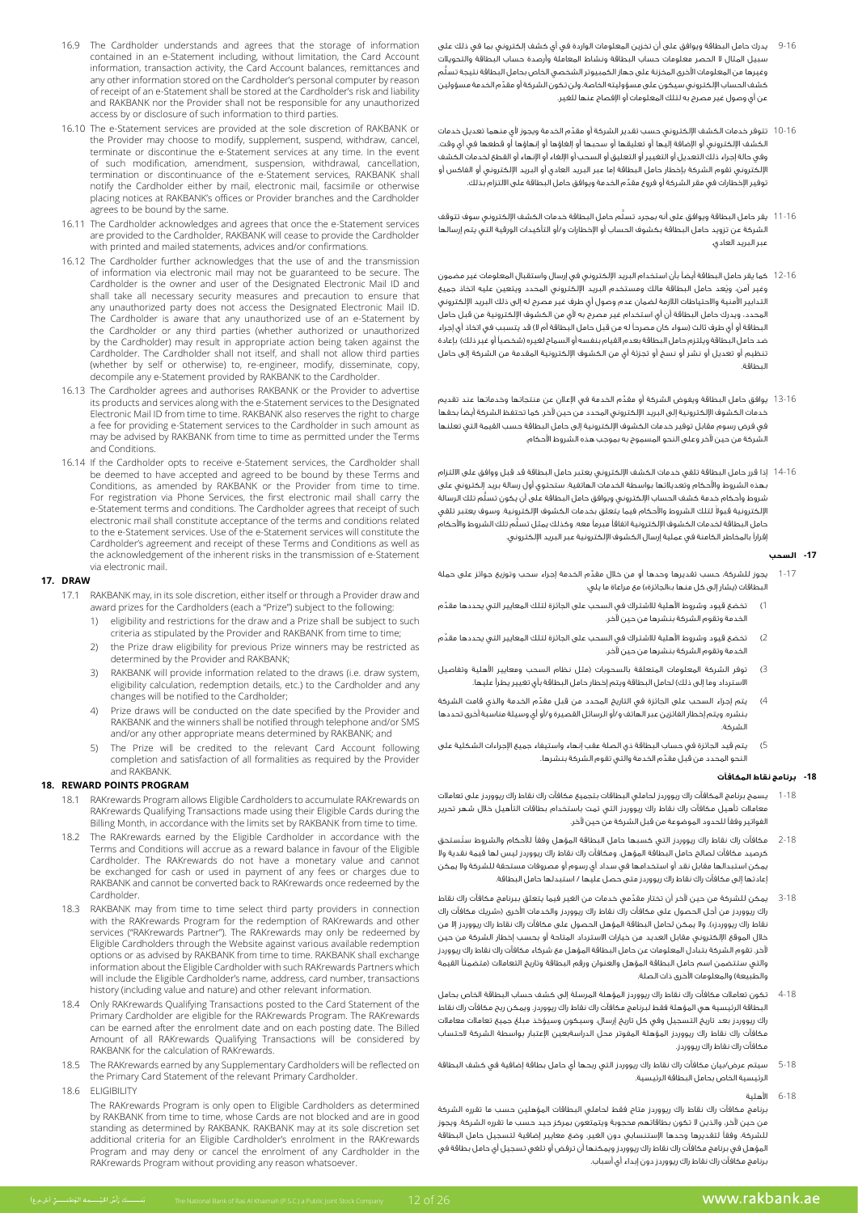16.9 The Cardholder understands and agrees that the storage of information contained in an e-Statement including, without limitation, the Card Account information, transaction activity, the Card Account balances, remittances and any other information stored on the Cardholder's personal computer by reason of receipt of an e-Statement shall be stored at the Cardholder's risk and liability and RAKBANK nor the Provider shall not be responsible for any unauthorized access by or disclosure of such information to third parties.

16.10 The e-Statement services are provided at the sole discretion of RAKBANK or the Provider may choose to modify, supplement, suspend, withdraw, cancel, terminate or discontinue the e-Statement services at any time. In the event of such modification, amendment, suspension, withdrawal, cancellation, termination or discontinuance of the e-Statement services, RAKBANK shall notify the Cardholder either by mail, electronic mail, facsimile or otherwise placing notices at RAKBANK's offices or Provider branches and the Cardholder agrees to be bound by the same.

16.11 The Cardholder acknowledges and agrees that once the e-Statement services are provided to the Cardholder, RAKBANK will cease to provide the Cardholder with printed and mailed statements, advices and/or confirmations.

16.12 The Cardholder further acknowledges that the use of and the transmission of information via electronic mail may not be guaranteed to be secure. The Cardholder is the owner and user of the Designated Electronic Mail ID and shall take all necessary security measures and precaution to ensure that any unauthorized party does not access the Designated Electronic Mail ID. The Cardholder is aware that any unauthorized use of an e-Statement by the Cardholder or any third parties (whether authorized or unauthorized by the Cardholder) may result in appropriate action being taken against the Cardholder. The Cardholder shall not itself, and shall not allow third parties (whether by self or otherwise) to, re-engineer, modify, disseminate, copy, decompile any e-Statement provided by RAKBANK to the Cardholder.

16.13 The Cardholder agrees and authorises RAKBANK or the Provider to advertise its products and services along with the e-Statement services to the Designated Electronic Mail ID from time to time. RAKBANK also reserves the right to charge a fee for providing e-Statement services to the Cardholder in such amount as may be advised by RAKBANK from time to time as permitted under the Terms and Conditions.

16.14 If the Cardholder opts to receive e-Statement services, the Cardholder shall be deemed to have accepted and agreed to be bound by these Terms and Conditions, as amended by RAKBANK or the Provider from time to time. For registration via Phone Services, the first electronic mail shall carry the e-Statement terms and conditions. The Cardholder agrees that receipt of such electronic mail shall constitute acceptance of the terms and conditions related to the e-Statement services. Use of the e-Statement services will constitute the Cardholder's agreement and receipt of these Terms and Conditions as well as the acknowledgement of the inherent risks in the transmission of e-Statement via electronic mail.

## 17. DRAW

17.1 RAKBANK may, in its sole discretion, either itself or through a Provider draw and award prizes for the Cardholders (each a "Prize") subject to the following:

1) eligibility and restrictions for the draw and a Prize shall be subject to such criteria as stipulated by the Provider and RAKBANK from time to time;
2) the Prize draw eligibility for previous Prize winners may be restricted as determined by the Provider and RAKBANK;
3) RAKBANK will provide information related to the draws (i.e. draw system, eligibility calculation, redemption details, etc.) to the Cardholder and any changes will be notified to the Cardholder;
4) Prize draws will be conducted on the date specified by the Provider and RAKBANK and the winners shall be notified through telephone and/or SMS and/or any other appropriate means determined by RAKBANK; and
5) The Prize will be credited to the relevant Card Account following completion and satisfaction of all formalities as required by the Provider and RAKBANK.

## 18. REWARD POINTS PROGRAM

18.1 RAKrewards Program allows Eligible Cardholders to accumulate RAKrewards on RAKrewards Qualifying Transactions made using their Eligible Cards during the Billing Month, in accordance with the limits set by RAKBANK from time to time.

18.2 The RAKrewards earned by the Eligible Cardholder in accordance with the Terms and Conditions will accrue as a reward balance in favour of the Eligible Cardholder. The RAKrewards do not have a monetary value and cannot be exchanged for cash or used in payment of any fees or charges due to RAKBANK and cannot be converted back to RAKrewards once redeemed by the Cardholder.

18.3 RAKBANK may from time to time select third party providers in connection with the RAKrewards Program for the redemption of RAKrewards and other services ("RAKrewards Partner"). The RAKrewards may only be redeemed by Eligible Cardholders through the Website against various available redemption options or as advised by RAKBANK from time to time. RAKBANK shall exchange information about the Eligible Cardholder with such RAKrewards Partners which will include the Eligible Cardholder's name, address, card number, transactions history (including value and nature) and other relevant information.

18.4 Only RAKrewards Qualifying Transactions posted to the Card Statement of the Primary Cardholder are eligible for the RAKrewards Program. The RAKrewards can be earned after the enrolment date and on each posting date. The Billed Amount of all RAKrewards Qualifying Transactions will be considered by RAKBANK for the calculation of RAKrewards.

18.5 The RAKrewards earned by any Supplementary Cardholders will be reflected on the Primary Card Statement of the relevant Primary Cardholder.

18.6 ELIGIBILITY

The RAKrewards Program is only open to Eligible Cardholders as determined by RAKBANK from time to time, whose Cards are not blocked and are in good standing as determined by RAKBANK. RAKBANK may at its sole discretion set additional criteria for an Eligible Cardholder's enrolment in the RAKrewards Program and may deny or cancel the enrolment of any Cardholder in the RAKrewards Program without providing any reason whatsoever.

16-9 يدرك حامل البطاقة ويوافق على أن تخزين المعلومات الواردة في أي كشف إلكتروني بما في ذلك على سبيل المثال لا الحصر معلومات حساب البطاقة ونشاط المعاملة وأرصدة حساب البطاقة والتحويلات وغيرها من المعلومات الأخرى المخزنة على جهاز الكمبيوتر الشخصي الخاص بحامل البطاقة نتيجة تسلُّم كشف الحساب الإلكتروني سيكون على مسؤوليته الخاصة، ولن تكون الشركة أو مقدّم الخدمة مسؤولين عن أي وصول غير مصرح به لتلك المعلومات أو الإفصاح عنها للغير.

16-10 تتوفر خدمات الكشف الإلكتروني حسب تقدير الشركة أو مقدّم الخدمة ويجوز لأي منهما تعديل خدمات الكشف الإلكتروني أو الإضافة إليها أو تعليقها أو سحبها أو إلغاؤها أو إنهاؤها أو قطعها في أي وقت. وفي حالة إجراء ذلك التعديل أو التغيير أو التعليق أو السحب أو الإلغاء أو الإنهاء أو القطع لخدمات الكشف الإلكتروني تقوم الشركة بإخطار حامل البطاقة إما عبر البريد العادي أو البريد الإلكتروني أو الفاكس أو توفير الإخطارات في مقر الشركة أو فروع مقدّم الخدمة ويوافق حامل البطاقة على الالتزام بذلك.

16-11 يقر حامل البطاقة ويوافق على أنه بمجرد تسلُّم حامل البطاقة خدمات الكشف الإلكتروني سوف تتوقف الشركة عن تزويد حامل البطاقة بكشوف الحساب أو الإخطارات و/أو التأكيدات الورقية التي يتم إرسالها عبر البريد العادي.

16-12 كما يقر حامل البطاقة أيضاً بأن استخدام البريد الإلكتروني في إرسال واستقبال المعلومات غير مضمون وغير آمن. ويُعد حامل البطاقة مالك ومستخدم البريد الإلكتروني المحدد ويتعين عليه اتخاذ جميع التدابير الأمنية والاحتياطات اللازمة لضمان عدم وصول أي طرف غير مصرح له إلى ذلك البريد الإلكتروني المحدد. ويدرك حامل البطاقة أن أي استخدام غير مصرح به لأي من الكشوف الإلكترونية من قبل حامل البطاقة أو أي طرف ثالث (سواء كان مصرحاً له من قبل حامل البطاقة أم لا) قد يتسبب في اتخاذ أي إجراء ضد حامل البطاقة ويلتزم حامل البطاقة بعدم القيام بنفسه أو السماح لغيره (شخصياً أو غير ذلك) بإعادة تنظيم أو تعديل أو نشر أو نسخ أو تجزئة أي من الكشوف الإلكترونية المقدمة من الشركة إلى حامل البطاقة.

16-13 يوافق حامل البطاقة ويفوض الشركة أو مقدّم الخدمة في الإعلان عن منتجاتها وخدماتها عند تقديم خدمات الكشوف الإلكترونية إلى البريد الإلكتروني المحدد من حين لآخر. كما تحتفظ الشركة أيضاً بحقها في فرض رسوم مقابل توفير خدمات الكشوف الإلكترونية إلى حامل البطاقة حسب القيمة التي تعلنها الشركة من حين لآخر وعلى النحو المسموح به بموجب هذه الشروط الأحكام.

16-14 إذا قرر حامل البطاقة تلقي خدمات الكشف الإلكتروني يعتبر حامل البطاقة قد قبل ووافق على الالتزام بهذه الشروط والأحكام وتعديلاتها بواسطة الخدمات الهاتفية، ستحتوي أول رسالة بريد إلكتروني على شروط وأحكام خدمة كشف الحساب الإلكتروني ويوافق حامل البطاقة على أن يكون تسلُّم تلك الرسالة الإلكترونية قبولاً لتلك الشروط والأحكام فيما يتعلق بخدمات الكشوف الإلكترونية. وسوف يعتبر تلقي حامل البطاقة لخدمات الكشوف الإلكترونية اتفاقاً مبرماً معه، وكذلك يمثل تسلُّم تلك الشروط والأحكام إقراراً بالمخاطر الكامنة في عملية إرسال الكشوف الإلكترونية عبر البريد الإلكتروني.

## 17- السحب

17-1 يجوز للشركة، حسب تقديرها وحدها أو من خلال مقدّم الخدمة إجراء سحب وتوزيع جوائز على حملة البطاقات (يشار إلى كل منها بـ"الجائزة") مع مراعاة ما يلي:

1) تخضع قيود وشروط الأهلية للاشتراك في السحب على الجائزة لتلك المعايير التي يحددها مقدّم الخدمة وتقوم الشركة بنشرها من حين لآخر.
2) تخضع قيود وشروط الأهلية للاشتراك في السحب على الجائزة لتلك المعايير التي يحددها مقدّم الخدمة وتقوم الشركة بنشرها من حين لآخر.
3) توفر الشركة المعلومات المتعلقة بالسحوبات (مثل نظام السحب ومعايير الأهلية وتفاصيل الاسترداد وما إلى ذلك) لحامل البطاقة ويتم إخطار حامل البطاقة بأي تغيير يطرأ عليها.
4) يتم إجراء السحب على الجائزة في التاريخ المحدد من قبل مقدّم الخدمة والذي قامت الشركة بنشره، ويتم إخطار الفائزين عبر الهاتف و/أو الرسائل القصيرة و/أو أي وسيلة مناسبة أخرى تحددها الشركة.
5) يتم قيد الجائزة في حساب البطاقة ذي الصلة عقب إنهاء واستيفاء جميع الإجراءات الشكلية على النحو المحدد من قبل مقدّم الخدمة والتي تقوم الشركة بنشرها.

## 18- برنامج نقاط المكافأة

18-1 يسمح برنامج المكافآت راك ريووردز لحاملي البطاقات بتجميع مكافآت راك نقاط راك ريووردز على تعاملات معاملات تأهيل مكافآت راك نقاط راك ريووردز التي تمت باستخدام بطاقات التأهيل خلال شهر تحرير الفواتير وفقاً للحدود الموضوعة من قبل الشركة من حين لآخر.

18-2 مكافآت راك نقاط راك ريووردز التي كسبها حامل البطاقة المؤهل وفقاً للأحكام والشروط ستُستحق كرصيد مكافآت لصالح حامل البطاقة المؤهل. ومكافآت راك نقاط راك ريووردز ليس لها قيمة نقدية ولا يمكن استبدالها مقابل نقد أو استخدامها في سداد أي رسوم أو مصروفات مستحقة للشركة ولا يمكن إعادتها إلى مكافآت راك نقاط راك ريووردز متى حصل عليها / استبدلها حامل البطاقة.

18-3 يمكن للشركة من حين لآخر أن تختار مقدّمي خدمات من الغير فيما يتعلق ببرنامج مكافآت راك نقاط راك ريووردز من أجل الحصول على مكافآت راك نقاط راك ريووردز والخدمات الأخرى ("شريك مكافآت راك نقاط راك ريووردز"). ولا يمكن لحامل البطاقة المؤهل الحصول على مكافآت راك نقاط راك ريووردز إلا من خلال الموقع الإلكتروني مقابل العديد من خيارات الاسترداد المتاحة أو بحسب إخطار الشركة من حين لآخر. تقوم الشركة بتبادل المعلومات عن حامل البطاقة المؤهل مع شركاء مكافآت راك نقاط راك ريووردز والتي ستتضمن اسم حامل البطاقة المؤهل والعنوان ورقم البطاقة وتاريخ التعاملات (متضمنا القيمة والطبيعة) والمعلومات الأخرى ذات الصلة.

18-4 تكون تعاملات مكافآت راك نقاط راك ريووردز المؤهلة المرسلة إلى كشف حساب البطاقة الخاص بحامل البطاقة الرئيسية هي المؤهلة فقط لبرنامج مكافآت راك نقاط راك ريووردز. ويمكن ربح مكافآت راك نقاط راك ريووردز بعد تاريخ التسجيل وفي كل تاريخ إرسال. وسيكون وسيؤخذ مبلغ جميع تعاملات معاملات مكافآت راك نقاط راك ريووردز المؤهلة المفوتر محل الدراسةبعين الإعتبار بواسطة الشركة لاحتساب مكافآت راك نقاط راك ريووردز.

18-5 سيتم عرض/بيان مكافآت راك نقاط راك ريووردز التي ربحها أي حامل بطاقة إضافية في كشف البطاقة الرئيسية الخاص بحامل البطاقة الرئيسية.

18-6 الأهلية

برنامج مكافآت راك نقاط راك ريووردز متاح فقط لحاملي البطاقات المؤهلين حسب ما تقرره الشركة من حين لآخر، والذين لا تكون بطاقاتهم محجوبة ويتمتعون بمركز جيد حسب ما تقرره الشركة. ويجوز للشركة، وفقاً لتقديرها وحدها الإستنسابي دون الغير، وضع معايير إضافية لتسجيل حامل البطاقة المؤهل في برنامج مكافآت راك نقاط راك ريووردز ويمكنها أن ترفض أو تلغي تسجيل أي حامل بطاقة في برنامج مكافآت راك نقاط راك ريووردز دون إبداء أي أسباب.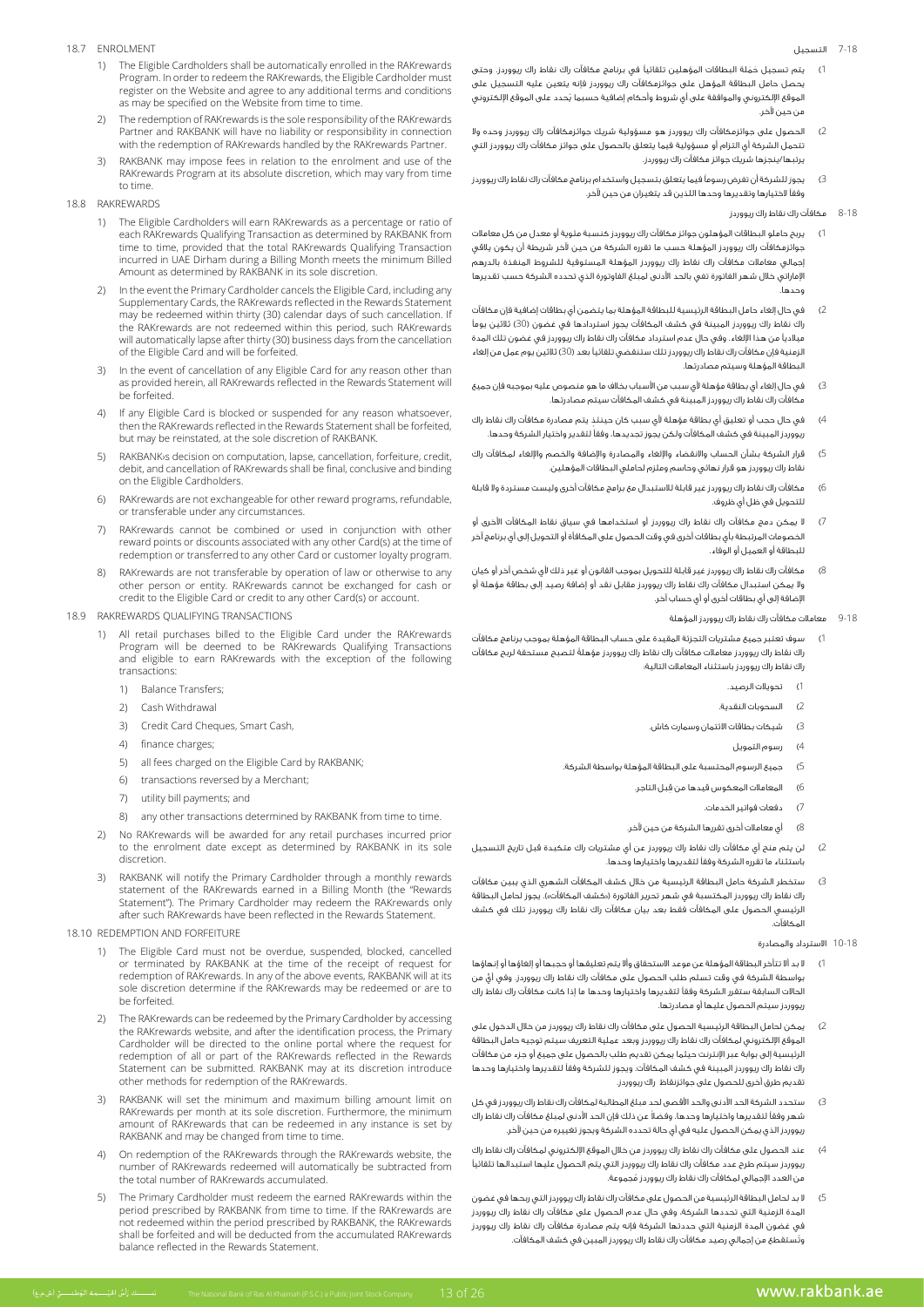## 18.7 ENROLMENT

1) The Eligible Cardholders shall be automatically enrolled in the RAKrewards Program. In order to redeem the RAKrewards, the Eligible Cardholder must register on the Website and agree to any additional terms and conditions as may be specified on the Website from time to time.

2) The redemption of RAKrewards is the sole responsibility of the RAKrewards Partner and RAKBANK will have no liability or responsibility in connection with the redemption of RAKrewards handled by the RAKrewards Partner.

3) RAKBANK may impose fees in relation to the enrolment and use of the RAKrewards Program at its absolute discretion, which may vary from time to time.

## 18.8 RAKREWARDS

1) The Eligible Cardholders will earn RAKrewards as a percentage or ratio of each RAKrewards Qualifying Transaction as determined by RAKBANK from time to time, provided that the total RAKrewards Qualifying Transaction incurred in UAE Dirham during a Billing Month meets the minimum Billed Amount as determined by RAKBANK in its sole discretion.

2) In the event the Primary Cardholder cancels the Eligible Card, including any Supplementary Cards, the RAKrewards reflected in the Rewards Statement may be redeemed within thirty (30) calendar days of such cancellation. If the RAKrewards are not redeemed within this period, such RAKrewards will automatically lapse after thirty (30) business days from the cancellation of the Eligible Card and will be forfeited.

3) In the event of cancellation of any Eligible Card for any reason other than as provided herein, all RAKrewards reflected in the Rewards Statement will be forfeited.

4) If any Eligible Card is blocked or suspended for any reason whatsoever, then the RAKrewards reflected in the Rewards Statement shall be forfeited, but may be reinstated, at the sole discretion of RAKBANK.

5) RAKBANK›s decision on computation, lapse, cancellation, forfeiture, credit, debit, and cancellation of RAKrewards shall be final, conclusive and binding on the Eligible Cardholders.

6) RAKrewards are not exchangeable for other reward programs, refundable, or transferable under any circumstances.

7) RAKrewards cannot be combined or used in conjunction with other reward points or discounts associated with any other Card(s) at the time of redemption or transferred to any other Card or customer loyalty program.

8) RAKrewards are not transferable by operation of law or otherwise to any other person or entity. RAKrewards cannot be exchanged for cash or credit to the Eligible Card or credit to any other Card(s) or account.

## 18.9 RAKREWARDS QUALIFYING TRANSACTIONS

1) All retail purchases billed to the Eligible Card under the RAKrewards Program will be deemed to be RAKrewards Qualifying Transactions and eligible to earn RAKrewards with the exception of the following transactions:
   1) Balance Transfers;
   2) Cash Withdrawal
   3) Credit Card Cheques, Smart Cash,
   4) finance charges;
   5) all fees charged on the Eligible Card by RAKBANK;
   6) transactions reversed by a Merchant;
   7) utility bill payments; and
   8) any other transactions determined by RAKBANK from time to time.

2) No RAKrewards will be awarded for any retail purchases incurred prior to the enrolment date except as determined by RAKBANK in its sole discretion.

3) RAKBANK will notify the Primary Cardholder through a monthly rewards statement of the RAKrewards earned in a Billing Month (the "Rewards Statement"). The Primary Cardholder may redeem the RAKrewards only after such RAKrewards have been reflected in the Rewards Statement.

## 18.10 REDEMPTION AND FORFEITURE

1) The Eligible Card must not be overdue, suspended, blocked, cancelled or terminated by RAKBANK at the time of the receipt of request for redemption of RAKrewards. In any of the above events, RAKBANK will at its sole discretion determine if the RAKrewards may be redeemed or are to be forfeited.

2) The RAKrewards can be redeemed by the Primary Cardholder by accessing the RAKrewards website, and after the identification process, the Primary Cardholder will be directed to the online portal where the request for redemption of all or part of the RAKrewards reflected in the Rewards Statement can be submitted. RAKBANK may at its discretion introduce other methods for redemption of the RAKrewards.

3) RAKBANK will set the minimum and maximum billing amount limit on RAKrewards per month at its sole discretion. Furthermore, the minimum amount of RAKrewards that can be redeemed in any instance is set by RAKBANK and may be changed from time to time.

4) On redemption of the RAKrewards through the RAKrewards website, the number of RAKrewards redeemed will automatically be subtracted from the total number of RAKrewards accumulated.

5) The Primary Cardholder must redeem the earned RAKrewards within the period prescribed by RAKBANK from time to time. If the RAKrewards are not redeemed within the period prescribed by RAKBANK, the RAKrewards shall be forfeited and will be deducted from the accumulated RAKrewards balance reflected in the Rewards Statement.

## 18-7 التسجيل

1) يتم تسجيل حَمَلة البطاقات المؤهلين تلقائياً في برنامج مكافآت راك نقاط راك ريووردز. وحتى يحصل حامل البطاقة المؤهل على جوائزمكافآت راك ريووردز فإنه يتعين عليه التسجيل على الموقع الإلكتروني والموافقة على أي شروط وأحكام إضافية حسبما يُحدد على الموقع الإلكتروني من حين لآخر.

2) الحصول على جوائزمكافآت راك ريووردز هو مسؤولية شريك جوائزمكافآت راك ريووردز وحده ولا تتحمل الشركة أي التزام أو مسؤولية فيما يتعلق بالحصول على جوائز مكافآت راك ريووردز التي يرتبها/ينجزها شريك جوائز مكافآت راك ريووردز.

3) يجوز للشركة أن تفرض رسوما فيما يتعلق بتسجيل واستخدام برنامج مكافآت راك نقاط راك ريووردز وفقاً لاختيارها وتقديرها وحدهما اللذين قد يتغيران من حين لآخر.

## 18-8 مكافآت راك نقاط راك ريووردز

1) يربح حاملو البطاقات المؤهلون جوائز مكافآت راك ريووردز كنسبة مئوية أو معدل من كل معاملات جوائزمكافآت راك ريووردز المؤهلة حسب ما تقرره الشركة من حين لآخر شريطة أن يكون يلاقي إجمالي معاملات مكافآت راك نقاط راك ريووردز المؤهلة المستوفية للشروط المنفذة بالدرهم الإماراتي خلال شهر الفاتورة تفي بالحد الأدنى لمبلغ الفاوتورة الذي تحدده الشركة حسب تقديرها وحدها.

2) في حال إلغاء حامل البطاقة الرئيسية للبطاقة المؤهلة بما يتضمن أي بطاقات إضافية فإن مكافآت راك نقاط راك ريووردز المبينة في كشف المكافآت يجوز استردادها في غضون (30) ثلاثين يوماً ميلادياً من هذا الإلغاء. وفي حال عدم استرداد مكافآت راك نقاط راك ريووردز في غضون تلك المدة الزمنية فإن مكافآت راك نقاط راك ريووردز تلك ستنقضي تلقائياً بعد (30) ثلاثين يوم عمل من إلغاء البطاقة المؤهلة وسيتم مصادرتها.

3) في حال إلغاء أي بطاقة مؤهلة لأي سبب من الأسباب بخلاف ما هو منصوص عليه بموجبه فإن جميع مكافآت راك نقاط راك ريووردز المبينة في كشف المكافآت سيتم مصادرتها.

4) في حال حجب أو تعليق أي بطاقة مؤهلة لأي سبب كان حينئذ يتم مصادرة مكافآت راك نقاط راك ريووردز المبينة في كشف المكافآت ولكن يجوز تجديدها، وفقاً لتقدير واختيار الشركة وحدها.

5) قرار الشركة بشأن الحساب والانقضاء والإلغاء والمصادرة والإضافة والخصم والإلغاء لمكافآت راك نقاط راك ريووردز هو قرار نهائي وحاسم وملزم لحاملي البطاقات المؤهلين.

6) مكافآت راك نقاط راك ريووردز غير قابلة للاستبدال مع برامج مكافآت أخرى وليست مستردة ولا قابلة للتحويل في ظل أي ظروف.

7) لا يمكن دمج مكافآت راك نقاط راك ريووردز أو استخدامها في سياق نقاط المكافآت الأخرى أو الخصومات المرتبطة بأي بطاقات أخرى في وقت الحصول على المكافأة أو التحويل إلى أي برنامج آخر للبطاقة أو العميل أو الوفاء.

8) مكافآت راك نقاط راك ريووردز غير قابلة للتحويل بموجب القانون أو غير ذلك لأي شخص آخر أو كيان ولا يمكن استبدال مكافآت راك نقاط راك ريووردز مقابل نقد أو إضافة رصيد إلى بطاقة مؤهلة أو الإضافة إلى أي بطاقات أخرى أو أي حساب آخر.

## 18-9 معاملات مكافآت راك نقاط راك ريووردز المؤهلة

1) سوف تعتبر جميع مشتريات التجزئة المقيدة على حساب البطاقة المؤهلة بموجب برنامج مكافآت راك نقاط راك ريووردز معاملات مكافآت راك نقاط راك ريووردز مؤهلة لتصبح مستحقة لربح مكافآت راك نقاط راك ريووردز باستثناء المعاملات التالية:
   1) تحويلات الرصيد.
   2) السحوبات النقدية.
   3) شيكات بطاقات الائتمان وسمارت كاش.
   4) رسوم التمويل.
   5) جميع الرسوم المحتسبة على البطاقة المؤهلة بواسطة الشركة.
   6) المعاملات المعكوس قيدها من قبل التاجر.
   7) دفعات فواتير الخدمات.
   8) أي معاملات أخرى تقررها الشركة من حين لآخر.

2) لن يتم منح أي مكافآت راك نقاط راك ريووردز عن أي مشتريات راك متكبدة قبل تاريخ التسجيل باستثناء ما تقرره الشركة وفقاً لتقديرها واختيارها وحدها.

3) ستخطر الشركة حامل البطاقة الرئيسية من خلال كشف المكافآت الشهري الذي يبين مكافآت راك نقاط راك ريووردز المكتسبة في شهر تحرير الفاتورة («كشف المكافآت»). يجوز لحامل البطاقة الرئيسي الحصول على المكافآت فقط بعد بيان مكافآت راك نقاط راك ريووردز تلك في كشف المكافآت.

## 18-10 الاسترداد والمصادرة

1) لا بد ألا تتأخر البطاقة المؤهلة عن موعد الاستحقاق وألا يتم تعليقها أو حجبها أو إلغاؤها أو إنهاؤها بواسطة الشركة في وقت تسلم طلب الحصول على مكافآت راك نقاط راك ريووردز. وفي أيٍّ من الحالات السابقة ستقرر الشركة وفقاً لتقديرها واختيارها وحدها ما إذا كانت مكافآت راك نقاط راك ريووردز سيتم الحصول عليها أو مصادرتها.

2) يمكن لحامل البطاقة الرئيسية الحصول على مكافآت راك نقاط راك ريووردز من خلال الدخول على الموقع الإلكتروني لمكافآت راك نقاط راك ريووردز وبعد عملية التعريف سيتم توجيه حامل البطاقة الرئيسية إلى بوابة عبر الإنترنت حيثما يمكن تقديم طلب بالحصول على جميع أو جزء من مكافآت راك نقاط راك ريووردز المبينة في كشف المكافآت. ويجوز للشركة وفقاً لتقديرها واختيارها وحدها تقديم طرق أخرى للحصول على جوائزنقاط راك ريووردز.

3) ستحدد الشركة الحد الأدنى والحد الأقصى لحد مبلغ المطالبة لمكافآت راك نقاط راك ريووردز في كل شهر وفقاً لتقديرها واختيارها وحدها. وفضلاً عن ذلك فإن الحد الأدنى لمبلغ مكافآت راك نقاط راك ريووردز الذي يمكن الحصول عليه في أي حالة تحدده الشركة ويجوز تغييره من حين لآخر.

4) عند الحصول على مكافآت راك نقاط راك ريووردز من خلال الموقع الإلكتروني لمكافآت راك نقاط راك ريووردز سيتم طرح عدد مكافآت راك نقاط راك ريووردز التي يتم الحصول عليها استبدالها تلقائياً من العدد الإجمالي لمكافآت راك نقاط راك ريووردز مجموعة.

5) لا بد لحامل البطاقة الرئيسية من الحصول على مكافآت راك نقاط راك ريووردز التي ربحها في غضون المدة الزمنية التي تحددها الشركة. وفي حال عدم الحصول على مكافآت راك نقاط راك ريووردز في غضون المدة الزمنية التي حددتها الشركة فإنه يتم مصادرة مكافآت راك نقاط راك ريووردز وتُستقطع من إجمالي رصيد مكافآت راك نقاط راك ريووردز المبين في كشف المكافآت.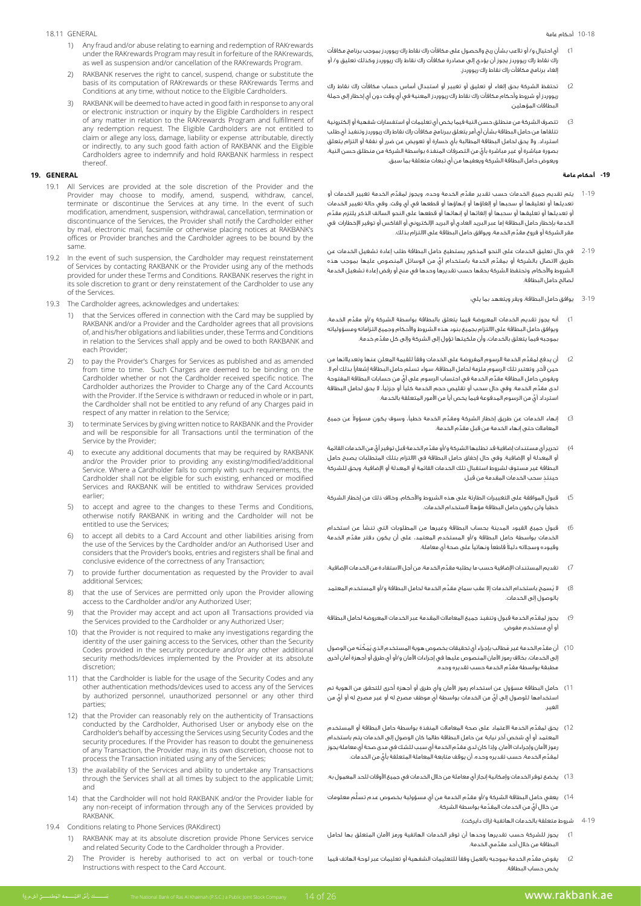18.11 GENERAL

1) Any fraud and/or abuse relating to earning and redemption of RAKrewards under the RAKrewards Program may result in forfeiture of the RAKrewards, as well as suspension and/or cancellation of the RAKrewards Program.

2) RAKBANK reserves the right to cancel, suspend, change or substitute the basis of its computation of RAKrewards or these RAKrewards Terms and Conditions at any time, without notice to the Eligible Cardholders.

3) RAKBANK will be deemed to have acted in good faith in response to any oral or electronic instruction or inquiry by the Eligible Cardholders in respect of any matter in relation to the RAKrewards Program and fulfillment of any redemption request. The Eligible Cardholders are not entitled to claim or allege any loss, damage, liability or expense attributable, directly or indirectly, to any such good faith action of RAKBANK and the Eligible Cardholders agree to indemnify and hold RAKBANK harmless in respect thereof.

10-18 أحكام عامة

1) أي احتيال و/ أو تلاعب بشأن ربح والحصول على مكافآت راك نقاط راك ريواردز بموجب برنامج مكافآت راك نقاط راك ريواردز يجوز أن يؤدي إلى مصادرة مكافآت راك نقاط راك ريواردز وكذلك تعليق و/ أو إلغاء برنامج مكافآت راك نقاط راك ريواردز.

2) تحتفظ الشركة بحق إلغاء أو تعليق أو تغيير أو استبدال أساس حساب مكافآت راك نقاط راك ريواردز أو شروط وأحكام مكافآت راك نقاط راك ريواردز المعنية في أي وقت دون أي إخطار إلى حملة البطاقات المؤهلين.

3) تتصرف الشركة من منطلق حسن النية فيما يخص أي تعليمات أو استفسارات شفهية أو إلكترونية تتلقاها من حامل البطاقة بشأن أي أمر يتعلق ببرنامج مكافآت راك نقاط راك ريواردز وتنفيذ أي طلب استرداد. ولا يحق لحامل البطاقة المطالبة بأي خسارة أو تعويض عن ضرر أو نفقة أو التزام يتعلق بصورة مباشرة أو غير مباشرة بأيٍّ من التصرفات المنفذة بواسطة الشركة من منطلق حسن النية، ويعوض حامل البطاقة الشركة ويعفيها من أي تبعات متعلقة بما سبق.

## 19. GENERAL

19.1 All Services are provided at the sole discretion of the Provider and the Provider may choose to modify, amend, suspend, withdraw, cancel, terminate or discontinue the Services at any time. In the event of such modification, amendment, suspension, withdrawal, cancellation, termination or discontinuance of the Services, the Provider shall notify the Cardholder either by mail, electronic mail, facsimile or otherwise placing notices at RAKBANK's offices or Provider branches and the Cardholder agrees to be bound by the same.

19.2 In the event of such suspension, the Cardholder may request reinstatement of Services by contacting RAKBANK or the Provider using any of the methods provided for under these Terms and Conditions. RAKBANK reserves the right in its sole discretion to grant or deny reinstatement of the Cardholder to use any of the Services.

19.3 The Cardholder agrees, acknowledges and undertakes:

1) that the Services offered in connection with the Card may be supplied by RAKBANK and/or a Provider and the Cardholder agrees that all provisions of, and his/her obligations and liabilities under, these Terms and Conditions in relation to the Services shall apply and be owed to both RAKBANK and each Provider;

2) to pay the Provider's Charges for Services as published and as amended from time to time. Such Charges are deemed to be binding on the Cardholder whether or not the Cardholder received specific notice. The Cardholder authorizes the Provider to Charge any of the Card Accounts with the Provider. If the Service is withdrawn or reduced in whole or in part, the Cardholder shall not be entitled to any refund of any Charges paid in respect of any matter in relation to the Service;

3) to terminate Services by giving written notice to RAKBANK and the Provider and will be responsible for all Transactions until the termination of the Service by the Provider;

4) to execute any additional documents that may be required by RAKBANK and/or the Provider prior to providing any existing/modified/additional Service. Where a Cardholder fails to comply with such requirements, the Cardholder shall not be eligible for such existing, enhanced or modified Services and RAKBANK will be entitled to withdraw Services provided earlier;

5) to accept and agree to the changes to these Terms and Conditions, otherwise notify RAKBANK in writing and the Cardholder will not be entitled to use the Services;

6) to accept all debits to a Card Account and other liabilities arising from the use of the Services by the Cardholder and/or an Authorised User and considers that the Provider's books, entries and registers shall be final and conclusive evidence of the correctness of any Transaction;

7) to provide further documentation as requested by the Provider to avail additional Services;

8) that the use of Services are permitted only upon the Provider allowing access to the Cardholder and/or any Authorized User;

9) that the Provider may accept and act upon all Transactions provided via the Services provided to the Cardholder or any Authorized User;

10) that the Provider is not required to make any investigations regarding the identity of the user gaining access to the Services, other than the Security Codes provided in the security procedure and/or any other additional security methods/devices implemented by the Provider at its absolute discretion;

11) that the Cardholder is liable for the usage of the Security Codes and any other authentication methods/devices used to access any of the Services by authorized personnel, unauthorized personnel or any other third parties;

12) that the Provider can reasonably rely on the authenticity of Transactions conducted by the Cardholder, Authorised User or anybody else on the Cardholder's behalf by accessing the Services using Security Codes and the security procedures. If the Provider has reason to doubt the genuineness of any Transaction, the Provider may, in its own discretion, choose not to process the Transaction initiated using any of the Services;

13) the availability of the Services and ability to undertake any Transactions through the Services shall at all times by subject to the applicable Limit; and

14) that the Cardholder will not hold RAKBANK and/or the Provider liable for any non-receipt of information through any of the Services provided by RAKBANK.

19.4 Conditions relating to Phone Services (RAKdirect)

1) RAKBANK may at its absolute discretion provide Phone Services service and related Security Code to the Cardholder through a Provider.

2) The Provider is hereby authorised to act on verbal or touch-tone Instructions with respect to the Card Account.

## 19- أحكام عامة

1-19 يتم تقديم جميع الخدمات حسب تقدير مقدّم الخدمة وحده، ويجوز لمقدّم الخدمة تغيير الخدمات أو تعديلها أو تعليقها أو سحبها أو إلغاؤها أو إنهاؤها أو قطعها في أي وقت. وفي حالة تغيير الخدمات أو تعديلها أو تعليقها أو سحبها أو إلغائها أو إنهائها أو قطعها على النحو السالف الذكر يلتزم مقدّم الخدمة بإخطار حامل البطاقة إما عبر البريد العادي أو البريد الإلكتروني أو الفاكس أو توفير الإخطارات في مقر الشركة أو فروع مقدّم الخدمة، ويوافق حامل البطاقة على الالتزام بذلك.

2-19 في حال تعليق الخدمات على النحو المذكور يستطيع حامل البطاقة طلب إعادة تشغيل الخدمات عن طريق الاتصال بالشركة أو بمقدّم الخدمة باستخدام أيٍّ من الوسائل المنصوص عليها بموجب هذه الشروط والأحكام، وتحتفظ الشركة بحقها حسب تقديرها وحدها في منح أو رفض إعادة تشغيل الخدمة لصالح حامل البطاقة.

3-19 يوافق حامل البطاقة، ويقر ويتعهد بما يلي:

1) أنه يجوز تقديم الخدمات المعروضة فيما يتعلق بالبطاقة بواسطة الشركة و/أو مقدّم الخدمة، ويوافق حامل البطاقة على الالتزام بجميع بنود هذه الشروط والأحكام وجميع التزاماته ومسؤولياته بموجبه فيما يتعلق بالخدمات، وأن ملكيتها تؤول إلى الشركة وإلى كل مقدّم خدمة.

2) أن يدفع لمقدّم الخدمة الرسوم المفروضة على الخدمات وفقاً للقيمة المعلن عنها وتعديلاتها من حين لآخر، وتعتبر تلك الرسوم ملزمة لحامل البطاقة، سواء تسلم حامل البطاقة إشعاراً بذلك أم لا. ويفوض حامل البطاقة مقدّم الخدمة في احتساب الرسوم على أيٍّ من حسابات البطاقة المفتوحة لدى مقدّم الخدمة. وفي حال سحب أو تقليص حجم الخدمة كلياً أو جزئياً، لا يحق لحامل البطاقة استرداد أيٍّ من الرسوم المدفوعة فيما يخص أياً من الأمور المتعلقة بالخدمة.

3) إنهاء الخدمات عن طريق إخطار الشركة ومقدّم الخدمة خطياً، وسوف يكون مسؤولاً عن جميع المعاملات حتى إنهاء الخدمة من قبل مقدّم الخدمة.

4) تحرير أي مستندات إضافية قد تطلبها الشركة و/أو مقدّم الخدمة قبل توفير أيٍّ من الخدمات القائمة أو المعدلة أو الإضافية. وفي حال إخفاق حامل البطاقة في الالتزام بتلك المتطلبات يصبح حامل البطاقة غير مستوفٍ لشروط استقبال تلك الخدمات القائمة أو المعدلة أو الإضافية، ويحق للشركة حينئذٍ سحب الخدمات المقدمة من قبل.

5) قبول الموافقة على التغييرات الطارئة على هذه الشروط والأحكام، وخلاف ذلك من إخطار الشركة خطياً ولن يكون حامل البطاقة مؤهلاً لاستخدام الخدمات.

6) قبول جميع القيود المدينة بحساب البطاقة وغيرها من المطلوبات التي تنشأ عن استخدام الخدمات بواسطة حامل البطاقة و/أو المستخدم المعتمد، على أن يكون دفتر مقدّم الخدمة وقيوده وسجلاته دليلاً قاطعاً ونهائياً على صحة أي معاملة.

7) تقديم المستندات الإضافية حسب ما يطلبه مقدّم الخدمة، من أجل الاستفادة من الخدمات الإضافية.

8) لا يُسمح باستخدام الخدمات إلا عقب سماح مقدّم الخدمة لحامل البطاقة و/أو المستخدم المعتمد بالوصول إلى الخدمات.

9) يجوز لمقدّم الخدمة قبول وتنفيذ جميع المعاملات المقدمة عبر الخدمات المعروضة لحامل البطاقة أو أي مستخدم مفوض.

10) أن مقدّم الخدمة غير مُطالب بإجراء أي تحقيقات بخصوص هوية المستخدم الذي يُمكّنه من الوصول إلى الخدمات، بخلاف رموز الأمان المنصوص عليها في إجراءات الأمان و/أو أي طرق أو أجهزة أمان أخرى مطبقة بواسطة مقدّم الخدمة حسب تقديره وحده.

11) حامل البطاقة مسؤول عن استخدام رموز الأمان وأي طرق أو أجهزة أخرى للتحقق من الهوية تم استخدامها للوصول إلى أيٍّ من الخدمات بواسطة أي موظف مصرح له أو غير مصرح له أو أيٍّ من الغير.

12) يحق لمقدّم الخدمة الاعتماد على صحة المعاملات المنفذة بواسطة حامل البطاقة أو المستخدم المعتمد أو أي شخص آخر نيابة عن حامل البطاقة طالما كان الوصول إلى الخدمات يتم باستخدام رموز الأمان وإجراءات الأمان. وإذا كان لدى مقدّم الخدمة أي سبب للشك في مدى صحة أي معاملة يجوز لمقدّم الخدمة، حسب تقديره وحده، أن يوقف متابعة المعاملة المتعلقة بأيٍّ من الخدمات.

13) يخضع توفر الخدمات وإمكانية إنجاز أي معاملة من خلال الخدمات في جميع الأوقات للحد المعمول به.

14) يعفي حامل البطاقة الشركة و/أو مقدّم الخدمة من أي مسؤولية بخصوص عدم تسلُّم معلومات من خلال أيٍّ من الخدمات المقدّمة بواسطة الشركة.

4-19 شروط متعلقة بالخدمات الهاتفية (راك دايركت).

1) يجوز للشركة حسب تقديرها وحدها أن توفر الخدمات الهاتفية ورمز الأمان المتعلق بها لحامل البطاقة من خلال أحد مقدّمي الخدمة.

2) يفوض مقدّم الخدمة بموجبه بالعمل وفقاً للتعليمات الشفهية أو تعليمات عبر لوحة الهاتف فيما يخص حساب البطاقة.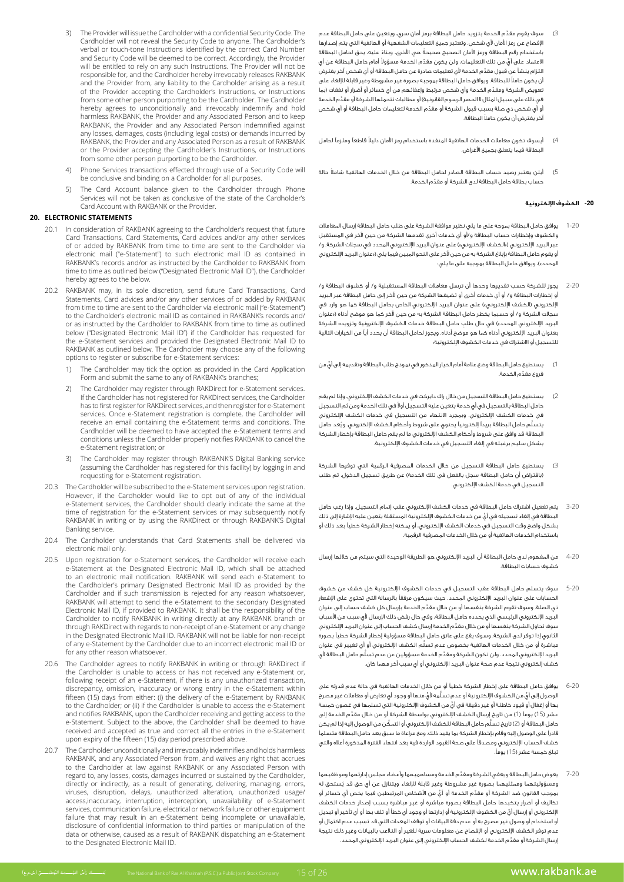3) The Provider will issue the Cardholder with a confidential Security Code. The Cardholder will not reveal the Security Code to anyone. The Cardholder's verbal or touch-tone Instructions identified by the correct Card Number and Security Code will be deemed to be correct. Accordingly, the Provider will be entitled to rely on any such Instructions. The Provider will not be responsible for, and the Cardholder hereby irrevocably releases RAKBANK and the Provider from, any liability to the Cardholder arising as a result of the Provider accepting the Cardholder's Instructions, or Instructions from some other person purporting to be the Cardholder. The Cardholder hereby agrees to unconditionally and irrevocably indemnify and hold harmless RAKBANK, the Provider and any Associated Person and to keep RAKBANK, the Provider and any Associated Person indemnified against any losses, damages, costs (including legal costs) or demands incurred by RAKBANK, the Provider and any Associated Person as a result of RAKBANK or the Provider accepting the Cardholder's Instructions, or Instructions from some other person purporting to be the Cardholder.

4) Phone Services transactions effected through use of a Security Code will be conclusive and binding on a Cardholder for all purposes.

5) The Card Account balance given to the Cardholder through Phone Services will not be taken as conclusive of the state of the Cardholder's Card Account with RAKBANK or the Provider.

## 20. ELECTRONIC STATEMENTS

20.1 In consideration of RAKBANK agreeing to the Cardholder's request that future Card Transactions, Card Statements, Card advices and/or any other services of or added by RAKBANK from time to time are sent to the Cardholder via electronic mail ("e-Statement") to such electronic mail ID as contained in RAKBANK's records and/or as instructed by the Cardholder to RAKBANK from time to time as outlined below ("Designated Electronic Mail ID"), the Cardholder hereby agrees to the below.

20.2 RAKBANK may, in its sole discretion, send future Card Transactions, Card Statements, Card advices and/or any other services of or added by RAKBANK from time to time are sent to the Cardholder via electronic mail ("e-Statement") to the Cardholder's electronic mail ID as contained in RAKBANK's records and/ or as instructed by the Cardholder to RAKBANK from time to time as outlined below ("Designated Electronic Mail ID") if the Cardholder has requested for the e-Statement services and provided the Designated Electronic Mail ID to RAKBANK as outlined below. The Cardholder may choose any of the following options to register or subscribe for e-Statement services:

1) The Cardholder may tick the option as provided in the Card Application Form and submit the same to any of RAKBANK's branches;

2) The Cardholder may register through RAKDirect for e-Statement services. If the Cardholder has not registered for RAKDirect services, the Cardholder has to first register for RAKDirect services, and then register for e-Statement services. Once e-Statement registration is complete, the Cardholder will receive an email containing the e-Statement terms and conditions. The Cardholder will be deemed to have accepted the e-Statement terms and conditions unless the Cardholder properly notifies RAKBANK to cancel the e-Statement registration; or

3) The Cardholder may register through RAKBANK'S Digital Banking service (assuming the Cardholder has registered for this facility) by logging in and requesting for e-Statement registration.

20.3 The Cardholder will be subscribed to the e-Statement services upon registration. However, if the Cardholder would like to opt out of any of the individual e-Statement services, the Cardholder should clearly indicate the same at the time of registration for the e-Statement services or may subsequently notify RAKBANK in writing or by using the RAKDirect or through RAKBANK'S Digital Banking service.

20.4 The Cardholder understands that Card Statements shall be delivered via electronic mail only.

20.5 Upon registration for e-Statement services, the Cardholder will receive each e-Statement at the Designated Electronic Mail ID, which shall be attached to an electronic mail notification. RAKBANK will send each e-Statement to the Cardholder's primary Designated Electronic Mail ID as provided by the Cardholder and if such transmission is rejected for any reason whatsoever, RAKBANK will attempt to send the e-Statement to the secondary Designated Electronic Mail ID, if provided to RAKBANK. It shall be the responsibility of the Cardholder to notify RAKBANK in writing directly at any RAKBANK branch or through RAKDirect with regards to non-receipt of an e-Statement or any change in the Designated Electronic Mail ID. RAKBANK will not be liable for non-receipt of any e-Statement by the Cardholder due to an incorrect electronic mail ID or for any other reason whatsoever.

20.6 The Cardholder agrees to notify RAKBANK in writing or through RAKDirect if the Cardholder is unable to access or has not received any e-Statement or, following receipt of an e-Statement, if there is any unauthorized transaction, discrepancy, omission, inaccuracy or wrong entry in the e-Statement within fifteen (15) days from either: (i) the delivery of the e-Statement by RAKBANK to the Cardholder; or (ii) if the Cardholder is unable to access the e-Statement and notifies RAKBANK, upon the Cardholder receiving and getting access to the e-Statement. Subject to the above, the Cardholder shall be deemed to have received and accepted as true and correct all the entries in the e-Statement upon expiry of the fifteen (15) day period prescribed above.

20.7 The Cardholder unconditionally and irrevocably indemnifies and holds harmless RAKBANK, and any Associated Person, and waives any right that accrues to the Cardholder at law against RAKBANK or any Associated Person with regard to, any losses, costs, damages incurred or sustained by the Cardholder, directly or indirectly, as a result of generating, delivering, managing, errors, viruses, disruption, delays, unauthorized alteration, unauthorized usage/ access,inaccuracy, interruption, interception, unavailability of e-Statement services, communication failure, electrical or network failure or other equipment failure that may result in an e-Statement being incomplete or unavailable, disclosure of confidential information to third parties or manipulation of the data or otherwise, caused as a result of RAKBANK dispatching an e-Statement to the Designated Electronic Mail ID.

3) سوف يقوم مقدّم الخدمة بتزويد حامل البطاقة برمز أمان سري، ويتعين على حامل البطاقة عدم الإفصاح عن رمز الأمان لأي شخص. وتعتبر جميع التعليمات الشفهية أو الهاتفية التي يتم إصدارها باستخدام رقم البطاقة ورمز الأمان الصحيح صحيحةً هي الأخرى، وبناءً عليه، يحق لحامل البطاقة الاعتماد على أيٍّ من تلك التعليمات. ولن يكون مقدّم الخدمة مسؤولاً أمام حامل البطاقة عن أي التزام ينشأ عن قبول مقدّم الخدمة لأي تعليمات صادرة عن حامل البطاقة أو أي شخص آخر يفترض أن يكون حاملاً للبطاقة. ويوافق حامل البطاقة بموجبه بصورة غير مشروطة وغير قابلة للإلغاء على تعويض الشركة ومقدّم الخدمة وأي شخص مرتبط وإعفائهم من أي خسائر أو أضرار أو نفقات (بما في ذلك على سبيل المثال لا الحصر الرسوم القانونية) أو مطالبات تتحملها الشركة أو مقدّم الخدمة أو أي شخص ذي صلة بسبب قبول الشركة أو مقدّم الخدمة لتعليمات حامل البطاقة أو أي شخص آخر يفترض أن يكون حاملاً البطاقة.

4) أ سوف تكون معاملات الخدمات الهاتفية المنفذة باستخدام رمز الأمان دليلاً قاطعاً وملزماً لحامل البطاقة فيما يتعلق بجميع الأغراض.

5) أ لن يعتبر رصيد حساب البطاقة الصادر لحامل البطاقة من خلال الخدمات الهاتفية شاملاً حالة حساب بطاقة حامل البطاقة لدى الشركة أو مقدّم الخدمة.

## 20- الكشوف الإلكترونية

20-1 يوافق حامل البطاقة بموجبه على ما يلي نظير موافقة الشركة على طلب حامل البطاقة إرسال المعاملات والكشوف وإخطارات حساب البطاقة و/أو أي خدمات أخرى تقدمها الشركة من حين لآخر في المستقبل عبر البريد الإلكتروني («الكشف الإلكتروني») على عنوان البريد الإلكتروني المحدد في سجلات الشركة، و/ أو يقوم حامل البطاقة بإبلاغ الشركة به من حين لآخر على النحو المبين فيما يلي («عنوان البريد الإلكتروني المحدد»)، ويوافق حامل البطاقة بموجبه على ما يلي:

20-2 يجوز للشركة حسب تقديرها وحدها أن ترسل معاملات البطاقة المستقبلية و/ أو كشوف البطاقة و/ أو إخطارات البطاقة و/ أو أي خدمات أخرى أو تضيفها الشركة من حين لآخر إلى حامل البطاقة عبر البريد الإلكتروني (الكشف الإلكتروني) على عنوان البريد الإلكتروني الخاص بحامل البطاقة كما هو وارد في سجلات الشركة و/ أو حسبما يخطر حامل البطاقة الشركة به من حين لآخر كما هو موضح أدناه («عنوان البريد الإلكتروني المحدد») في حال طلب حامل البطاقة خدمات الكشوف الإلكترونية وتزويده الشركة بعنوان البريد الإلكتروني أدناه كما هو موضح أدناه. ويجوز لحامل البطاقة أن يحدد أيًا من الخيارات التالية للتسجيل أو الاشتراك في خدمات الكشوف الإلكترونية:

1) يستطيع حامل البطاقة وضع علامة أمام الخيار المذكور في نموذج طلب البطاقة وتقديمه إلى أيٍّ من فروع مقدّم الخدمة.

2) يستطيع حامل البطاقة التسجيل من خلال راك دايركت في خدمات الكشف الإلكتروني. وإذا لم يقم حامل البطاقة بالتسجيل في أي خدمة يتعين عليه التسجيل أولاً في تلك الخدمة ومن ثم التسجيل في خدمات الكشف الإلكتروني. وبمجرد الانتهاء من التسجيل في خدمات الكشف الإلكتروني يتسلّم حامل البطاقة بريداً إلكترونياً يحتوي على شروط وأحكام الكشف الإلكتروني. ويُعد حامل البطاقة قد وافق على شروط وأحكام الكشف الإلكتروني ما لم يقم حامل البطاقة بإخطار الشركة بشكل سليم برغبته في إلغاء التسجيل في خدمات الكشوف الإلكترونية.

3) يستطيع حامل البطاقة التسجيل من خلال الخدمات المصرفية الرقمية التي توفرها الشركة (بافتراض أن حامل البطاقة سجل بالفعل في تلك الخدمة) عن طريق تسجيل الدخول، ثم طلب التسجيل في خدمة الكشف الإلكتروني.

20-3 يتم تفعيل اشتراك حامل البطاقة في خدمات الكشف الإلكتروني عقب إتمام التسجيل. وإذا رغب حامل البطاقة في إلغاء تسجيله في أيٍّ من خدمات الكشوف الإلكترونية المستقلة يتعين عليه الإشارة إلى ذلك بشكل واضح وقت التسجيل في خدمات الكشف الإلكتروني، أو يمكنه إخطار الشركة خطياً بعد ذلك أو باستخدام الخدمات الهاتفية أو من خلال الخدمات المصرفية الرقمية.

20-4 من المفهوم لدى حامل البطاقة أن البريد الإلكتروني هو الطريقة الوحيدة التي سيتم من خلالها إرسال كشوف حسابات البطاقة.

20-5 سوف يتسلم حامل البطاقة عقب التسجيل في خدمات الكشوف الإلكترونية كل كشف من كشوف الحسابات على عنوان البريد الإلكتروني المحدد، حيث سيكون مرفقاً بالرسالة التي تحتوي على الإشعار ذي الصلة. وسوف تقوم الشركة بنفسها أو من خلال مقدّم الخدمة بإرسال كل كشف حساب إلى عنوان البريد الإلكتروني الرئيسي الذي يحدده حامل البطاقة، وفي حال رفض ذلك الإرسال لأي سبب من الأسباب سوف تحاول الشركة بنفسها أو من خلال مقدّم الخدمة إرسال كشف الحساب إلى عنوان البريد الإلكتروني الثانوي إذا توفر لدى الشركة. وسوف يقع على عاتق حامل البطاقة مسؤولية إخطار الشركة خطياً بصورة مباشرة أو من خلال الخدمات الهاتفية بخصوص عدم تسلّم الكشف الإلكتروني أو أي تغيير في عنوان البريد الإلكتروني المحدد. ولن تكون الشركة ومقدّم الخدمة مسؤولين عن عدم تسلّم حامل البطاقة لأي كشف إلكتروني نتيجة عدم صحة عنوان البريد الإلكتروني أو أي سبب آخر مهما كان.

20-6 يوافق حامل البطاقة على إخطار الشركة خطياً أو من خلال الخدمات الهاتفية في حالة عدم قدرته على الوصول إلى أيٍّ من الكشوف الإلكترونية أو عدم تسلّمه لأيٍّ منها أو وجود أي تعارض أو معاملات غير مصرح بها أو إغفال أو قيود خاطئة أو غير دقيقة في أيٍّ من الكشوف الإلكترونية التي تسلمها في غضون خمسة عشر (15) يوماً (1) من تاريخ إرسال الكشف الإلكتروني بواسطة الشركة أو من خلال مقدّم الخدمة إلى حامل البطاقة أو (2) تاريخ تسلّم حامل البطاقة للكشف الإلكتروني أو التمكّن من الوصول إليه إذا لم يكن قادراً على الوصول إليه وقام بإخطار الشركة بما يفيد ذلك. ومع مراعاة ما سبق يعد حامل البطاقة متسلماً كشف الحساب الإلكتروني ومصدقاً على صحة القيود الواردة فيه بعد انتهاء الفترة المذكورة أعلاه والتي تبلغ خمسة عشر (15) يوماً.

20-7 يعوض حامل البطاقة ويعفي الشركة ومقدّم الخدمة ومساهميهما وأعضاء مجلس إدارتهما وموظفيهما ومسؤوليهما وممثليهما بصورة غير مشروطة وغير قابلة للإلغاء، ويتنازل عن أي حق قد يُستحق له بموجب القانون ضد الشركة أو مقدّم الخدمة أو أيٍّ من الأشخاص المرتبطين فيما يخص أي خسائر أو تكاليف أو أضرار يتكبدها حامل البطاقة بصورة مباشرة أو غير مباشرة بسبب إصدار خدمات الكشف الإلكتروني أو إرسال أيٍّ من الكشوف الإلكترونية أو إدارتها أو وجود أي خطأ أو تلف بها أو أي تأخير أو تبديل أو استخدام أو وصول غير مصرح به أو عدم دقة البيانات أو توقف المعدات التي قد تسبب عدم اكتمال أو عدم توفر الكشف الإلكتروني أو الإفصاح عن معلومات سرية للغير أو التلاعب بالبيانات وغير ذلك نتيجة إرسال الشركة أو مقدّم الخدمة لكشف الحساب الإلكتروني إلى عنوان البريد الإلكتروني المحدد.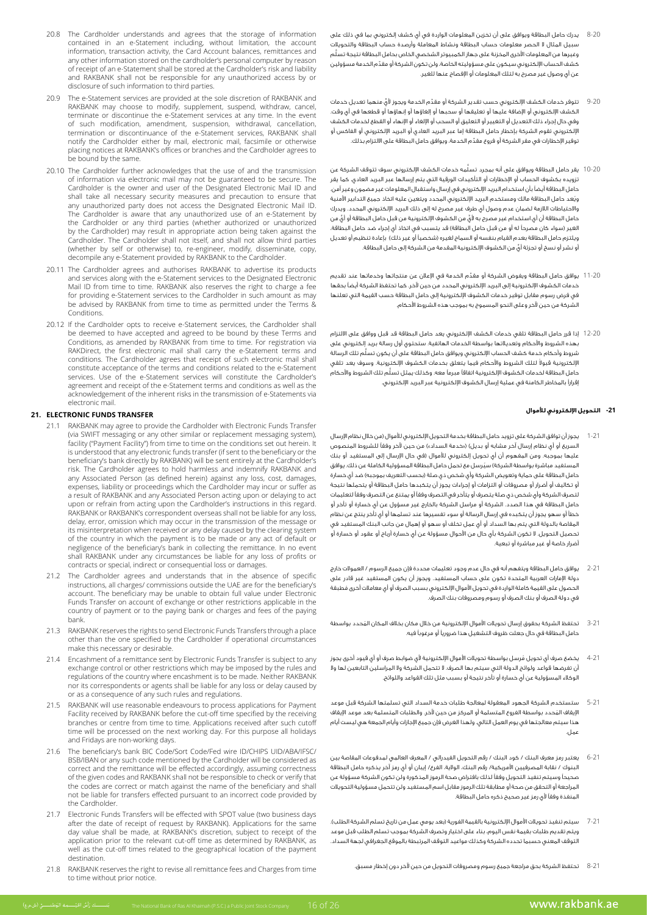20.8 The Cardholder understands and agrees that the storage of information contained in an E-Statement including, without limitation, the account information, transaction activity, the Card Account balances, remittances and any other information stored on the cardholder's personal computer by reason of receipt of an E-Statement shall be stored at the Cardholder's risk and liability and RAKBANK shall not be responsible for any unauthorized access by or disclosure of such information to third parties.

20.9 The E-Statement services are provided at the sole discretion of RAKBANK and RAKBANK may choose to modify, supplement, suspend, withdraw, cancel, terminate or discontinue the E-Statement services at any time. In the event of such modification, amendment, suspension, withdrawal, cancellation, termination or discontinuance of the E-Statement services, RAKBANK shall notify the Cardholder either by mail, electronic mail, facsimile or otherwise placing notices at RAKBANK's offices or branches and the Cardholder agrees to be bound by the same.

20.10 The Cardholder further acknowledges that the use of and the transmission of information via electronic mail may not be guaranteed to be secure. The Cardholder is the owner and user of the Designated Electronic Mail ID and shall take all necessary security measures and precaution to ensure that any unauthorized party does not access the Designated Electronic Mail ID. The Cardholder is aware that any unauthorized use of an E-Statement by the Cardholder or any third parties (whether authorized or unauthorized by the Cardholder) may result in appropriate action being taken against the Cardholder. The Cardholder shall not itself, and shall not allow third parties (whether by self or otherwise) to, re-engineer, modify, disseminate, copy, decompile any e-Statement provided by RAKBANK to the Cardholder.

20.11 The Cardholder agrees and authorises RAKBANK to advertise its products and services along with the E-Statement services to the Designated Electronic Mail ID from time to time. RAKBANK also reserves the right to charge a fee for providing e-Statement services to the Cardholder in such amount as may be advised by RAKBANK from time to time as permitted under the Terms & Conditions.

20.12 If the Cardholder opts to receive e-Statement services, the Cardholder shall be deemed to have accepted and agreed to be bound by these Terms and Conditions, as amended by RAKBANK from time to time. For registration via RAKDirect, the first electronic mail shall carry the E-Statement terms and conditions. The Cardholder agrees that receipt of such electronic mail shall constitute acceptance of the terms and conditions related to the E-Statement services. Use of the E-Statement services will constitute the Cardholder's agreement and receipt of the E-Statement terms and conditions as well as the acknowledgement of the inherent risks in the transmission of E-Statements via electronic mail.

## 21. ELECTRONIC FUNDS TRANSFER

21.1 RAKBANK may agree to provide the Cardholder with Electronic Funds Transfer (via SWIFT messaging or any other similar or replacement messaging system), facility ("Payment Facility") from time to time on the conditions set out herein. It is understood that any electronic funds transfer (if sent to the beneficiary or the beneficiary's bank directly by RAKBANK) will be sent entirely at the Cardholder's risk. The Cardholder agrees to hold harmless and indemnify RAKBANK and any Associated Person (as defined herein) against any loss, cost, damages, expenses, liability or proceedings which the Cardholder may incur or suffer as a result of RAKBANK and any Associated Person acting upon or delaying to act upon or refrain from acting upon the Cardholder's instructions in this regard. RAKBANK or RAKBANK's correspondent overseas shall not be liable for any loss, delay, error, omission which may occur in the transmission of the message or its misinterpretation when received or any delay caused by the clearing system of the country in which the payment is to be made or any act of default or negligence of the beneficiary's bank in collecting the remittance. In no event shall RAKBANK under any circumstances be liable for any loss of profits or contracts or special, indirect or consequential loss or damages.

21.2 The Cardholder agrees and understands that in the absence of specific instructions, all charges/ commissions outside the UAE are for the beneficiary's account. The beneficiary may be unable to obtain full value under Electronic Funds Transfer on account of exchange or other restrictions applicable in the country of payment or to the paying bank or charges and fees of the paying bank.

21.3 RAKBANK reserves the rights to send Electronic Funds Transfers through a place other than the one specified by the Cardholder if operational circumstances make this necessary or desirable.

21.4 Encashment of a remittance sent by Electronic Funds Transfer is subject to any exchange control or other restrictions which may be imposed by the rules and regulations of the country where encashment is to be made. Neither RAKBANK nor its correspondents or agents shall be liable for any loss or delay caused by or as a consequence of any such rules and regulations.

21.5 RAKBANK will use reasonable endeavours to process applications for Payment Facility received by RAKBANK before the cut-off time specified by the receiving branches or centre from time to time. Applications received after such cutoff time will be processed on the next working day. For this purpose all holidays and Fridays are non-working days.

21.6 The beneficiary's bank BIC Code/Sort Code/Fed wire ID/CHIPS UID/ABA/IFSC/BSB/IBAN or any such code mentioned by the Cardholder will be considered as correct and the remittance will be effected accordingly, assuming correctness of the given codes and RAKBANK shall not be responsible to check or verify that the codes are correct or match against the name of the beneficiary and shall not be liable for transfers effected pursuant to an incorrect code provided by the Cardholder.

21.7 Electronic Funds Transfers will be effected with SPOT value (two business days after the date of receipt of request by RAKBANK). Applications for the same day value shall be made, at RAKBANK's discretion, subject to receipt of the application prior to the relevant cut-off time as determined by RAKBANK, as well as the cut-off times related to the geographical location of the payment destination.

21.8 RAKBANK reserves the right to revise all remittance fees and Charges from time to time without prior notice.

20-8 يدرك حامل البطاقة ويوافق على أن تخزين المعلومات الواردة في أي كشف إلكتروني بما في ذلك على سبيل المثال لا الحصر معلومات حساب البطاقة ونشاط المعاملة وأرصدة حساب البطاقة والتحويلات وغيرها من المعلومات الأخرى المخزنة على جهاز الكمبيوتر الشخصي الخاص بحامل البطاقة نتيجة تسلّم كشف الحساب الإلكتروني سيكون على مسؤوليته الخاصة، ولن تكون الشركة أو مقدّم الخدمة مسؤولين عن أي وصول غير مصرح به لتلك المعلومات أو الإفصاح عنها للغير.

20-9 تتوفر خدمات الكشف الإلكتروني حسب تقدير الشركة أو مقدّم الخدمة ويجوز لأيٍّ منهما تعديل خدمات الكشف الإلكتروني أو الإضافة عليها أو تعليقها أو سحبها أو إلغاؤها أو إنهاؤها أو قطعها في أي وقت. وفي حال إجراء ذلك التعديل أو التغيير أو التعليق أو السحب أو الإلغاء أو الإنهاء أو القطع لخدمات الكشف الإلكتروني تقوم الشركة بإخطار حامل البطاقة إما عبر البريد العادي أو البريد الإلكتروني أو الفاكس أو توفير الإخطارات في مقر الشركة أو فروع مقدّم الخدمة، ويوافق حامل البطاقة على الالتزام بذلك.

20-10 يقر حامل البطاقة ويوافق على أنه بمجرد تسلُّمه خدمات الكشف الإلكتروني سوف تتوقف الشركة عن تزويده بكشوف الحساب أو الإخطارات أو التأكيدات الورقية التي يتم إرسالها عبر البريد العادي. كما يقر حامل البطاقة أيضاً بأن استخدام البريد الإلكتروني في إرسال واستقبال المعلومات غير مضمون وغير آمن. ويعد حامل البطاقة مالك ومستخدم البريد الإلكتروني المحدد ويتعين عليه اتخاذ جميع التدابير الأمنية والاحتياطات اللازمة لضمان عدم وصول أي طرف غير مصرح له إلى ذلك البريد الإلكتروني المحدد. ويدرك حامل البطاقة أن أي استخدام غير مصرح به لأيٍّ من الكشوف الإلكترونية من قبل حامل البطاقة أو أيٍّ من الغير (سواء كان مصرحاً له أو من قبل حامل البطاقة) قد يتسبب في اتخاذ أي إجراء ضد حامل البطاقة. ويلتزم حامل البطاقة بعدم القيام بنفسه أو السماح لغيره (شخصياً أو غير ذلك) بإعادة تنظيم أو تعديل أو نشر أو نسخ أو تجزئة أيٍّ من الكشوف الإلكترونية المقدمة من الشركة إلى حامل البطاقة.

20-11 يوافق حامل البطاقة ويفوض الشركة أو مقدّم الخدمة في الإعلان عن منتجاتها وخدماتها عند تقديم خدمات الكشوف الإلكترونية إلى البريد الإلكتروني المحدد من حين لآخر. كما تحتفظ الشركة أيضاً بحقها في فرض رسوم مقابل توفير خدمات الكشوف الإلكترونية إلى حامل البطاقة حسب القيمة التي تعلنها الشركة من حين لآخر وعلى النحو المسموح به بموجب هذه الشروط الأحكام.

20-12 إذا قرر حامل البطاقة تلقي خدمات الكشف الإلكتروني يعد حامل البطاقة قد قبل ووافق على الالتزام بهذه الشروط والأحكام وتعديلاتها بواسطة الخدمات الهاتفية. ستحتوي أول رسالة بريد إلكتروني على شروط وأحكام خدمة كشف الحساب الإلكتروني ويوافق حامل البطاقة على أن يكون تسلُّم تلك الرسالة الإلكترونية قبولاً لتلك الشروط والأحكام فيما يتعلق بخدمات الكشوف الإلكترونية. وسوف يعد تلقي حامل البطاقة لخدمات الكشوف الإلكترونية اتفاقاً مبرماً معه، وكذلك يمثل تسلُّم تلك الشروط والأحكام إقراراً بالمخاطر الكامنة في عملية إرسال الكشوف الإلكترونية عبر البريد الإلكتروني.

## 21- التحويل الإلكتروني للأموال

21-1 يجوز أن توافق الشركة على تزويد حامل البطاقة بخدمة التحويل الإلكتروني للأموال (من خلال نظام الإرسال السريع أو أي نظام إرسال آخر مشابه أو بديل) («خدمة السداد») من حين لآخر وفقاً للشروط المنصوص عليها بموجبه. ومن المفهوم أن أي تحويل إلكتروني للأموال (في حال الإرسال إلى المستفيد أو بنك المستفيد مباشرة بواسطة الشركة) سيُرسل مع تحمل حامل البطاقة المسؤولية الكاملة عن ذلك. يوافق حامل البطاقة على حماية وتعويض الشركة وأي شخص ذي صلة (بحسب التعريف بموجبه) ضد أي خسارة أو تكاليف أو أضرار أو مصروفات أو التزامات أو إجراءات يجوز أن يتكبدها حامل البطاقة أو يتحملها نتيجة لتصرف الشركة وأي شخص ذي صلة يتصرف أو يتأخر في التصرف وفقاً أو يمتنع عن التصرف وفقاً لتعليمات حامل البطاقة في هذا الصدد. الشركة أو مراسل الشركة بالخارج غير مسؤول عن أي خسارة أو تأخر أو خطأ أو سهو يجوز أن يتكبده في إرسال الرسالة أو سوء تفسيرها عند تسلمها أو أي تأخر ينتج عن نظام المقاصة بالدولة التي يتم بها السداد أو أي عمل تخلف أو سهو أو إهمال من جانب البنك المستفيد في تحصيل التحويل. لا تكون الشركة بأي حال من الأحوال مسؤولة عن أي خسارة أرباح أو عقود أو خسارة أو أضرار خاصة أو غير مباشرة أو تبعية.

21-2 يوافق حامل البطاقة ويتفهم أنه في حال عدم وجود تعليمات محددة فإن جميع الرسوم / العمولات خارج دولة الإمارات العربية المتحدة تكون على حساب المستفيد. ويجوز أن يكون المستفيد غير قادر على الحصول على القيمة كاملة الواردة في تحويل الأموال الإلكتروني بسبب الصرف أو أي معاملات أخرى قطبقة في دولة الصرف أو بنك الصرف أو رسوم ومصروفات بنك الصرف.

21-3 تحتفظ الشركة بحقوق إرسال تحويلات الأموال الإلكترونية من خلال مكان بخلاف المكان المُحدد بواسطة حامل البطاقة في حال جعلت ظروف التشغيل هذا ضرورياً أو مرغوباً فيه.

21-4 يخضع صرف أي تحويل مُرسل بواسطة تحويلات الأموال الإلكترونية لأي ضوابط صرف أو أي قيود أخرى يجوز أن تفرضها قواعد ولوائح الدولة التي سيتم بها الصرف. لا تتحمل الشركة ولا المراسلين التابعين لها ولا الوكلاء المسؤولية عن أي خسارة أو تأخر نتيجة أو بسبب مثل تلك القواعد واللوائح.

21-5 ستستخدم الشركة الجهود المعقولة لمعالجة طلبات خدمة السداد التي تسلمتها الشركة قبل موعد الإيقاف المُحدد بواسطة الفروع المتسلمة أو المركز من حين لآخر والطلبات المتسلمة بعد موعد الإيقاف هذا سيتم معالجتها في يوم العمل التالي. ولهذا الغرض فإن جميع الإجازات وأيام الجمعة هي ليست أيام عمل.

21-6 يعتبر رمز معرف البنك / كود البنك / رقم التحويل الفيدرالي / المعرف العالمي لمدفوعات المقاصة بين البنوك / نقابة المصرفيين الأمريكية/ رقم البنك، الولاية، الفرع/ إيبان أو أي رمز آخر يذكره حامل البطاقة صحيحاً وسيتم تنفيذ التحويل وفقاً لذلك بافتراض صحة الرموز المذكورة ولن تكون الشركة مسؤولة عن المراجعة أو التحقق من صحة أو مطابقة تلك الرموز مقابل اسم المستفيد ولن تتحمل مسؤولية التحويلات المنفذة وفقاً لأي رمز غير صحيح ذكره حامل البطاقة.

21-7 سيتم تنفيذ تحويلات الأموال الإلكترونية بالقيمة الفورية (بعد يومي عمل من تاريخ تسلم الشركة الطلب). ويتم تقديم طلبات بقيمة نفس اليوم، بناء على اختيار وتصرف الشركة بموجب تسلم الطلب قبل موعد التوقف المعني حسبما تحدده الشركة وكذلك مواعيد التوقف المرتبطة بالموقع الجغرافي لجهة السداد.

21-8 تحتفظ الشركة بحق مراجعة جميع رسوم ومصروفات التحويل من حين لآخر دون إخطار مسبق.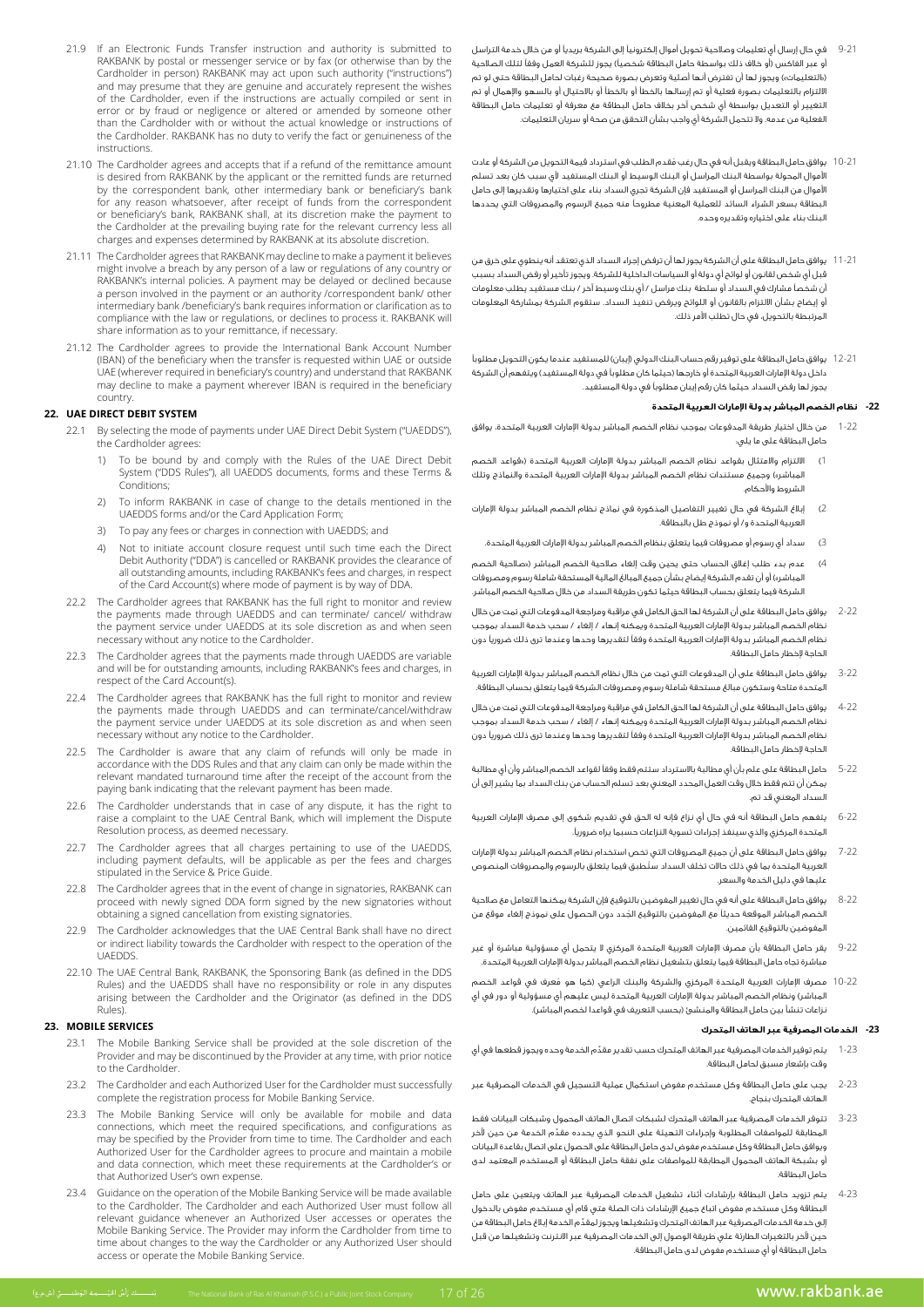21.9 If an Electronic Funds Transfer instruction and authority is submitted to RAKBANK by postal or messenger service or by fax (or otherwise than by the Cardholder in person) RAKBANK may act upon such authority ("instructions") and may presume that they are genuine and accurately represent the wishes of the Cardholder, even if the instructions are actually compiled or sent in error or by fraud or negligence or altered or amended by someone other than the Cardholder with or without the actual knowledge or instructions of the Cardholder. RAKBANK has no duty to verify the fact or genuineness of the instructions.

21.10 The Cardholder agrees and accepts that if a refund of the remittance amount is desired from RAKBANK by the applicant or the remitted funds are returned by the correspondent bank, other intermediary bank or beneficiary's bank for any reason whatsoever, after receipt of funds from the correspondent or beneficiary's bank, RAKBANK shall, at its discretion make the payment to the Cardholder at the prevailing buying rate for the relevant currency less all charges and expenses determined by RAKBANK at its absolute discretion.

21.11 The Cardholder agrees that RAKBANK may decline to make a payment it believes might involve a breach by any person of a law or regulations of any country or RAKBANK's internal policies. A payment may be delayed or declined because a person involved in the payment or an authority /correspondent bank/ other intermediary bank /beneficiary's bank requires information or clarification as to compliance with the law or regulations, or declines to process it. RAKBANK will share information as to your remittance, if necessary.

21.12 The Cardholder agrees to provide the International Bank Account Number (IBAN) of the beneficiary when the transfer is requested within UAE or outside UAE (wherever required in beneficiary's country) and understand that RAKBANK may decline to make a payment wherever IBAN is required in the beneficiary country.

## 22. UAE DIRECT DEBIT SYSTEM

22.1 By selecting the mode of payments under UAE Direct Debit System ("UAEDDS"), the Cardholder agrees:

1) To be bound by and comply with the Rules of the UAE Direct Debit System ("DDS Rules"), all UAEDDS documents, forms and these Terms & Conditions;
2) To inform RAKBANK in case of change to the details mentioned in the UAEDDS forms and/or the Card Application Form;
3) To pay any fees or charges in connection with UAEDDS; and
4) Not to initiate account closure request until such time each the Direct Debit Authority ("DDA") is cancelled or RAKBANK provides the clearance of all outstanding amounts, including RAKBANK's fees and charges, in respect of the Card Account(s) where mode of payment is by way of DDA.

22.2 The Cardholder agrees that RAKBANK has the full right to monitor and review the payments made through UAEDDS and can terminate/ cancel/ withdraw the payment service under UAEDDS at its sole discretion as and when seen necessary without any notice to the Cardholder.

22.3 The Cardholder agrees that the payments made through UAEDDS are variable and will be for outstanding amounts, including RAKBANK's fees and charges, in respect of the Card Account(s).

22.4 The Cardholder agrees that RAKBANK has the full right to monitor and review the payments made through UAEDDS and can terminate/cancel/withdraw the payment service under UAEDDS at its sole discretion as and when seen necessary without any notice to the Cardholder.

22.5 The Cardholder is aware that any claim of refunds will only be made in accordance with the DDS Rules and that any claim can only be made within the relevant mandated turnaround time after the receipt of the account from the paying bank indicating that the relevant payment has been made.

22.6 The Cardholder understands that in case of any dispute, it has the right to raise a complaint to the UAE Central Bank, which will implement the Dispute Resolution process, as deemed necessary.

22.7 The Cardholder agrees that all charges pertaining to use of the UAEDDS, including payment defaults, will be applicable as per the fees and charges stipulated in the Service & Price Guide.

22.8 The Cardholder agrees that in the event of change in signatories, RAKBANK can proceed with newly signed DDA form signed by the new signatories without obtaining a signed cancellation from existing signatories.

22.9 The Cardholder acknowledges that the UAE Central Bank shall have no direct or indirect liability towards the Cardholder with respect to the operation of the UAEDDS.

22.10 The UAE Central Bank, RAKBANK, the Sponsoring Bank (as defined in the DDS Rules) and the UAEDDS shall have no responsibility or role in any disputes arising between the Cardholder and the Originator (as defined in the DDS Rules).

## 23. MOBILE SERVICES

23.1 The Mobile Banking Service shall be provided at the sole discretion of the Provider and may be discontinued by the Provider at any time, with prior notice to the Cardholder.

23.2 The Cardholder and each Authorized User for the Cardholder must successfully complete the registration process for Mobile Banking Service.

23.3 The Mobile Banking Service will only be available for mobile and data connections, which meet the required specifications, and configurations as may be specified by the Provider from time to time. The Cardholder and each Authorized User for the Cardholder agrees to procure and maintain a mobile and data connection, which meet these requirements at the Cardholder's or that Authorized User's own expense.

23.4 Guidance on the operation of the Mobile Banking Service will be made available to the Cardholder. The Cardholder and each Authorized User must follow all relevant guidance whenever an Authorized User accesses or operates the Mobile Banking Service. The Provider may inform the Cardholder from time to time of changes to the way the Cardholder or any Authorized User should access or operate the Mobile Banking Service.

21-9 في حال إرسال أي تعليمات وصلاحية تحويل أموال إلكترونياً إلى الشركة بريدياً أو من خلال خدمة التراسل أو عبر الفاكس (أو خلاف ذلك بواسطة حامل البطاقة شخصياً) يجوز للشركة العمل وفقاً لتلك الصلاحية («التعليمات») ويجوز لها أن تفترض أنها أصلية وتعرض بصورة صحيحة رغبات لحامل البطاقة حتى لو تم الالتزام بالتعليمات بصورة فعلية أو تم إرسالها بالخطأ أو بالخطأ أو بالاحتيال أو بالسهو والإهمال أو تم التغيير أو التعديل بواسطة أي شخص آخر بخلاف حامل البطاقة مع معرفة أو تعليمات حامل البطاقة الفعلية من عدمه. ولا تتحمل الشركة أي واجب بشأن التحقق من صحة أو سريان التعليمات.

21-10 يوافق حامل البطاقة ويقبل أنه في حال رغب مُقدم الطلب في استرداد قيمة التحويل من الشركة أو عادت الأموال المحولة بواسطة البنك المراسل أو البنك الوسيط أو البنك المستفيد لأي سبب كان بعد تسلم الأموال من البنك المراسل أو المستفيد فإن الشركة تجري السداد بناء على اختيارها وتقديرها إلى حامل البطاقة بسعر الشراء السائد للعملية المعنية مطروحاً منه جميع الرسوم والمصروفات التي يحددها البنك بناء على اختياره وتقديره وحده.

21-11 يوافق حامل البطاقة على أن الشركة يجوز لها أن ترفض إجراء السداد الذي تعتقد أنه ينطوي على خرق من قبل أي شخص لقانون أو لوائح أي دولة أو السياسات الداخلية للشركة. ويجوز تأخير أو رفض السداد بسبب أن شخصاً مشاركاً في السداد أو سلطة بنك مراسل / أي بنك وسيط آخر / بنك مستفيد يطلب معلومات أو إيضاح بشأن الالتزام بالقانون أو اللوائح ويرفض تنفيذ السداد. ستقوم الشركة بمشاركة المعلومات المرتبطة بالتحويل، في حال تطلب الأمر ذلك.

21-12 يوافق حامل البطاقة على توفير رقم حساب البنك الدولي (إيبان) للمستفيد عندما يكون التحويل مطلوباً داخل دولة الإمارات العربية المتحدة أو خارجها (حيثما كان مطلوباً في دولة المستفيد) ويتفهم أن الشركة يجوز لها رفض السداد حيثما كان رقم إيبان مطلوباً في دولة المستفيد.

## 22- نظام الخصم المباشر بدولة الإمارات العربية المتحدة

22-1 من خلال اختيار طريقة المدفوعات بموجب نظام الخصم المباشر بدولة الإمارات العربية المتحدة، يوافق حامل البطاقة على ما يلي:

1) الالتزام والامتثال بقواعد نظام الخصم المباشر بدولة الإمارات العربية المتحدة («قواعد الخصم المباشر») وجميع مستندات نظام الخصم المباشر بدولة الإمارات العربية المتحدة والنماذج وتلك الشروط والأحكام.
2) إبلاغ الشركة في حال تغيير التفاصيل المذكورة في نماذج نظام الخصم المباشر بدولة الإمارات العربية المتحدة و/ أو نموذج طلب بالبطاقة.
3) سداد أي رسوم أو مصروفات فيما يتعلق بنظام الخصم المباشر بدولة الإمارات العربية المتحدة.
4) عدم بدء طلب إغلاق الحساب حتى يحين وقت إلغاء صلاحية الخصم المباشر («صلاحية الخصم المباشر») أو أن تقدم الشركة إيضاح بشأن جميع المبالغ المالية المستحقة شاملة رسوم ومصروفات الشركة فيما يتعلق بحساب البطاقة حيثما تكون طريقة السداد من خلال صلاحية الخصم المباشر.

22-2 يوافق حامل البطاقة على أن الشركة لها الحق الكامل في مراقبة ومراجعة المدفوعات التي تمت من خلال نظام الخصم المباشر بدولة الإمارات العربية المتحدة ويمكنه إنهاء / إلغاء / سحب خدمة السداد بموجب نظام الخصم المباشر بدولة الإمارات العربية المتحدة وفقاً لتقديرها وحدها وعندما ترى ذلك ضرورياً دون الحاجة لإخطار حامل البطاقة.

22-3 يوافق حامل البطاقة على أن المدفوعات التي تمت من خلال نظام الخصم المباشر بدولة الإمارات العربية المتحدة متاحة وستكون مبالغ مستحقة شاملة رسوم ومصروفات الشركة فيما يتعلق بحساب البطاقة.

22-4 يوافق حامل البطاقة على أن الشركة لها الحق الكامل في مراقبة ومراجعة المدفوعات التي تمت من خلال نظام الخصم المباشر بدولة الإمارات العربية المتحدة ويمكنه إنهاء / إلغاء / سحب خدمة السداد بموجب نظام الخصم المباشر بدولة الإمارات العربية المتحدة وفقاً لتقديرها وحدها وعندما ترى ذلك ضرورياً دون الحاجة لإخطار حامل البطاقة.

22-5 حامل البطاقة على علم بأن أي مطالبة بالاسترداد ستتم فقط وفقاً لقواعد الخصم المباشر وأن أي مطالبة يمكن أن تتم فقط خلال وقت العمل المحدد المعني بعد تسلم الحساب من بنك السداد بما يشير إلى أن السداد المعني قد تم.

22-6 يتفهم حامل البطاقة أنه في حال أي نزاع فإنه له الحق في تقديم شكوى إلى مصرف الإمارات العربية المتحدة المركزي والذي سينفذ إجراءات تسوية النزاعات حسبما يراه ضرورياً.

22-7 يوافق حامل البطاقة على أن جميع المصروفات التي تخص استخدام نظام الخصم المباشر بدولة الإمارات العربية المتحدة بما في ذلك حالات تخلف السداد ستُطبق فيما يتعلق بالرسوم والمصروفات المنصوص عليها في دليل الخدمة والسعر.

22-8 يوافق حامل البطاقة على أنه في حال تغيير المفوضين بالتوقيع فإن الشركة يمكنها التعامل مع صلاحية الخصم المباشر الموقعة حديثاً مع المفوضين بالتوقيع الجدد دون الحصول على نموذج إلغاء موقع من المفوضين بالتوقيع القائمين.

22-9 يقر حامل البطاقة بأن مصرف الإمارات العربية المتحدة المركزي لا يتحمل أي مسؤولية مباشرة أو غير مباشرة تجاه حامل البطاقة فيما يتعلق بتشغيل نظام الخصم المباشر بدولة الإمارات العربية المتحدة.

22-10 مصرف الإمارات العربية المتحدة المركزي والشركة والبنك الراعي (كما هو مُعرف في قواعد الخصم المباشر) ونظام الخصم المباشر بدولة الإمارات العربية المتحدة ليس عليهم أي مسؤولية أو دور في أي نزاعات تنشأ بين حامل البطاقة والمنشئ (بحسب التعريف في قواعدا لخصم المباشر).

## 23- الخدمات المصرفية عبر الهاتف المتحرك

23-1 يتم توفير الخدمات المصرفية عبر الهاتف المتحرك حسب تقدير مقدّم الخدمة وحده ويجوز قطعها في أي وقت بإشعار مسبق لحامل البطاقة.

23-2 يجب على حامل البطاقة وكل مستخدم مفوض استكمال عملية التسجيل في الخدمات المصرفية عبر الهاتف المتحرك بنجاح.

23-3 تتوفر الخدمات المصرفية عبر الهاتف المتحرك لشبكات اتصال الهاتف المحمول وشبكات البيانات فقط المطابقة للمواصفات المطلوبة وإجراءات التهيئة على النحو الذي يحدده مقدّم الخدمة من حين لآخر ويوافق حامل البطاقة وكل مستخدم مفوض لدى حامل البطاقة على الحصول على اتصال بقاعدة البيانات أو بشبكة الهاتف المحمول المطابقة للمواصفات على نفقة حامل البطاقة أو المستخدم المعتمد لدى حامل البطاقة.

23-4 سيتم تزويد حامل البطاقة بإرشادات أثناء تشغيل الخدمات المصرفية عبر الهاتف ويتعين على حامل البطاقة وكل مستخدم مفوض اتباع جميع الإرشادات ذات الصلة متى قام أي مستخدم مفوض بالدخول إلى خدمة الخدمات المصرفية عبر الهاتف المتحرك وتشغيلها ويجوز لمقدّم الخدمة إبلاغ حامل البطاقة من حين لآخر بالتغييرات الطارئة على طريقة الوصول إلى الخدمات المصرفية عبر الانترنت وتشغيلها من قبل حامل البطاقة أو أي مستخدم مفوض لدى حامل البطاقة.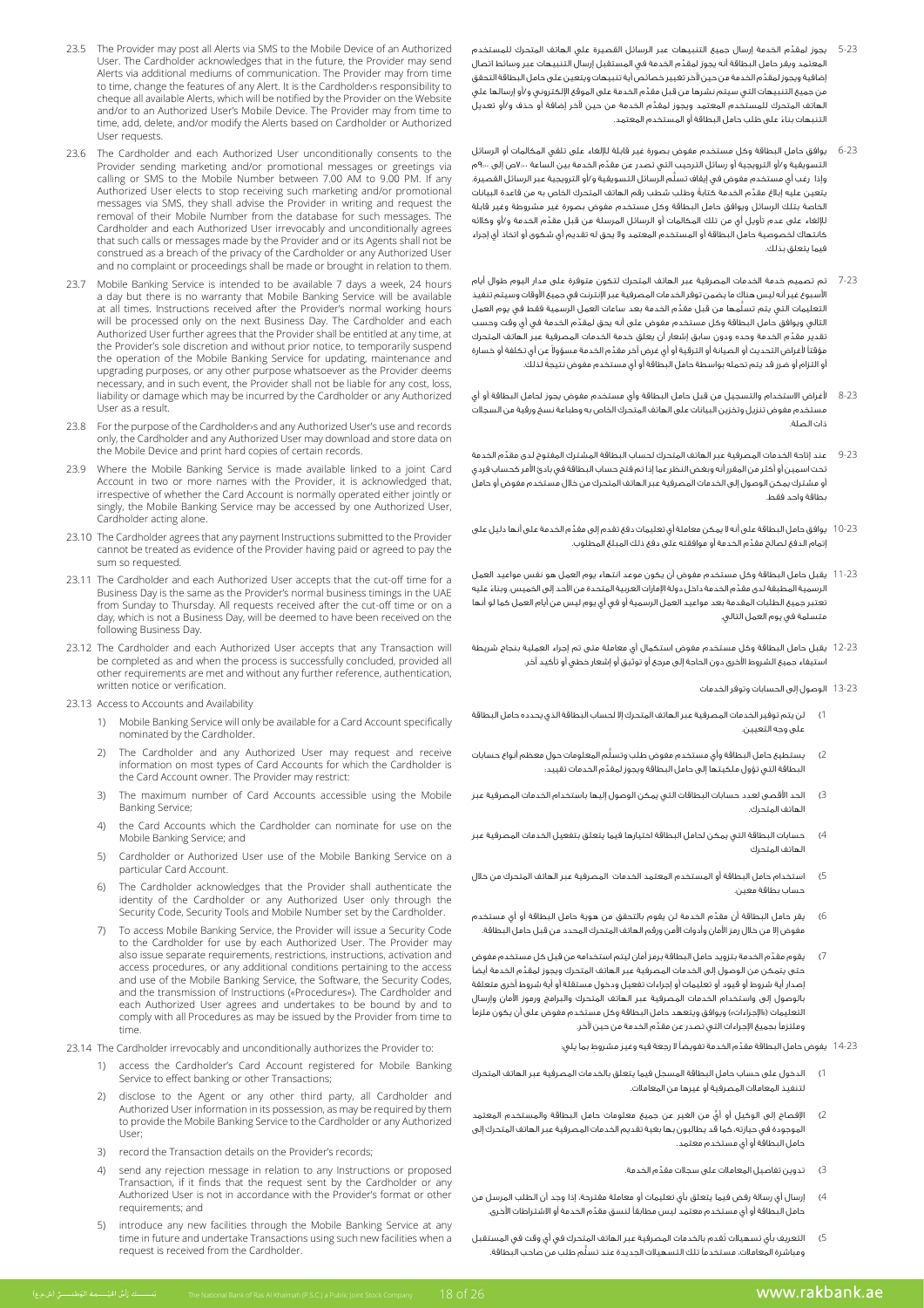23.5 The Provider may post all Alerts via SMS to the Mobile Device of an Authorized User. The Cardholder acknowledges that in the future, the Provider may send Alerts via additional means of communication. The Provider may from time to time, change the features of any Alert. It is the Cardholder›s responsibility to cheque all available Alerts, which will be notified by the Provider on the Website and/or to an Authorized User's Mobile Device. The Provider may from time to time, add, delete, and/or modify the Alerts based on Cardholder or Authorized User requests.

23.6 The Cardholder and each Authorized User unconditionally consents to the Provider sending marketing and/or promotional messages or greetings via calling or SMS to the Mobile Number between 7.00 AM to 9.00 PM. If any Authorized User elects to stop receiving such marketing and/or promotional messages via SMS, they shall advise the Provider in writing and request the removal of their Mobile Number from the database for such messages. The Cardholder and each Authorized User irrevocably and unconditionally agrees that such calls or messages made by the Provider and or its Agents shall not be construed as a breach of the privacy of the Cardholder or any Authorized User and no complaint or proceedings shall be made or brought in relation to them.

23.7 Mobile Banking Service is intended to be available 7 days a week, 24 hours a day but there is no warranty that Mobile Banking Service will be available at all times. Instructions received after the Provider's normal working hours will be processed only on the next Business Day. The Cardholder and each Authorized User further agrees that the Provider shall be entitled at any time, at the Provider's sole discretion and without prior notice, to temporarily suspend the operation of the Mobile Banking Service for updating, maintenance and upgrading purposes, or any other purpose whatsoever as the Provider deems necessary, and in such event, the Provider shall not be liable for any cost, loss, liability or damage which may be incurred by the Cardholder or any Authorized User as a result.

23.8 For the purpose of the Cardholder›s and any Authorized User's use and records only, the Cardholder and any Authorized User may download and store data on the Mobile Device and print hard copies of certain records.

23.9 Where the Mobile Banking Service is made available linked to a joint Card Account in two or more names with the Provider, it is acknowledged that, irrespective of whether the Card Account is normally operated either jointly or singly, the Mobile Banking Service may be accessed by one Authorized User, Cardholder acting alone.

23.10 The Cardholder agrees that any payment Instructions submitted to the Provider cannot be treated as evidence of the Provider having paid or agreed to pay the sum so requested.

23.11 The Cardholder and each Authorized User accepts that the cut-off time for a Business Day is the same as the Provider's normal business timings in the UAE from Sunday to Thursday. All requests received after the cut-off time or on a day, which is not a Business Day, will be deemed to have been received on the following Business Day.

23.12 The Cardholder and each Authorized User accepts that any Transaction will be completed as and when the process is successfully concluded, provided all other requirements are met and without any further reference, authentication, written notice or verification.

23.13 Access to Accounts and Availability

1) Mobile Banking Service will only be available for a Card Account specifically nominated by the Cardholder.
2) The Cardholder and any Authorized User may request and receive information on most types of Card Accounts for which the Cardholder is the Card Account owner. The Provider may restrict:
3) The maximum number of Card Accounts accessible using the Mobile Banking Service;
4) the Card Accounts which the Cardholder can nominate for use on the Mobile Banking Service; and
5) Cardholder or Authorized User use of the Mobile Banking Service on a particular Card Account.
6) The Cardholder acknowledges that the Provider shall authenticate the identity of the Cardholder or any Authorized User only through the Security Code, Security Tools and Mobile Number set by the Cardholder.
7) To access Mobile Banking Service, the Provider will issue a Security Code to the Cardholder for use by each Authorized User. The Provider may also issue separate requirements, restrictions, instructions, activation and access procedures, or any additional conditions pertaining to the access and use of the Mobile Banking Service, the Software, the Security Codes, and the transmission of Instructions («Procedures»). The Cardholder and each Authorized User agrees and undertakes to be bound by and to comply with all Procedures as may be issued by the Provider from time to time.

23.14 The Cardholder irrevocably and unconditionally authorizes the Provider to:

1) access the Cardholder's Card Account registered for Mobile Banking Service to effect banking or other Transactions;
2) disclose to the Agent or any other third party, all Cardholder and Authorized User information in its possession, as may be required by them to provide the Mobile Banking Service to the Cardholder or any Authorized User;
3) record the Transaction details on the Provider's records;
4) send any rejection message in relation to any Instructions or proposed Transaction, if it finds that the request sent by the Cardholder or any Authorized User is not in accordance with the Provider's format or other requirements; and
5) introduce any new facilities through the Mobile Banking Service at any time in future and undertake Transactions using such new facilities when a request is received from the Cardholder.

5-23 يجوز لمقدّم الخدمة إرسال جميع التنبيهات عبر الرسائل القصيرة على الهاتف المتحرك للمستخدم المعتمد ويقر حامل البطاقة أنه يجوز لمقدّم الخدمة في المستقبل إرسال التنبيهات عبر وسائط اتصال إضافية ويجوز لمقدّم الخدمة من حين لآخر تغيير خصائص أية تنبيهات ويتعين على حامل البطاقة التحقق من جميع التنبيهات التي سيتم نشرها من قبل مقدّم الخدمة على الموقع الإلكتروني و/أو إرسالها على الهاتف المتحرك للمستخدم المعتمد ويجوز لمقدّم الخدمة من حين لآخر إضافة أو حذف و/أو تعديل التنبيهات بناءً على طلب حامل البطاقة أو المستخدم المعتمد.

6-23 يوافق حامل البطاقة وكل مستخدم مفوض بصورة غير قابلة للإلغاء على تلقي المكالمات أو الرسائل التسويقية و/أو الترويجية أو رسائل الترحيب التي تصدر عن مقدّم الخدمة بين الساعة ٧:٠٠ص إلى ٩:٠٠م وإذا رغب أي مستخدم مفوض في إيقاف تسلّم الرسائل التسويقية و/أو الترويجية عبر الرسائل القصيرة، يتعين عليه إبلاغ مقدّم الخدمة كتابةً وطلب شطب رقم الهاتف المتحرك الخاص به من قاعدة البيانات الخاصة بتلك الرسائل ويوافق حامل البطاقة وكل مستخدم مفوض بصورة غير مشروطة وغير قابلة للإلغاء على عدم تأويل أي من تلك المكالمات أو الرسائل المرسلة من قبل مقدّم الخدمة و/أو وكالئه كانتهاك لخصوصية حامل البطاقة أو المستخدم المعتمد ولا يحق له تقديم أي شكوى أو اتخاذ أي إجراء فيما يتعلق بذلك.

7-23 تم تصميم خدمة الخدمات المصرفية عبر الهاتف المتحرك لتكون متوفرة على مدار اليوم طوال أيام الأسبوع غير أنه ليس هناك ما يضمن توفر الخدمات المصرفية عبر الإنترنت في جميع الأوقات وسيتم تنفيذ التعليمات التي يتم تسلّمها من قبل مقدّم الخدمة بعد ساعات العمل الرسمية فقط في يوم العمل التالي ويوافق حامل البطاقة وكل مستخدم مفوض على أنه يحق لمقدّم الخدمة في أي وقت وحسب تقدير مقدّم الخدمة وحده ودون سابق إشعار أن يعلق خدمة الخدمات المصرفية عبر الهاتف المتحرك مؤقتاً لأغراض التحديث أو الصيانة أو الترقية أو أي غرض آخر مقدّم الخدمة مسؤولاً عن أي تكلفة أو خسارة أو التزام أو ضرر قد يتم تحمله بواسطة حامل البطاقة أو أي مستخدم مفوض نتيجة لذلك.

8-23 لأغراض الاستخدام والتسجيل من قبل حامل البطاقة وأي مستخدم مفوض يجوز لحامل البطاقة أو أي مستخدم مفوض تنزيل وتخزين البيانات على الهاتف المتحرك الخاص به وطباعة نسخ ورقية من السجلات ذات الصلة.

9-23 عند إتاحة الخدمات المصرفية عبر الهاتف المتحرك لحساب البطاقة المشترك المفتوح لدى مقدّم الخدمة تحت اسمين أو أكثر من المقرّ أنه وبغض النظر عما إذا تم فتح حساب البطاقة في بادئ الأمر كحساب فردي أو مشترك يمكن الوصول إلى الخدمات المصرفية عبر الهاتف المتحرك من خلال مستخدم مفوض أو حامل بطاقة واحد فقط.

10-23 يوافق حامل البطاقة على أنه لا يمكن معاملة أي تعليمات دفع تقدم إلى مقدّم الخدمة على أنها دليل على إتمام الدفع لصالح مقدّم الخدمة أو موافقته على دفع ذلك المبلغ المطلوب.

11-23 يقبل حامل البطاقة وكل مستخدم مفوض أن يكون موعد انتهاء يوم العمل هو نفس مواعيد العمل الرسمية المطبقة لدى مقدّم الخدمة داخل دولة الإمارات العربية المتحدة من الأحد إلى الخميس، وبناءً عليه تعتبر جميع الطلبات المقدمة بعد مواعيد العمل الرسمية أو في أي يوم ليس من أيام العمل كما لو أنها متسلمة في يوم العمل التالي.

12-23 يقبل حامل البطاقة وكل مستخدم مفوض استكمال أي معاملة متى تم إجراء العملية بنجاح شريطة استيفاء جميع الشروط الأخرى دون الحاجة إلى مرجع أو توثيق أو إشعار خطي أو تأكيد آخر.

13-23 الوصول إلى الحسابات وتوفر الخدمات

1) لن يتم توفير الخدمات المصرفية عبر الهاتف المتحرك إلا لحساب البطاقة الذي يحدده حامل البطاقة على وجه التعيين.
2) يستطيع حامل البطاقة وأي مستخدم مفوض طلب وتسلّم المعلومات حول معظم أنواع حسابات البطاقة التي تؤول ملكيتها إلى حامل البطاقة ويجوز لمقدّم الخدمات تقييد:
3) الحد الأقصى لعدد حسابات البطاقات التي يمكن الوصول إليها باستخدام الخدمات المصرفية عبر الهاتف المتحرك.
4) حسابات البطاقة التي يمكن لحامل البطاقة اختيارها فيما يتعلق بتفعيل الخدمات المصرفية عبر الهاتف المتحرك
5) استخدام حامل البطاقة أو المستخدم المعتمد الخدمات المصرفية عبر الهاتف المتحرك من خلال حساب بطاقة معين.
6) يقر حامل البطاقة أن مقدّم الخدمة لن يقوم بالتحقق من هوية حامل البطاقة أو أي مستخدم مفوض إلا من خلال رمز الأمان وأدوات الأمن ورقم الهاتف المتحرك المحدد من قبل حامل البطاقة.
7) يقوم مقدّم الخدمة بتزويد حامل البطاقة برمز أمان ليتم استخدامه من قبل كل مستخدم مفوض حتى يتمكن من الوصول إلى الخدمات المصرفية عبر الهاتف المتحرك ويجوز لمقدّم الخدمة أيضاً إصدار أية شروط أو قيود أو تعليمات أو إجراءات تفعيل ودخول مستقلة أو أية شروط أخرى متعلقة بالوصول إلى واستخدام الخدمات المصرفية عبر الهاتف المتحرك والبرامج ورموز الأمان وإرسال التعليمات («الإجراءات») ويوافق ويتعهد حامل البطاقة وكل مستخدم مفوض على أن يكون ملزماً وملتزماً بجميع الإجراءات التي تصدر عن مقدّم الخدمة من حين لآخر.

14-23 يفوض حامل البطاقة مقدّم الخدمة تفويضاً لا رجعة فيه وغير مشروط بما يلي:

1) الدخول على حساب حامل البطاقة المسجل فيما يتعلق بالخدمات المصرفية عبر الهاتف المتحرك لتنفيذ المعاملات المصرفية أو غيرها من المعاملات.
2) الإفصاح إلى الوكيل أو أيٍّ من الغير عن جميع معلومات حامل البطاقة والمستخدم المعتمد الموجودة في حيازته، كما قد يطالبون بها بغية تقديم الخدمات المصرفية عبر الهاتف المتحرك إلى حامل البطاقة أو أي مستخدم معتمد.
3) تدوين تفاصيل المعاملات على سجلات مقدّم الخدمة.
4) إرسال أي رسالة رفض فيما يتعلق بأي تعليمات أو معاملة مقترحة، إذا وجد أن الطلب المرسل من حامل البطاقة أو أي مستخدم معتمد ليس مطابقاً لنسق مقدّم الخدمة أو الاشتراطات الأخرى.
5) التعريف بأي تسهيلات تُقدم بالخدمات المصرفية عبر الهاتف المتحرك في أي وقت في المستقبل ومباشرة المعاملات، مستخدماً تلك التسهيلات الجديدة عند تسلّم طلب من صاحب البطاقة.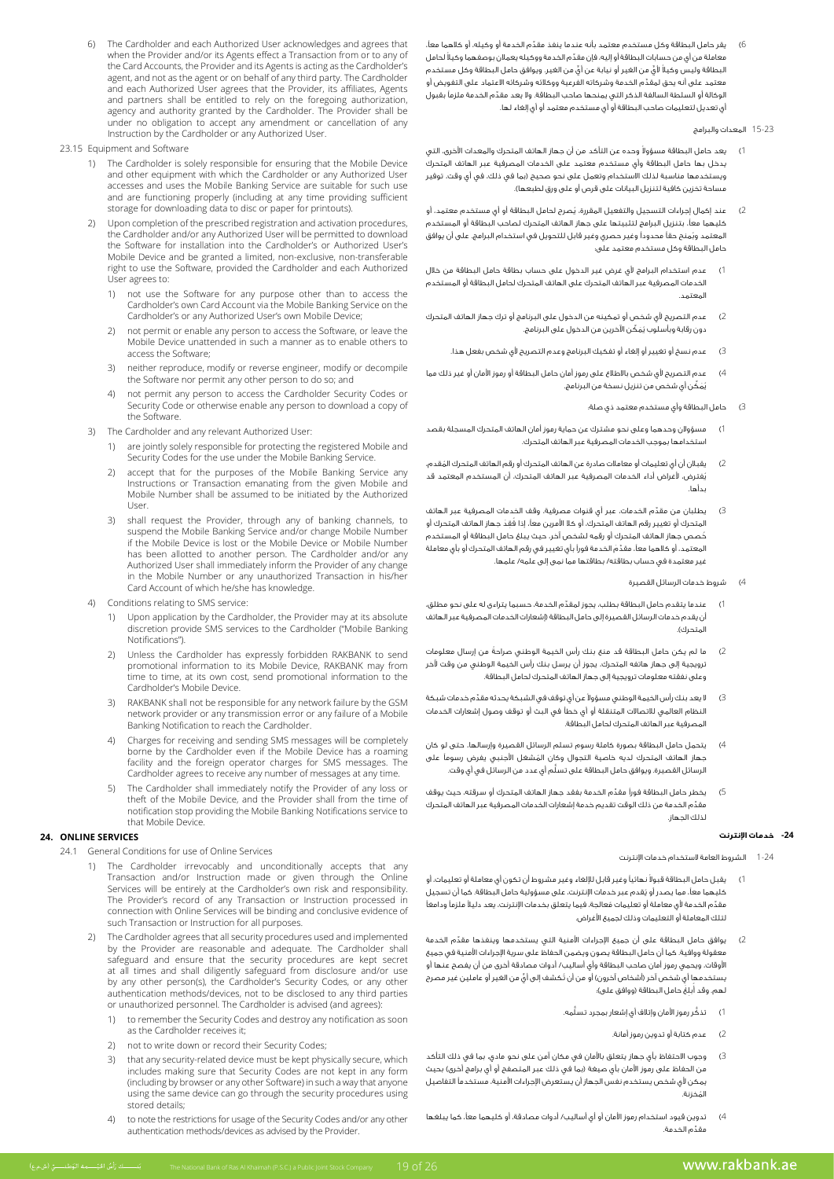6) The Cardholder and each Authorized User acknowledges and agrees that when the Provider and/or its Agents effect a Transaction from or to any of the Card Accounts, the Provider and its Agents is acting as the Cardholder's agent, and not as the agent or on behalf of any third party. The Cardholder and each Authorized User agrees that the Provider, its affiliates, Agents and partners shall be entitled to rely on the foregoing authorization, agency and authority granted by the Cardholder. The Provider shall be under no obligation to accept any amendment or cancellation of any Instruction by the Cardholder or any Authorized User.

23.15 Equipment and Software

1) The Cardholder is solely responsible for ensuring that the Mobile Device and other equipment with which the Cardholder or any Authorized User accesses and uses the Mobile Banking Service are suitable for such use and are functioning properly (including at any time providing sufficient storage for downloading data to disc or paper for printouts).

2) Upon completion of the prescribed registration and activation procedures, the Cardholder and/or any Authorized User will be permitted to download the Software for installation into the Cardholder's or Authorized User's Mobile Device and are granted a limited, non-exclusive, non-transferable right to use the Software, provided the Cardholder and each Authorized User agrees to:

   1) not use the Software for any purpose other than to access the Cardholder's own Card Account via the Mobile Banking Service on the Cardholder's or any Authorized User's own Mobile Device;
   2) not permit or enable any person to access the Software, or leave the Mobile Device unattended in such a manner as to enable others to access the Software;
   3) neither reproduce, modify or reverse engineer, modify or decompile the Software nor permit any other person to do so; and
   4) not permit any person to access the Cardholder Security Codes or Security Code or otherwise enable any person to download a copy of the Software.

3) The Cardholder and any relevant Authorized User:

   1) are jointly solely responsible for protecting the registered Mobile and Security Codes for the use under the Mobile Banking Service.
   2) accept that for the purposes of the Mobile Banking Service any Instructions or Transaction emanating from the given Mobile and Mobile Number shall be assumed to be initiated by the Authorized User.
   3) shall request the Provider, through any of banking channels, to suspend the Mobile Banking Service and/or change Mobile Number if the Mobile Device is lost or the Mobile Device or Mobile Number has been allotted to another person. The Cardholder and/or any Authorized User shall immediately inform the Provider of any change in the Mobile Number or any unauthorized Transaction in his/her Card Account of which he/she has knowledge.

4) Conditions relating to SMS service:

   1) Upon application by the Cardholder, the Provider may at its absolute discretion provide SMS services to the Cardholder ("Mobile Banking Notifications").
   2) Unless the Cardholder has expressly forbidden RAKBANK to send promotional information to its Mobile Device, RAKBANK may from time to time, at its own cost, send promotional information to the Cardholder's Mobile Device.
   3) RAKBANK shall not be responsible for any network failure by the GSM network provider or any transmission error or any failure of a Mobile Banking Notification to reach the Cardholder.
   4) Charges for receiving and sending SMS messages will be completely borne by the Cardholder even if the Mobile Device has a roaming facility and the foreign operator charges for SMS messages. The Cardholder agrees to receive any number of messages at any time.
   5) The Cardholder shall immediately notify the Provider of any loss or theft of the Mobile Device, and the Provider shall from the time of notification stop providing the Mobile Banking Notifications service to that Mobile Device.

## 24. ONLINE SERVICES

24.1 General Conditions for use of Online Services

1) The Cardholder irrevocably and unconditionally accepts that any Transaction and/or Instruction made or given through the Online Services will be entirely at the Cardholder's own risk and responsibility. The Provider's record of any Transaction or Instruction processed in connection with Online Services will be binding and conclusive evidence of such Transaction or Instruction for all purposes.

2) The Cardholder agrees that all security procedures used and implemented by the Provider are reasonable and adequate. The Cardholder shall safeguard and ensure that the security procedures are kept secret at all times and shall diligently safeguard from disclosure and/or use by any other person(s), the Cardholder's Security Codes, or any other authentication methods/devices, not to be disclosed to any third parties or unauthorized personnel. The Cardholder is advised (and agrees):

   1) to remember the Security Codes and destroy any notification as soon as the Cardholder receives it;
   2) not to write down or record their Security Codes;
   3) that any security-related device must be kept physically secure, which includes making sure that Security Codes are not kept in any form (including by browser or any other Software) in such a way that anyone using the same device can go through the security procedures using stored details;
   4) to note the restrictions for usage of the Security Codes and/or any other authentication methods/devices as advised by the Provider.

6) يقر حامل البطاقة وكل مستخدم معتمد بأنه عندما ينفذ مقدّم الخدمة أو وكيله، أو كلاهما معاً، معاملة من أي من حسابات البطاقة أو إليه، فإن مقدّم الخدمة ووكيله يعملان بوصفهما وكيلاً لحامل البطاقة وليس وكيلاً لأيٍّ من الغير أو نيابة عن أيٍّ من الغير. ويوافق حامل البطاقة وكل مستخدم معتمد على أنه يحق لمقدّم الخدمة وشركاته الفرعية ووكلائه وشركائه الاعتماد على التفويض أو الوكالة أو السلطة السالفة الذكر التي يمنحها صاحب البطاقة. ولا يعد مقدّم الخدمة ملزماً بقبول أي تعديل لتعليمات صاحب البطاقة أو أي مستخدم معتمد أو أي إلغاء لها.

15-23 المعدات والبرامج

1) يعد حامل البطاقة مسؤولاً وحده عن التأكد من أن جهاز الهاتف المتحرك والمعدات الأخرى، التي يدخل بها حامل البطاقة وأي مستخدم معتمد على الخدمات المصرفية عبر الهاتف المتحرك ويستخدمها مناسبة لذلك الاستخدام وتعمل على نحو صحيح (بما في ذلك، في أي وقت، توفير مساحة تخزين كافية لتنزيل البيانات على قرص أو على ورق لطبعها).

2) عند إكمال إجراءات التسجيل والتفعيل المقررة، يُصرح لحامل البطاقة أو أي مستخدم معتمد، أو كليهما معاً، بتنزيل البرامج لتثبيتها على جهاز الهاتف المتحرك لصاحب البطاقة أو المستخدم المعتمد ويُمنح حقاً محدوداً وغير حصري وغير قابل للتحويل في استخدام البرامج، على أن يوافق حامل البطاقة وكل مستخدم معتمد على:

   1) عدم استخدام البرامج لأي غرض غير الدخول على حساب بطاقة حامل البطاقة من خلال الخدمات المصرفية عبر الهاتف المتحرك على الهاتف المتحرك لحامل البطاقة أو المستخدم المعتمد.
   2) عدم التصريح لأي شخص أو تمكينه من الدخول على البرنامج أو ترك جهاز الهاتف المتحرك دون رقابة وبأسلوب يُمكِّن الآخرين من الدخول على البرنامج.
   3) عدم نسخ أو تغيير أو إلغاء أو تفكيك البرنامج وعدم التصريح لأي شخص بفعل هذا.
   4) عدم التصريح لأي شخص بالاطلاع على رموز أمان حامل البطاقة و رموز الأمان أو غير ذلك مما يُمكِّن أي شخص من تنزيل نسخة من البرنامج.

3) حامل البطاقة وأي مستخدم معتمد ذي صلة:

   1) مسؤولان وحدهما وعلى نحو مشترك عن حماية رموز أمان الهاتف المتحرك المسجلة بقصد استخدامها بموجب الخدمات المصرفية عبر الهاتف المتحرك.
   2) يقبلان أن أي تعليمات أو معاملات صادرة عن الهاتف المتحرك أو رقم الهاتف المتحرك المُقدم، يُفترض، لأغراض أداء الخدمات المصرفية عبر الهاتف المتحرك، أن المستخدم المعتمد قد بدأها.
   3) يطلبان من مقدّم الخدمات، عبر أي قنوات مصرفية، وقف الخدمات المصرفية عبر الهاتف المتحرك أو تغيير رقم الهاتف المتحرك، أو كلا الأمرين معاً، إذا فُقد جهاز الهاتف المتحرك أو خُصص جهاز الهاتف المتحرك أو رقمه لشخص آخر، حيث يبلغ حامل البطاقة أو المستخدم المعتمد، أو كلاهما معاً، مقدّم الخدمة فوراً بأي تغيير في رقم الهاتف المتحرك أو بأي معاملة غير معتمدة في حساب بطاقته/ بطاقتها مما نمى إلى علمه/ علمها.

4) شروط خدمات الرسائل القصيرة

   1) عندما يتقدم حامل البطاقة بطلب، يجوز لمقدّم الخدمة، حسبما يتراءى له على نحو مطلق، أن يقدم خدمات الرسائل القصيرة إلى حامل البطاقة (إشعارات الخدمات المصرفية عبر الهاتف المتحرك).
   2) ما لم يكن حامل البطاقة قد منع بنك رأس الخيمة الوطني صراحةً من إرسال معلومات ترويجية إلى جهاز هاتفه المتحرك، يجوز أن يرسل بنك رأس الخيمة الوطني من وقت لآخر وعلى نفقته معلومات ترويجية إلى جهاز الهاتف المتحرك لحامل البطاقة.
   3) لا يعد بنك رأس الخيمة الوطني مسؤولاً عن أي توقف في الشبكة يحدثه مقدّم خدمات شبكة النظام العالمي للاتصالات المتنقلة أو أي خطأ في البث أو توقف وصول إشعارات الخدمات المصرفية عبر الهاتف المتحرك لحامل البطاقة.
   4) يتحمل حامل البطاقة بصورة كاملة رسوم تسلم الرسائل القصيرة وإرسالها، حتى لو كان جهاز الهاتف المتحرك لديه خاصية التجوال وكان المشغل الأجنبي يفرض رسوماً على الرسائل القصيرة. ويوافق حامل البطاقة على تسلُّم أي عدد من الرسائل في أي وقت.
   5) يخطر حامل البطاقة فوراً مقدّم الخدمة بفقد جهاز الهاتف المتحرك أو سرقته، حيث يوقف مقدّم الخدمة من ذلك الوقت تقديم خدمة إشعارات الخدمات المصرفية عبر الهاتف المتحرك لذلك الجهاز.

## 24- خدمات الإنترنت

1-24 الشروط العامة لاستخدام خدمات الإنترنت

1) يقبل حامل البطاقة قبولاً نهائياً وغير قابل للإلغاء وغير مشروط أن تكون أي معاملة أو تعليمات، أو كليهما معاً، مما يصدر أو يقدم عبر خدمات الإنترنت، على مسؤولية حامل البطاقة. كما أن تسجيل مقدّم الخدمة لأي معاملة أو تعليمات مُعالجة، فيما يتعلق بخدمات الإنترنت، يعد دليلاً ملزماً ودامغاً لتلك المعاملة أو التعليمات وذلك لجميع الأغراض.

2) يوافق حامل البطاقة على أن جميع الإجراءات الأمنية التي يستخدمها وينفذها مقدّم الخدمة معقولة ووافية. كما أن حامل البطاقة يصون ويضمن الحفاظ على سرية الإجراءات الأمنية في جميع الأوقات، ويحمي رموز أمان صاحب البطاقة وأي أساليب/ أدوات مصادقة أخرى من أن يفصح عنها أو يستخدمها أي شخص آخر (أشخاص آخرون) أو من أن تُكشف إلى أيٍّ من الغير أو عاملين غير مصرح لهم. وقد أُبلغ حامل البطاقة (ووافق على):

   1) تذكُّر رموز الأمان وإتلاف أي إشعار بمجرد تسلُّمه.
   2) عدم كتابة أو تدوين رموز أمانه.
   3) وجوب الاحتفاظ بأي جهاز يتعلق بالأمان في مكان آمن على نحو مادي، بما في ذلك التأكد من الحفاظ على رموز الأمان بأي صيغة (بما في ذلك عبر المتصفح أو أي برامج أخرى) بحيث يمكن لأي شخص يستخدم نفس الجهاز أن يستعرض الإجراءات الأمنية، مستخدماً التفاصيل المخزنة.
   4) تدوين قيود استخدام رموز الأمان أو أي أساليب/ أدوات مصادقة، أو كليهما معاً، كما يبلغها مقدّم الخدمة.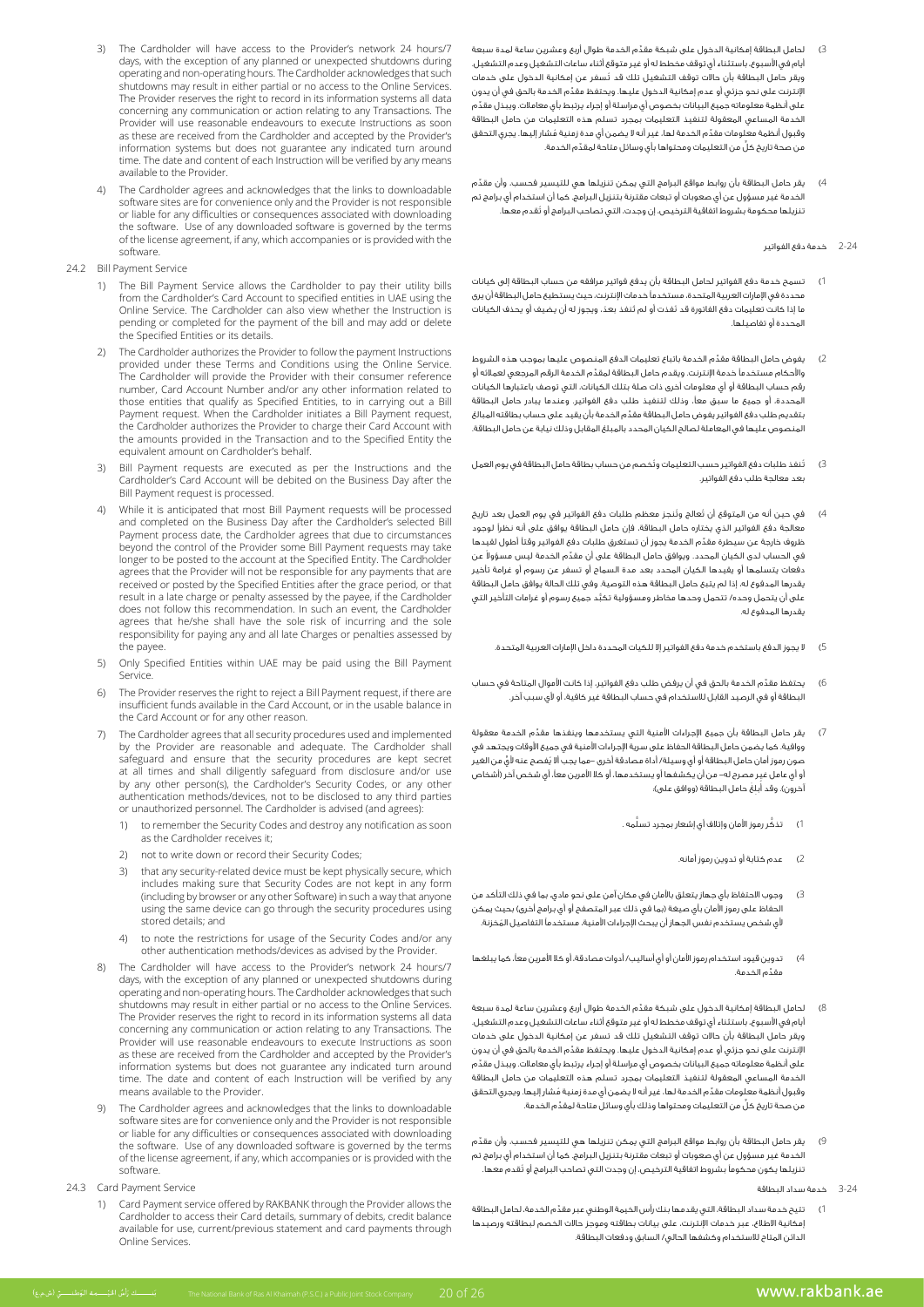3) The Cardholder will have access to the Provider's network 24 hours/7 days, with the exception of any planned or unexpected shutdowns during operating and non-operating hours. The Cardholder acknowledges that such shutdowns may result in either partial or no access to the Online Services. The Provider reserves the right to record in its information systems all data concerning any communication or action relating to any Transactions. The Provider will use reasonable endeavours to execute Instructions as soon as these are received from the Cardholder and accepted by the Provider's information systems but does not guarantee any indicated turn around time. The date and content of each Instruction will be verified by any means available to the Provider.

4) The Cardholder agrees and acknowledges that the links to downloadable software sites are for convenience only and the Provider is not responsible or liable for any difficulties or consequences associated with downloading the software. Use of any downloaded software is governed by the terms of the license agreement, if any, which accompanies or is provided with the software.

### 24.2 Bill Payment Service

1) The Bill Payment Service allows the Cardholder to pay their utility bills from the Cardholder's Card Account to specified entities in UAE using the Online Service. The Cardholder can also view whether the Instruction is pending or completed for the payment of the bill and may add or delete the Specified Entities or its details.

2) The Cardholder authorizes the Provider to follow the payment Instructions provided under these Terms and Conditions using the Online Service. The Cardholder will provide the Provider with their consumer reference number, Card Account Number and/or any other information related to those entities that qualify as Specified Entities, to in carrying out a Bill Payment request. When the Cardholder initiates a Bill Payment request, the Cardholder authorizes the Provider to charge their Card Account with the amounts provided in the Transaction and to the Specified Entity the equivalent amount on Cardholder's behalf.

3) Bill Payment requests are executed as per the Instructions and the Cardholder's Card Account will be debited on the Business Day after the Bill Payment request is processed.

4) While it is anticipated that most Bill Payment requests will be processed and completed on the Business Day after the Cardholder's selected Bill Payment process date, the Cardholder agrees that due to circumstances beyond the control of the Provider some Bill Payment requests may take longer to be posted to the account at the Specified Entity. The Cardholder agrees that the Provider will not be responsible for any payments that are received or posted by the Specified Entities after the grace period, or that result in a late charge or penalty assessed by the payee, if the Cardholder does not follow this recommendation. In such an event, the Cardholder agrees that he/she shall have the sole risk of incurring and the sole responsibility for paying any and all late Charges or penalties assessed by the payee.

5) Only Specified Entities within UAE may be paid using the Bill Payment Service.

6) The Provider reserves the right to reject a Bill Payment request, if there are insufficient funds available in the Card Account, or in the usable balance in the Card Account or for any other reason.

7) The Cardholder agrees that all security procedures used and implemented by the Provider are reasonable and adequate. The Cardholder shall safeguard and ensure that the security procedures are kept secret at all times and shall diligently safeguard from disclosure and/or use by any other person(s), the Cardholder's Security Codes, or any other authentication methods/devices, not to be disclosed to any third parties or unauthorized personnel. The Cardholder is advised (and agrees):

   1) to remember the Security Codes and destroy any notification as soon as the Cardholder receives it;
   2) not to write down or record their Security Codes;
   3) that any security-related device must be kept physically secure, which includes making sure that Security Codes are not kept in any form (including by browser or any other Software) in such a way that anyone using the same device can go through the security procedures using stored details; and
   4) to note the restrictions for usage of the Security Codes and/or any other authentication methods/devices as advised by the Provider.

8) The Cardholder will have access to the Provider's network 24 hours/7 days, with the exception of any planned or unexpected shutdowns during operating and non-operating hours. The Cardholder acknowledges that such shutdowns may result in either partial or no access to the Online Services. The Provider reserves the right to record in its information systems all data concerning any communication or action relating to any Transactions. The Provider will use reasonable endeavours to execute Instructions as soon as these are received from the Cardholder and accepted by the Provider's information systems but does not guarantee any indicated turn around time. The date and content of each Instruction will be verified by any means available to the Provider.

9) The Cardholder agrees and acknowledges that the links to downloadable software sites are for convenience only and the Provider is not responsible or liable for any difficulties or consequences associated with downloading the software. Use of any downloaded software is governed by the terms of the license agreement, if any, which accompanies or is provided with the software.

### 24.3 Card Payment Service

1) Card Payment service offered by RAKBANK through the Provider allows the Cardholder to access their Card details, summary of debits, credit balance available for use, current/previous statement and card payments through Online Services.

3) لحامل البطاقة إمكانية الدخول على شبكة مقدّم الخدمة طوال أربع وعشرين ساعة لمدة سبعة أيام في الأسبوع، باستثناء أي توقف مخطط له أو غير متوقع أثناء ساعات التشغيل وعدم التشغيل. ويقر حامل البطاقة بأن حالات توقف التشغيل تلك قد تُسفر عن إمكانية الدخول على خدمات الإنترنت على نحو جزئي أو عدم إمكانية الدخول عليها. ويحتفظ مقدّم الخدمة بالحق في أن يدون على أنظمة معلوماته جميع البيانات بخصوص أي مراسلة أو إجراء يرتبط بأي معاملات. ويبذل مقدّم الخدمة المساعي المعقولة لتنفيذ التعليمات بمجرد تسلم هذه التعليمات من حامل البطاقة وقبول أنظمة معلومات مقدّم الخدمة لها، غير أنه لا يضمن أي مدة زمنية مُشار إليها. يجري التحقق من صحة تاريخ كلٍّ من التعليمات ومحتواها بأي وسائل متاحة لمقدّم الخدمة.

4) يقر حامل البطاقة بأن روابط مواقع البرامج التي يمكن تنزيلها هي للتيسير فحسب، وأن مقدّم الخدمة غير مسؤول عن أي صعوبات أو تبعات مقترنة بتنزيل البرامج. كما أن استخدام أي برامج تم تنزيلها محكومة بشروط اتفاقية الترخيص، إن وجدت، التي تصاحب البرامج أو تُقدم معها.

### 2-24 خدمة دفع الفواتير

1) تسمح خدمة دفع الفواتير لحامل البطاقة بأن يدفع فواتير مرافقه من حساب البطاقة إلى كيانات محددة في الإمارات العربية المتحدة، مستخدماً خدمات الإنترنت، حيث يستطيع حامل البطاقة أن يرى ما إذا كانت تعليمات دفع الفاتورة قد نُفذت أو لم تنفذ بعد، ويجوز له أن يضيف أو يحذف الكيانات المحددة أو تفاصيلها.

2) يفوض حامل البطاقة مقدّم الخدمة باتباع تعليمات الدفع المنصوص عليها بموجب هذه الشروط والأحكام مستخدماً خدمة الإنترنت. ويقدم حامل البطاقة لمقدّم الخدمة الرقم المرجعي لعملائه أو رقم حساب البطاقة أو أي معلومات أخرى ذات صلة بتلك الكيانات، التي توصف باعتبارها الكيانات المحددة، أو جميع ما سبق معاً، وذلك لتنفيذ طلب دفع الفواتير. وعندما يبادر حامل البطاقة بتقديم طلب دفع الفواتير يفوض حامل البطاقة مقدّم الخدمة بأن يقيد على حساب بطاقته المبالغ المنصوص عليها في المعاملة لصالح الكيان المحدد بالمبلغ المقابل وذلك نيابة عن حامل البطاقة.

3) تُنفذ طلبات دفع الفواتير حسب التعليمات وتُخصم من حساب بطاقة حامل البطاقة في يوم العمل بعد معالجة طلب دفع الفواتير.

4) في حين أنه من المتوقع أن تُعالج وتُنجز معظم طلبات دفع الفواتير في يوم العمل بعد تاريخ معالجة دفع الفواتير الذي يختاره حامل البطاقة، فإن حامل البطاقة يوافق على أنه نظراً لوجود ظروف خارجة عن سيطرة مقدّم الخدمة يجوز أن تستغرق طلبات دفع الفواتير وقتاً أطول لقيدها في الحساب لدى الكيان المحدد. ويوافق حامل البطاقة على أن مقدّم الخدمة ليس مسؤولاً عن دفعات يتسلمها أو يقيدها الكيان المحدد بعد مدة السماح أو تسفر عن رسوم أو غرامة تأخير يقدرها المدفوع له، إذا لم يتبع حامل البطاقة هذه التوصية. وفي تلك الحالة يوافق حامل البطاقة على أن يتحمل وحده مخاطر ومسؤولية تكبّد جميع رسوم أو غرامات التأخير التي يقدرها المدفوع له.

5) لا يجوز الدفع باستخدام خدمة دفع الفواتير إلا للكيات المحددة داخل الإمارات العربية المتحدة.

6) يحتفظ مقدّم الخدمة بالحق في أن يرفض طلب دفع الفواتير، إذا كانت الأموال المتاحة في حساب البطاقة أو في الرصيد القابل للاستخدام في حساب البطاقة غير كافية، أو لأي سبب آخر.

7) يقر حامل البطاقة بأن جميع الإجراءات الأمنية التي يستخدمها وينفذها مقدّم الخدمة معقولة ووافية. كما يضمن حامل البطاقة الحفاظ على سرية الإجراءات الأمنية في جميع الأوقات ويجتهد في صون رموز أمان حامل البطاقة أو أي وسيلة/ أداة مصادقة أخرى –مما يجب ألا تفصح عنه لأيٍّ من الغير أو أي عامل غير مصرح له– من أن يكشفها أو يستخدمها، أو كلا الأمرين معاً، أي شخص آخر (أشخاص آخرون). وقد أُبلغ حامل البطاقة (ووافق على):

   1) تذكُّر رموز الأمان وإتلاف أي إشعار بمجرد تسلُّمه .
   2) عدم كتابة أو تدوين رموز أمانه.
   3) وجوب الاحتفاظ بأي جهاز يتعلق بالأمان في مكان آمن على نحو مادي، بما في ذلك التأكد من الحفاظ على رموز الأمان بأي صيغة (بما في ذلك عبر المتصفح أو أي برامج أخرى) بحيث يمكن لأي شخص يستخدم نفس الجهاز أن يبحث الإجراءات الأمنية، مستخدماً التفاصيل المخزنة.
   4) تدوين قيود استخدام رموز الأمان أو أي أساليب/ أدوات مصادقة، أو كلا الأمرين معاً، كما يبلغها مقدّم الخدمة.

8) لحامل البطاقة إمكانية الدخول على شبكة مقدّم الخدمة طوال أربع وعشرين ساعة لمدة سبعة أيام في الأسبوع، باستثناء أي توقف مخطط له أو غير متوقع أثناء ساعات التشغيل وعدم التشغيل. ويقر حامل البطاقة بأن حالات توقف التشغيل تلك قد تسفر عن إمكانية الدخول على خدمات الإنترنت على نحو جزئي أو عدم إمكانية الدخول عليها. ويحتفظ مقدّم الخدمة بالحق في أن يدون على أنظمة معلوماته جميع البيانات بخصوص أي مراسلة أو إجراء يرتبط بأي معاملات. ويبذل مقدّم الخدمة المساعي المعقولة لتنفيذ التعليمات بمجرد تسلم هذه التعليمات من حامل البطاقة وقبول أنظمة معلومات مقدّم الخدمة لها، غير أنه لا يضمن أي مدة زمنية مُشار إليها. ويجري التحقق من صحة تاريخ كلٍّ من التعليمات ومحتواها وذلك بأي وسائل متاحة لمقدّم الخدمة.

9) يقر حامل البطاقة بأن روابط مواقع البرامج التي يمكن تنزيلها هي للتيسير فحسب، وأن مقدّم الخدمة غير مسؤول عن أي صعوبات أو تبعات مقترنة بتنزيل البرامج. كما أن استخدام أي برامج تم تنزيلها يكون محكوماً بشروط اتفاقية الترخيص، إن وجدت التي تصاحب البرامج أو تُقدم معها.

### 3-24 خدمة سداد البطاقة

1) تتيح خدمة سداد البطاقة، التي يقدمها بنك رأس الخيمة الوطني عبر مقدّم الخدمة، لحامل البطاقة إمكانية الاطلاع، عبر خدمات الإنترنت، على بيانات بطاقته وموجز حالات الخصم لبطاقته ورصيدها الدائن المتاح للاستخدام وكشفها الحالي/ السابق ودفعات البطاقة.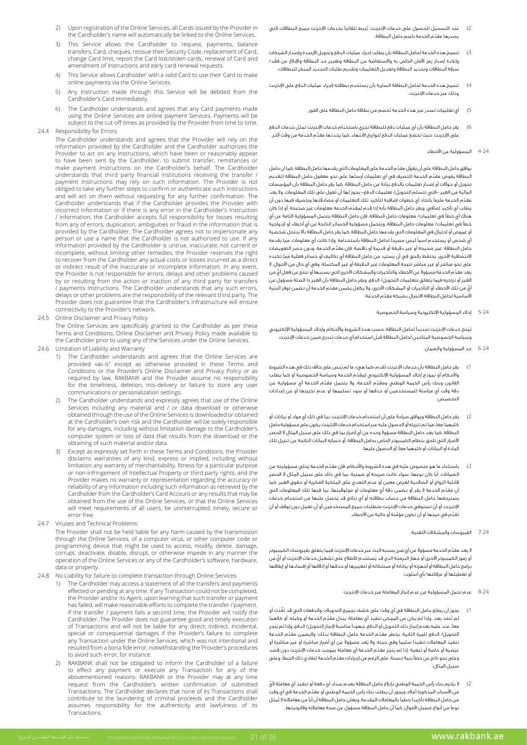2) Upon registration of the Online Services, all Cards issued by the Provider in the Cardholder's name will automatically be linked to the Online Services.

3) This Service allows the Cardholder to request, payments, balance transfers, Card, cheques, reissue their Security Code, replacement of Card, change Card limit, report the Card lost/stolen cards, renewal of Card and amendment of Instructions and early card renewal requests.

4) This Service allows Cardholder' with a valid Card to use their Card to make online payments via the Online Services.

5) Any Instruction made through this Service will be debited from the Cardholder's Card immediately.

6) The Cardholder understands and agrees that any Card payments made using the Online Services are online payment services. Payments will be subject to the cut-off times as provided by the Provider from time to time.

24.4 Responsibility for Errors

The Cardholder understands and agrees that the Provider will rely on the information provided by the Cardholder and the Cardholder authorizes the Provider to act on any Instructions, which have been or reasonably appear to have been sent by the Cardholder, to submit transfer, remittances or make payment Instructions on the Cardholder's behalf. The Cardholder understands that third party financial institutions receiving the transfer / payment Instructions may rely on such information. The Provider is not obliged to take any further steps to confirm or authenticate such Instructions and will act on them without requesting for any further confirmation. The Cardholder understands that if the Cardholder provides the Provider with incorrect information or if there is any error in the Cardholder's Instruction / information, the Cardholder accepts full responsibility for losses resulting from any of errors, duplication, ambiguities or fraud in the information that is provided by the Cardholder. The Cardholder agrees not to impersonate any person or use a name that the Cardholder is not authorized to use. If any information provided by the Cardholder is untrue, inaccurate, not current or incomplete, without limiting other remedies, the Provider reserves the right to recover from the Cardholder any actual costs or losses incurred as a direct or indirect result of the inaccurate or incomplete information. In any event, the Provider is not responsible for errors, delays and other problems caused by or resulting from the action or inaction of any third party for transfers / payments Instructions. The Cardholder understands that any such errors, delays or other problems are the responsibility of the relevant third party. The Provider does not guarantee that the Cardholder's infrastructure will ensure connectivity to the Provider's network.

24.5 Online Disclaimer and Privacy Policy

The Online Services are specifically granted to the Cardholder as per these Terms and Conditions, Online Disclaimer and Privacy Policy made available to the Cardholder prior to using any of the Services under the Online Services.

24.6 Limitation of Liability and Warranty

1) The Cardholder understands and agrees that the Online Services are provided «as-is» except as otherwise provided in these Terms and Conditions or the Provider's Online Disclaimer and Privacy Policy or as required by law, RAKBANK and the Provider assume no responsibility for the timeliness, deletion, mis-delivery or failure to store any user communications or personalization settings.

2) The Cardholder understands and expressly agrees that use of the Online Services including any material and / or data download or otherwise obtained through the use of the Online Services is downloaded or obtained at the Cardholder's own risk and the Cardholder will be solely responsible for any damages, including without limitation damage to the Cardholder's computer system or loss of data that results from the download or the obtaining of such material and/or data.

3) Except as expressly set forth in these Terms and Conditions, the Provider disclaims warranties of any kind, express or implied, including without limitation any warranty of merchantability, fitness for a particular purpose or non-infringement of Intellectual Property or third party rights, and the Provider makes no warranty or representation regarding the accuracy or reliability of any information including such information as retrieved by the Cardholder from the Cardholder's Card Account or any results that may be obtained from the use of the Online Services, or that the Online Services will meet requirements of all users, be uninterrupted, timely, secure or error free.

24.7 Viruses and Technical Problems:

The Provider shall not be held liable for any harm caused by the transmission through the Online Services, of a computer virus, or other computer code or programming device that might be used to access, modify, delete, damage, corrupt, deactivate, disable, disrupt, or otherwise impede in any manner the operation of the Online Services or any of the Cardholder's software, hardware, data or property.

24.8 No Liability for failure to complete transaction through Online Services

1) The Cardholder may access a statement of all the transfers and payments effected or pending at any time. If any Transaction could not be completed, the Provider and/or its Agent, upon learning that such transfer or payment has failed, will make reasonable efforts to complete the transfer / payment. If the transfer / payment fails a second time, the Provider will notify the Cardholder. The Provider does not guarantee good and timely execution of Transactions and will not be liable for any direct, indirect, incidental, special or consequential damages if the Provider's failure to complete any Transaction under the Online Services, which was not intentional and resulted from a bona fide error, notwithstanding the Provider's procedures to avoid such error, for instance:

2) RAKBANK shall not be obligated to inform the Cardholder of a failure to effect any payment or execute any Transaction for any of the abovementioned reasons. RAKBANK or the Provider may at any time request from the Cardholder's written confirmation of submitted Transactions. The Cardholder declares that none of its Transactions shall contribute to the laundering of criminal proceeds and the Cardholder assumes responsibility for the authenticity and lawfulness of its Transactions.

2) عند التسجيل للحصول على خدمات الإنترنت، تُربط تلقائياً بخدمات الإنترنت جميع البطاقات التي يصدرها مقدّم الخدمة باسم حامل البطاقة.

3) تسمح هذه الخدمة لحامل البطاقة بأن يطلب إجراء عمليات الدفع وتحويل الأرصدة وإصدار الشيكات وإعادة إصدار رمز الأمان الخاص به والاستعاضة عن البطاقة وتغيير حد البطاقة والإبلاغ عن فقد/ سرقة البطاقات وتجديد البطاقة وتعديل التعليمات وتقديم طلبات التجديد المبكر للبطاقات.

4) تسمح هذه الخدمة لحامل البطاقة السارية بأن يستخدم بطاقته لإجراء عمليات الدفع على الإنترنت وذلك عبر خدمات الإنترنت.

5) أي تعليمات تصدر عبر هذه الخدمة تُخصم من بطاقة حامل البطاقة على الفور.

6) يقر حامل البطاقة بأن أي عمليات دفع للبطاقة تجري باستخدام خدمات الإنترنت تمثل خدمات الدفع على الإنترنت، حيث تخضع عمليات الدفع لتواريخ الانتهاء، كما يحددها مقدّم الخدمة من وقت لآخر.

4-24 المسؤولية عن الأخطاء

يوافق حامل البطاقة على أن يُعوِّل مقدّم الخدمة على المعلومات التي يقدمها حامل البطاقة، كما أن حامل البطاقة يفوض مقدّم الخدمة للتصرف في أي تعليمات أرسلها على نحو معقول حامل البطاقة لتقديم تحويل أو حوالات أو إصدار تعليمات بالدفع نيابة عن حامل البطاقة. كما يقر حامل البطاقة بأن المؤسسات المالية من الغير –التي تتسلم التحويل/ تعليمات الدفع– يجوز لها أن تُعول على تلك المعلومات. ولا يعد مقدّم الخدمة ملزماً باتخاذ أي خطوات إضافية لتأكيد تلك التعليمات أو مصادقتها ويتصرف فيها دون أن يطلب أي تأكيد إضافي. ويقر حامل البطاقة بأنه إذا قدم لمقدّم الخدمة معلومات غير صحيحة، أو إذا كان هناك أي خطأ في تعليمات/ معلومات حامل البطاقة، فإن حامل البطاقة يتحمل المسؤولية التامة عن أي خطأ في تعليمات/ معلومات حامل البطاقة، ويتحمل مسؤولية الخسائر الناتجة عن أي أخطاء أو ازدواجية أو غموض أو احتيال في المعلومات التي يقدمها حامل البطاقة. كما يقر حامل البطاقة بألا ينتحل شخصية أي شخص أو يستخدم اسماً ليس مصرحاً لحامل البطاقة باستخدامه. وإذا كانت أي معلومات، مما يقدمه حامل البطاقة، غير صحيحة أو غير دقيقة أو قديمة أو ناقصة، فإن مقدّم الخدمة، ودون حصر التعويضات الانتصافية الأخرى، يحتفظ بالحق في أن يسترد من حامل البطاقة أي تكاليف أو خسائر فعلية مما تكبده على نحو مباشر أو غير مباشر نتيجة المعلومات غير الدقيقة أو غير المكتملة. وفي أي حال من الأحوال، لا يعد مقدّم الخدمة مسؤولاً عن الأخطاء والتأخيرات والمشكلات الأخرى التي يسببها أو تنتج عن فعل أيٍّ من الغير أو تراخيه فيما يتعلق بتعليمات التحويل/ الدفع. ويقر حامل البطاقة بأن الغير ذا الصلة مسؤول عن أيٍّ من تلك الأخطاء أو التأخيرات أو المشكلات الأخرى. ولا يكفل مقدّم الخدمة أن تضمن توفر البنية الأساسية لحامل البطاقة الاتصال بشبكة مقدّم الخدمة.

5-24 إخلاء المسؤولية الإلكترونية وسياسة الخصوصية

تُمنح خدمات الإنترنت تحديداً لحامل البطاقة، حسب هذه الشروط والأحكام وإخلاء المسؤولية الإلكتروني وسياسة الخصوصية المتاحين لحامل البطاقة قبل استخدام أي خدمات تندرج ضمن خدمات الإنترنت.

6-24 حد المسؤولية والضمان

1) يقر حامل البطاقة بأن خدمات الإنترنت تُقدم «كما هي»، ما لم يُنص على خلاف ذلك في هذه الشروط والأحكام أو نموذج إخلاء المسؤولية الإلكتروني لمقدّم الخدمة وسياسة الخصوصية أو كما يطلب القانون وبنك رأس الخيمة الوطني ومقدّم الخدمة. ولا يتحمل مقدّم الخدمة أي مسؤولية عن دقة وقت أي مراسلة للمستخدمين أو حذفها أو سوء تسليمها أو عدم تخزينها أو عن إعدادات التخصيص.

2) يقر حامل البطاقة ويوافق صراحةً على أن استخدام خدمات الإنترنت، بما في ذلك أي مواد أو بيانات، أو كليهما معاً، مما تم تنزيله أو الحصول عليه عبر استخدام خدمات الإنترنت، يكون على مسؤولية حامل البطاقة. كما يعد حامل البطاقة مسؤولاً وحده عن أي أضرار بما في ذلك على سبيل المثال لا الحصر الأضرار التي تلحق بنظام الكمبيوتر الخاص بحامل البطاقة، أو خسارة البيانات الناتجة عن تنزيل تلك المادة أو البيانات، أو كليهما معاً، أو الحصول عليها.

3) باستثناء ما هو منصوص عليه في هذه الشروط والأحكام، فإن مقدّم الخدمة يُخلي مسؤوليته عن الضمانات، أياً كان نوعها، سواء كانت صريحة أو ضمنية، بما في ذلك على سبيل المثال لا الحصر قابلية الرواج أو الصلاحية لغرض معين أو عدم التعدي على الملكية الفكرية أو حقوق الغير. كما أن مقدّم الخدمة لا يقر أو يضمن دقة أي معلومات أو موثوقيتها، بما فيها تلك المعلومات التي يسترجعها حامل البطاقة من حساب بطاقته أو أي نتائج قد يُحصل عليها من استخدام خدمات الإنترنت، أو أن تستوفي خدمات الإنترنت متطلبات جميع المستخدمين أو أن تعمل دون توقف أو أن تُقدّم في حينها أو أن تكون مؤمّنة أو خالية من الأخطاء.

7-24 الفيروسات والمشكلات التقنية:

لا يعد مقدّم الخدمة مسؤولاً عن أي ضرر يسببه البث عبر خدمات الإنترنت فيما يتعلق بفيروسات الكمبيوتر أو رموز الكمبيوتر الأخرى أو جهاز البرمجة الذي قد يُستخدم للاطلاع على تشغيل خدمات الإنترنت أو أيٍّ من برامج حامل البطاقة أو أجهزته أو بياناته أو ممتلكاته أو لتغييرها أو حذفها أو إتلافها أو إفسادها أو إيقافها أو تعطيلها أو عرقلتها بأي أسلوب.

8-24 عدم تحمل المسؤولية عن عدم إنجاز المعاملة عبر خدمات الإنترنت

1) يجوز أن يطلع حامل البطاقة في أي وقت على كشف بجميع التحويلات والدفعات التي قد نُفِّذت أو لم تُنفذ بعد. وإذا لم يكن من الممكن تنفيذ أي معاملة، يبذل مقدّم الخدمة أو وكيله، أو كلاهما معاً، عند علمه بعدم إنجاز ذلك التحويل أو الدفع، جهوداً مناسبة لإنجاز التحويل/ الدفع. وإذا لم يُنجز التحويل/ الدفع للمرة الثانية، يخطر مقدّم الخدمة حامل البطاقة بذلك. ولايضمن مقدّم الخدمة تنفيذ المعاملات تنفيذاً سليماً وفي حينه، ولا يُعد مسؤولاً عن أي أضرار مباشرة أو غير مباشرة أو عرضية أو خاصة أو تَبعية، إذا لم ينجز مقدّم الخدمة أي معاملة بموجب خدمات الإنترنت دون قصد وعلى نحو ناتج عن خطأ بنية حسنة، على الرغم من إجراءات مقدّم الخدمة لتفادي ذلك الخطأ، وعلى سبيل المثال:

2) لا يلتزم بنك رأس الخيمة الوطني بإبلاغ حامل البطاقة بعدم سداد أي دفعة أو تنفيذ أي معاملة لأيٍّ من الأسباب المذكورة أعلاه. ويجوز أن يطلب بنك رأس الخيمة الوطني أو مقدّم الخدمة في أي وقت من حامل البطاقة تأكيداً خطياً بالمعاملات المقدمة. ويعلن حامل البطاقة أن أياً من معاملاته لا تُمثل نوعاً من أنواع غسيل الأموال، كما أن حامل البطاقة مسؤول عن صحة معاملاته وقانونيتها.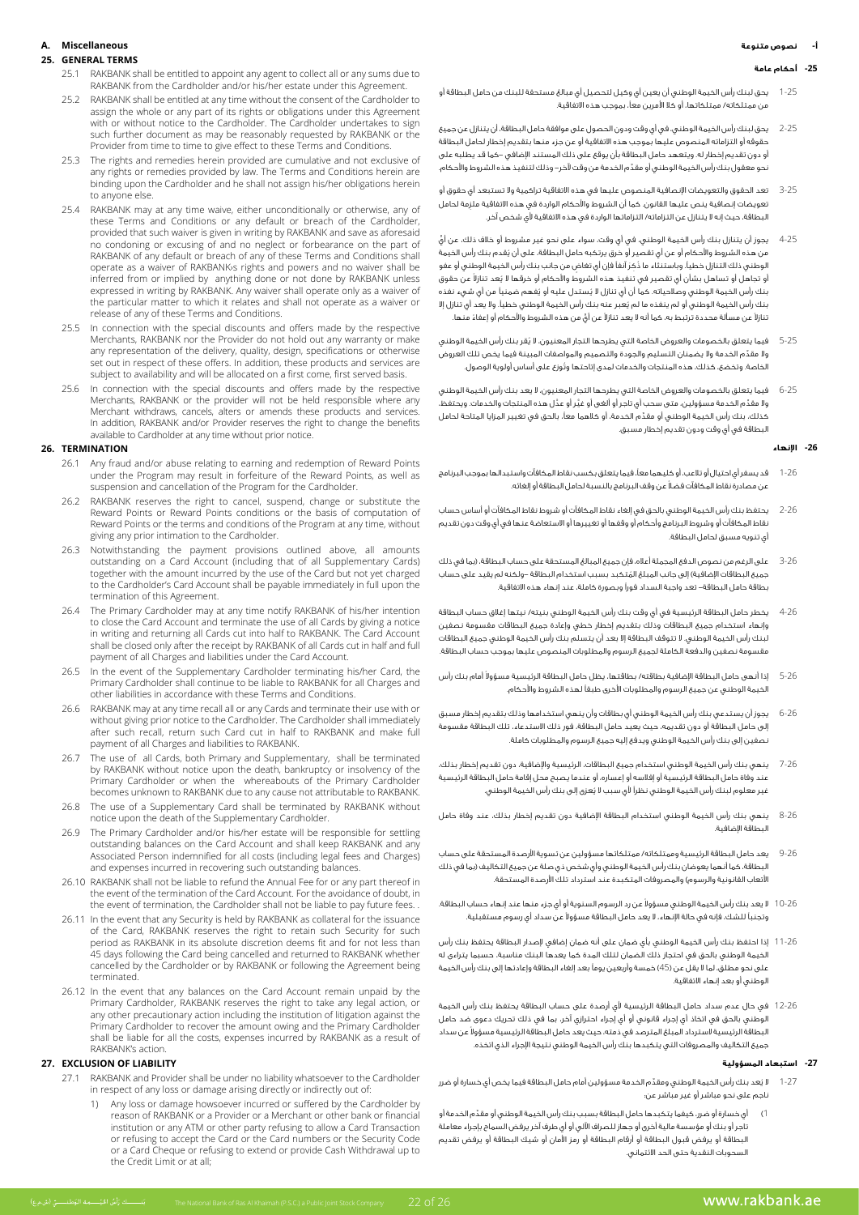## A. Miscellaneous

### 25. GENERAL TERMS

25.1 RAKBANK shall be entitled to appoint any agent to collect all or any sums due to RAKBANK from the Cardholder and/or his/her estate under this Agreement.

25.2 RAKBANK shall be entitled at any time without the consent of the Cardholder to assign the whole or any part of its rights or obligations under this Agreement with or without notice to the Cardholder. The Cardholder undertakes to sign such further document as may be reasonably requested by RAKBANK or the Provider from time to time to give effect to these Terms and Conditions.

25.3 The rights and remedies herein provided are cumulative and not exclusive of any rights or remedies provided by law. The Terms and Conditions herein are binding upon the Cardholder and he shall not assign his/her obligations herein to anyone else.

25.4 RAKBANK may at any time waive, either unconditionally or otherwise, any of these Terms and Conditions or any default or breach of the Cardholder, provided that such waiver is given in writing by RAKBANK and save as aforesaid no condoning or excusing of and no neglect or forbearance on the part of RAKBANK of any default or breach of any of these Terms and Conditions shall operate as a waiver of RAKBANK›s rights and powers and no waiver shall be inferred from or implied by anything done or not done by RAKBANK unless expressed in writing by RAKBANK. Any waiver shall operate only as a waiver of the particular matter to which it relates and shall not operate as a waiver or release of any of these Terms and Conditions.

25.5 In connection with the special discounts and offers made by the respective Merchants, RAKBANK nor the Provider do not hold out any warranty or make any representation of the delivery, quality, design, specifications or otherwise set out in respect of these offers. In addition, these products and services are subject to availability and will be allocated on a first come, first served basis.

25.6 In connection with the special discounts and offers made by the respective Merchants, RAKBANK or the provider will not be held responsible where any Merchant withdraws, cancels, alters or amends these products and services. In addition, RAKBANK and/or Provider reserves the right to change the benefits available to Cardholder at any time without prior notice.

### 26. TERMINATION

26.1 Any fraud and/or abuse relating to earning and redemption of Reward Points under the Program may result in forfeiture of the Reward Points, as well as suspension and cancellation of the Program for the Cardholder.

26.2 RAKBANK reserves the right to cancel, suspend, change or substitute the Reward Points or Reward Points conditions or the basis of computation of Reward Points or the terms and conditions of the Program at any time, without giving any prior intimation to the Cardholder.

26.3 Notwithstanding the payment provisions outlined above, all amounts outstanding on a Card Account (including that of all Supplementary Cards) together with the amount incurred by the use of the Card but not yet charged to the Cardholder's Card Account shall be payable immediately in full upon the termination of this Agreement.

26.4 The Primary Cardholder may at any time notify RAKBANK of his/her intention to close the Card Account and terminate the use of all Cards by giving a notice in writing and returning all Cards cut into half to RAKBANK. The Card Account shall be closed only after the receipt by RAKBANK of all Cards cut in half and full payment of all Charges and liabilities under the Card Account.

26.5 In the event of the Supplementary Cardholder terminating his/her Card, the Primary Cardholder shall continue to be liable to RAKBANK for all Charges and other liabilities in accordance with these Terms and Conditions.

26.6 RAKBANK may at any time recall all or any Cards and terminate their use with or without giving prior notice to the Cardholder. The Cardholder shall immediately after such recall, return such Card cut in half to RAKBANK and make full payment of all Charges and liabilities to RAKBANK.

26.7 The use of all Cards, both Primary and Supplementary, shall be terminated by RAKBANK without notice upon the death, bankruptcy or insolvency of the Primary Cardholder or when the whereabouts of the Primary Cardholder becomes unknown to RAKBANK due to any cause not attributable to RAKBANK.

26.8 The use of a Supplementary Card shall be terminated by RAKBANK without notice upon the death of the Supplementary Cardholder.

26.9 The Primary Cardholder and/or his/her estate will be responsible for settling outstanding balances on the Card Account and shall keep RAKBANK and any Associated Person indemnified for all costs (including legal fees and Charges) and expenses incurred in recovering such outstanding balances.

26.10 RAKBANK shall not be liable to refund the Annual Fee for or any part thereof in the event of the termination of the Card Account. For the avoidance of doubt, in the event of termination, the Cardholder shall not be liable to pay future fees. .

26.11 In the event that any Security is held by RAKBANK as collateral for the issuance of the Card, RAKBANK reserves the right to retain such Security for such period as RAKBANK in its absolute discretion deems fit and for not less than 45 days following the Card being cancelled and returned to RAKBANK whether cancelled by the Cardholder or by RAKBANK or following the Agreement being terminated.

26.12 In the event that any balances on the Card Account remain unpaid by the Primary Cardholder, RAKBANK reserves the right to take any legal action, or any other precautionary action including the institution of litigation against the Primary Cardholder to recover the amount owing and the Primary Cardholder shall be liable for all the costs, expenses incurred by RAKBANK as a result of RAKBANK's action.

### 27. EXCLUSION OF LIABILITY

27.1 RAKBANK and Provider shall be under no liability whatsoever to the Cardholder in respect of any loss or damage arising directly or indirectly out of:

1) Any loss or damage howsoever incurred or suffered by the Cardholder by reason of RAKBANK or a Provider or a Merchant or other bank or financial institution or any ATM or other party refusing to allow a Card Transaction or refusing to accept the Card or the Card numbers or the Security Code or a Card Cheque or refusing to extend or provide Cash Withdrawal up to the Credit Limit or at all;

## أ- نصوص متنوعة

### 25- أحكام عامة

25-1 يحق لبنك رأس الخيمة الوطني أن يعين أي وكيل لتحصيل أي مبالغ مستحقة للبنك من حامل البطاقة أو من ممتلكاته/ ممتلكاتها، أو كلا الأمرين معاً، بموجب هذه الاتفاقية.

25-2 يحق لبنك رأس الخيمة الوطني، في أي وقت ودون الحصول على موافقة حامل البطاقة، أن يتنازل عن جميع حقوقه أو التزاماته المنصوص عليها بموجب هذه الاتفاقية أو عن جزء منها بتقديم إخطار لحامل البطاقة أو دون تقديم إخطار له. ويتعهد حامل البطاقة بأن يوقع على ذلك المستند الإضافي -كما قد يطلبه على نحو معقول بنك رأس الخيمة الوطني أو مقدّم الخدمة من وقت لآخر- وذلك لتنفيذ هذه الشروط والأحكام.

25-3 تعد الحقوق والتعويضات الإنصافية المنصوص عليها في هذه الاتفاقية تراكمية ولا تستبعد أي حقوق أو تعويضات إنصافية ينص عليها القانون. كما أن الشروط والأحكام الواردة في هذه الاتفاقية ملزمة لحامل البطاقة، حيث إنه لا يتنازل عن التزاماته/ التزاماتها الواردة في هذه الاتفاقية لأي شخص آخر.

25-4 يجوز أن يتنازل بنك رأس الخيمة الوطني، في أي وقت، سواء على نحو غير مشروط أو خلاف ذلك، عن أيٍّ من هذه الشروط والأحكام أو عن أي تقصير أو خرق يرتكبه حامل البطاقة، على أن يُقدم بنك رأس الخيمة الوطني ذلك التنازل خطياً. وباستثناء ما ذُكر آنفاً فإن أي تغاضٍ من جانب بنك رأس الخيمة الوطني أو عفو أو تجاهل أو تساهل بشأن أي تقصير في تنفيذ هذه الشروط والأحكام أو خرقها لا يُعد تنازلاً عن حقوق بنك رأس الخيمة الوطني وصلاحياته. كما أن أي تنازل لا يُستدل عليه أو يُفهم ضمنياً من أي شيء نفذه بنك رأس الخيمة الوطني أو لم ينفذه ما لم يُعبر عنه بنك رأس الخيمة الوطني خطياً. ولا يعد أي تنازل إلا تنازلاً عن مسألة محددة ترتبط به، كما أنه لا يعد تنازلاً عن أيٍّ من هذه الشروط والأحكام أو إعفاء منها.

25-5 فيما يتعلق بالخصومات والعروض الخاصة التي يطرحها التجار المعنيون، لا يُقر بنك رأس الخيمة الوطني ولا مقدّم الخدمة ولا يضمنان التسليم والجودة والتصميم والمواصفات المبينة فيما يخص تلك العروض الخاصة. وتخضع، كذلك، هذه المنتجات والخدمات لمدى إتاحتها وتُوزع على أساس أولوية الوصول.

25-6 فيما يتعلق بالخصومات والعروض الخاصة التي يطرحها التجار المعنيون، لا يعد بنك رأس الخيمة الوطني ولا مقدّم الخدمة مسؤولين، متى سحب أي تاجر أو ألغى أو غيّر أو عدّل هذه المنتجات والخدمات. ويحتفظ، كذلك، بنك رأس الخيمة الوطني أو مقدّم الخدمة، أو كلاهما معاً، بالحق في تغيير المزايا المتاحة لحامل البطاقة في أي وقت ودون تقديم إخطار مسبق.

### 26- الإنهاء

26-1 قد يسفر أي احتيال أو تلاعب، أو كليهما معاً، فيما يتعلق بكسب نقاط المكافآت واستبدالها بموجب البرنامج عن مصادرة نقاط المكافآت فضلاً عن وقف البرنامج بالنسبة لحامل البطاقة أو إلغائه.

26-2 يحتفظ بنك رأس الخيمة الوطني بالحق في إلغاء نقاط المكافآت أو شروط نقاط المكافآت أو أساس حساب نقاط المكافآت أو وشروط البرنامج وأحكامه أو وقفها أو تغييرها أو الاستعاضة عنها في أي وقت دون تقديم أي تنويه مسبق لحامل البطاقة.

26-3 على الرغم من نصوص الدفع المجملة أعلاه، فإن جميع المبالغ المستحقة على حساب البطاقة، (بما في ذلك جميع البطاقات الإضافية) إلى جانب المبلغ المُتكبد بسبب استخدام البطاقة -ولكنه لم يقيد على حساب بطاقة حامل البطاقة- تعد واجبة السداد فوراً وبصورة كاملة، عند إنهاء هذه الاتفاقية.

26-4 يخطر حامل البطاقة الرئيسية في أي وقت بنك رأس الخيمة الوطني بنيته/ نيتها إغلاق حساب البطاقة وإنهاء استخدام جميع البطاقات وذلك بتقديم إخطار خطي وإعادة جميع البطاقات مقسومة نصفين لبنك رأس الخيمة الوطني. لا تتوقف البطاقة إلا بعد أن يتسلم بنك رأس الخيمة الوطني جميع البطاقات مقسومة نصفين والدفعة الكاملة لجميع الرسوم والمطلوبات المنصوص عليها بموجب حساب البطاقة.

26-5 إذا أنهى حامل البطاقة الإضافية بطاقته/ بطاقتها، يظل حامل البطاقة الرئيسية مسؤولاً أمام بنك رأس الخيمة الوطني عن جميع الرسوم والمطلوبات الأخرى طبقاً لهذه الشروط والأحكام.

26-6 يجوز أن يستدعي بنك رأس الخيمة الوطني أي بطاقات وأن ينهي استخدامها وذلك بتقديم إخطار مسبق إلى حامل البطاقة أو دون تقديمه، حيث يعيد حامل البطاقة، فور ذلك الاستدعاء، تلك البطاقة مقسومة نصفين إلى بنك رأس الخيمة الوطني ويدفع إليه جميع الرسوم والمطلوبات كاملة.

26-7 ينهي بنك رأس الخيمة الوطني استخدام جميع البطاقات، الرئيسية والإضافية، دون تقديم إخطار بذلك، عند وفاة حامل البطاقة الرئيسية أو إفلاسه أو إعساره، أو عندما يصبح محل إقامة حامل البطاقة الرئيسية غير معلوم لبنك رأس الخيمة الوطني نظراً لأي سبب لا يُعزى إلى بنك رأس الخيمة الوطني.

26-8 ينهي بنك رأس الخيمة الوطني استخدام البطاقة الإضافية دون تقديم إخطار بذلك، عند وفاة حامل البطاقة الإضافية.

26-9 يعد حامل البطاقة الرئيسية وممتلكاته/ ممتلكاتها مسؤولين عن تسوية الأرصدة المستحقة على حساب البطاقة، كما أنهما يعوضان بنك رأس الخيمة الوطني وأي شخص ذي صلة عن جميع التكاليف (بما في ذلك الأتعاب القانونية والرسوم) والمصروفات المتكبدة عند استرداد تلك الأرصدة المستحقة.

26-10 لا يعد بنك رأس الخيمة الوطني مسؤولاً عن رد الرسوم السنوية أو أي جزء منها عند إنهاء حساب البطاقة. وتجنباً للشك، فإنه في حالة الإنهاء، لا يعد حامل البطاقة مسؤولاً عن سداد أي رسوم مستقبلية.

26-11 إذا احتفظ بنك رأس الخيمة الوطني بأي ضمان على أنه ضمان إضافي لإصدار البطاقة يحتفظ بنك رأس الخيمة الوطني بالحق في احتجاز ذلك الضمان لتلك المدة كما يعدها البنك مناسبة، حسبما يتراءى له على نحو مطلق، لما لا يقل عن (45) خمسة وأربعين يوماً بعد إلغاء البطاقة وإعادتها إلى بنك رأس الخيمة الوطني أو بعد إنهاء الاتفاقية.

26-12 في حال عدم سداد حامل البطاقة الرئيسية لأي أرصدة على حساب البطاقة يحتفظ بنك رأس الخيمة الوطني بالحق في اتخاذ أي إجراء قانوني أو أي إجراء احترازي آخر، بما في ذلك تحريك دعوى ضد حامل البطاقة الرئيسية لاسترداد المبلغ المترصد في ذمته، حيث يعد حامل البطاقة الرئيسية مسؤولاً عن سداد جميع التكاليف والمصروفات التي يتكبدها بنك رأس الخيمة الوطني نتيجة الإجراء الذي اتخذه.

### 27- استبعاد المسؤولية

27-1 لا يعد بنك رأس الخيمة الوطني ومقدّم الخدمة مسؤولين أمام حامل البطاقة فيما يخص أي خسارة أو ضرر ناجم على نحو مباشر أو غير مباشر عن:

1) أي خسارة أو ضرر، كيفما يتكبدها حامل البطاقة بسبب بنك رأس الخيمة الوطني أو مقدّم الخدمة أو تاجر أو بنك أو مؤسسة مالية أخرى أو جهاز للصراف الآلي أو أي طرف آخر يرفض السماح بإجراء معاملة البطاقة أو يرفض قبول البطاقة أو أرقام البطاقة أو رمز الأمان أو شيك البطاقة أو يرفض تقديم السحوبات النقدية حتى الحد الائتماني.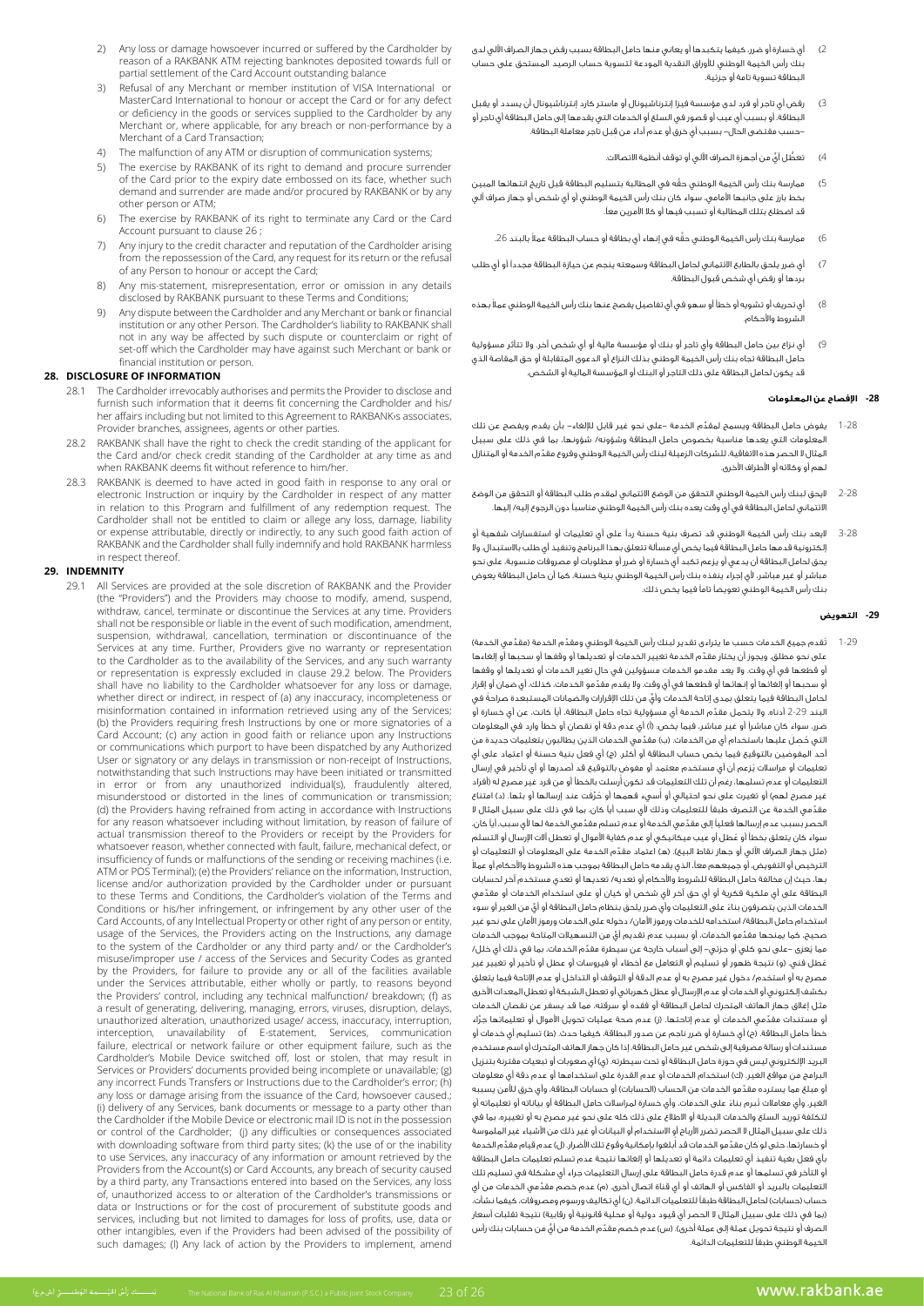2) Any loss or damage howsoever incurred or suffered by the Cardholder by reason of a RAKBANK ATM rejecting banknotes deposited towards full or partial settlement of the Card Account outstanding balance

3) Refusal of any Merchant or member institution of VISA International or MasterCard International to honour or accept the Card or for any defect or deficiency in the goods or services supplied to the Cardholder by any Merchant or, where applicable, for any breach or non-performance by a Merchant of a Card Transaction;

4) The malfunction of any ATM or disruption of communication systems;

5) The exercise by RAKBANK of its right to demand and procure surrender of the Card prior to the expiry date embossed on its face, whether such demand and surrender are made and/or procured by RAKBANK or by any other person or ATM;

6) The exercise by RAKBANK of its right to terminate any Card or the Card Account pursuant to clause 26 ;

7) Any injury to the credit character and reputation of the Cardholder arising from the repossession of the Card, any request for its return or the refusal of any Person to honour or accept the Card;

8) Any mis-statement, misrepresentation, error or omission in any details disclosed by RAKBANK pursuant to these Terms and Conditions;

9) Any dispute between the Cardholder and any Merchant or bank or financial institution or any other Person. The Cardholder's liability to RAKBANK shall not in any way be affected by such dispute or counterclaim or right of set-off which the Cardholder may have against such Merchant or bank or financial institution or person.

## 28. DISCLOSURE OF INFORMATION

28.1 The Cardholder irrevocably authorises and permits the Provider to disclose and furnish such information that it deems fit concerning the Cardholder and his/her affairs including but not limited to this Agreement to RAKBANK›s associates, Provider branches, assignees, agents or other parties.

28.2 RAKBANK shall have the right to check the credit standing of the applicant for the Card and/or check credit standing of the Cardholder at any time as and when RAKBANK deems fit without reference to him/her.

28.3 RAKBANK is deemed to have acted in good faith in response to any oral or electronic Instruction or inquiry by the Cardholder in respect of any matter in relation to this Program and fulfillment of any redemption request. The Cardholder shall not be entitled to claim or allege any loss, damage, liability or expense attributable, directly or indirectly, to any such good faith action of RAKBANK and the Cardholder shall fully indemnify and hold RAKBANK harmless in respect thereof.

## 29. INDEMNITY

29.1 All Services are provided at the sole discretion of RAKBANK and the Provider (the "Providers") and the Providers may choose to modify, amend, suspend, withdraw, cancel, terminate or discontinue the Services at any time. Providers shall not be responsible or liable in the event of such modification, amendment, suspension, withdrawal, cancellation, termination or discontinuance of the Services at any time. Further, Providers give no warranty or representation to the Cardholder as to the availability of the Services, and any such warranty or representation is expressly excluded in clause 29.2 below. The Providers shall have no liability to the Cardholder whatsoever for any loss or damage, whether direct or indirect, in respect of (a) any inaccuracy, incompleteness or misinformation contained in information retrieved using any of the Services; (b) the Providers requiring fresh Instructions by one or more signatories of a Card Account; (c) any action in good faith or reliance upon any Instructions or communications which purport to have been dispatched by any Authorized User or signatory or any delays in transmission or non-receipt of Instructions, notwithstanding that such Instructions may have been initiated or transmitted in error or from any unauthorized individual(s), fraudulently altered, misunderstood or distorted in the lines of communication or transmission; (d) the Providers having refrained from acting in accordance with Instructions for any reason whatsoever including without limitation, by reason of failure of actual transmission thereof to the Providers or receipt by the Providers for whatsoever reason, whether connected with fault, failure, mechanical defect, or insufficiency of funds or malfunctions of the sending or receiving machines (i.e. ATM or POS Terminal); (e) the Providers' reliance on the information, Instruction, license and/or authorization provided by the Cardholder under or pursuant to these Terms and Conditions, the Cardholder's violation of the Terms and Conditions or his/her infringement, or infringement by any other user of the Card Accounts, of any Intellectual Property or other right of any person or entity, usage of the Services, the Providers acting on the Instructions, any damage to the system of the Cardholder or any third party and/ or the Cardholder's misuse/improper use / access of the Services and Security Codes as granted by the Providers, for failure to provide any or all of the facilities available under the Services attributable, either wholly or partly, to reasons beyond the Providers' control, including any technical malfunction/ breakdown; (f) as a result of generating, delivering, managing, errors, viruses, disruption, delays, unauthorized alteration, unauthorized usage/ access, inaccuracy, interruption, interception, unavailability of E-statement, Services, communication failure, electrical or network failure or other equipment failure, such as the Cardholder's Mobile Device switched off, lost or stolen, that may result in Services or Providers' documents provided being incomplete or unavailable; (g) any incorrect Funds Transfers or Instructions due to the Cardholder's error; (h) any loss or damage arising from the issuance of the Card, howsoever caused.; (i) delivery of any Services, bank documents or message to a party other than the Cardholder if the Mobile Device or electronic mail ID is not in the possession or control of the Cardholder; (j) any difficulties or consequences associated with downloading software from third party sites; (k) the use of or the inability to use Services, any inaccuracy of any information or amount retrieved by the Providers from the Account(s) or Card Accounts, any breach of security caused by a third party, any Transactions entered into based on the Services, any loss of, unauthorized access to or alteration of the Cardholder's transmissions or data or Instructions or for the cost of procurement of substitute goods and services, including but not limited to damages for loss of profits, use, data or other intangibles, even if the Providers had been advised of the possibility of such damages; (l) Any lack of action by the Providers to implement, amend

2) أي خسارة أو ضرر، كيفما يتكبدها أو يعاني منها حامل البطاقة بسبب رفض جهاز الصراف الآلي لدى بنك رأس الخيمة الوطني للأوراق النقدية المودعة لتسوية حساب الرصيد المستحق على حساب البطاقة تسوية تامة أو جزئية.

3) رفض أي تاجر أو فرد لدى مؤسسة فيزا إنترناشيونال أو ماستر كارد إنترناشيونال أن يسدد أو يقبل البطاقة، أو بسبب أي عيب أو قصور في السلع أو الخدمات التي يقدمها إلى حامل البطاقة أي تاجر أو –حسب مقتضى الحال– بسبب أي خرق أو عدم أداء من قبل تاجر معاملة البطاقة.

4) تعطُّل أيٍّ من أجهزة الصراف الآلي أو توقف أنظمة الاتصالات.

5) ممارسة بنك رأس الخيمة الوطني حقَّه في المطالبة بتسليم البطاقة قبل تاريخ انتهائها المبين بخط بارز على جانبها الأمامي، سواء كان بنك رأس الخيمة الوطني أو أي شخص أو جهاز صراف آلي قد اضطلع بتلك المطالبة أو تسبب فيها أو كلا الأمرين معاً.

6) ممارسة بنك رأس الخيمة الوطني حقَّه في إنهاء أي بطاقة أو حساب البطاقة عملاً بالبند 26.

7) أي ضرر يلحق بالطابع الائتماني لحامل البطاقة وسمعته ينجم عن حيازة البطاقة مجدداً أو أي طلب بردها أو رفض أي شخص قبول البطاقة.

8) أي تحريف أو تشويه أو خطأ أو سهو في أي تفاصيل يفصح عنها بنك رأس الخيمة الوطني عملاً بهذه الشروط والأحكام.

9) أي نزاع بين حامل البطاقة وأي تاجر أو بنك أو مؤسسة مالية أو أي شخص آخر. ولا تتأثر مسؤولية حامل البطاقة تجاه بنك رأس الخيمة الوطني بذلك النزاع أو الدعوى المتقابلة أو حق المقاصة الذي قد يكون لحامل البطاقة على ذلك التاجر أو البنك أو المؤسسة المالية أو الشخص.

## 28- الإفصاح عن المعلومات

1-28 يفوض حامل البطاقة ويسمح لمقدِّم الخدمة –على نحو غير قابل للإلغاء– بأن يقدم ويفصح عن تلك المعلومات التي يعدها مناسبة بخصوص حامل البطاقة وشؤونه/ شؤونها، بما في ذلك على سبيل المثال لا الحصر هذه الاتفاقية، للشركات الزميلة لبنك رأس الخيمة الوطني وفروع مقدِّم الخدمة أو المتنازل لهم أو وكالئه أو الأطراف الأخرى.

2-28 يحق لبنك رأس الخيمة الوطني التحقق من الوضع الائتماني لمقدم طلب البطاقة أو التحقق من الوضع الائتماني لحامل البطاقة في أي وقت يعده بنك رأس الخيمة الوطني مناسباً دون الرجوع إليه/ إليها.

3-28 يُعد بنك رأس الخيمة الوطني قد تصرف بنية حسنة رداً على أي تعليمات أو استفسارات شفهية أو إلكترونية قدمها حامل البطاقة فيما يخص أي مسألة تتعلق بهذا البرنامج وتنفيذ أي طلب بالاستبدال. ولا يحق لحامل البطاقة أن يدعي أو يزعم تكبد أي خسارة أو ضرر أو مطلوبات أو مصروفات منسوبة، على نحو مباشر أو غير مباشر، لأي إجراء ينفذه بنك رأس الخيمة الوطني بنية حسنة. كما أن حامل البطاقة يعوض بنك رأس الخيمة الوطني تعويضاً تاماً فيما يخص ذلك.

## 29- التعويض

1-29 تُقدم جميع الخدمات حسب ما يتراءى تقدير لبنك رأس الخيمة الوطني ومقدِّم الخدمة (مقدِّمي الخدمة) على نحو مطلق، ويجوز أن يختار مقدِّم الخدمة تغيير الخدمات أو تعديلها أو وقفها أو سحبها أو إلغاءها أو قطعها في أي وقت. ولا يعد مقدمو الخدمات مسؤولين في حال تغير الخدمات أو تعديلها أو وقفها أو سحبها أو إلغائها أو إنهائها أو قطعها في أي وقت. ولا يقدم مقدِّمو الخدمات، كذلك، أي ضمان أو إقرار لحامل البطاقة فيما يتعلق بمدى إتاحة الخدمات وأيٍّ من تلك الإقرارات والضمانات المستبعدة صراحة في البند 29-2 أدناه. ولا يتحمل مقدِّم الخدمة أي مسؤولية تجاه حامل البطاقة، أياً كانت، عن أي خسارة أو ضرر، سواء كان مباشراً أو غير مباشر، فيما يخص: (أ) أي عدم دقة أو نقصان أو خطأ وارد في المعلومات التي حُصل عليها باستخدام أي من الخدمات؛ (ب) مقدِّمي الخدمات الذين يطالبون بتعليمات جديدة من أحد المفوضين بالتوقيع فيما يخص حساب البطاقة أو أكثر؛ (ج) أي فعل بنية حسنة أو اعتماد على أي تعليمات أو مراسلات يُزعم أن أي مستخدم معتمد أو مفوض بالتوقيع قد أصدرها أو أي تأخير في إرسال التعليمات أو عدم تسلمها، رغم أن تلك التعليمات قد تكون أُرسلت بالخطأ أو من فرد غير مصرح له (الأفراد غير مصرح لهم) أو تغيرت على نحو احتيالي أو أسيء فهمها أو حُرِّفت عند إرسالها أو بثها؛ (د) امتناع مقدِّمي الخدمة عن التصرف طبقاً للتعليمات وذلك لأي سبب أياً كان، بما في ذلك على سبيل المثال لا الحصر بسبب عدم إرسالها فعلياً إلى مقدِّمي الخدمة أو عدم تسلم مقدِّمي الخدمة لها لأي سبب، أياً كان، سواء كان يتعلق بخطأ أو عُطل أو عيب ميكانيكي أو عدم كفاية الأموال أو تعطل آلات الإرسال أو التسلم (مثل جهاز الصراف الآلي أو جهاز نقاط البيع)؛ (هـ) اعتماد مقدِّم الخدمة على المعلومات أو التعليمات أو الترخيص أو التفويض، أو جميعهم معاً، الذي يقدمه حامل البطاقة بموجب هذه الشروط والأحكام أو عملاً بها، حيث إن مخالفة حامل البطاقة للشروط والأحكام أو تعديه/ تعديها أو تعدي مستخدم آخر لحسابات البطاقة على أي ملكية فكرية أو أي حق آخر لأي شخص أو كيان أو على استخدام الخدمات أو مقدِّمي الخدمات الذين يتصرفون بناء على التعليمات وأي ضرر يلحق بنظام حامل البطاقة أو أيٍّ من الغير أو سوء استخدام حامل البطاقة/ استخدامه للخدمات ورموز الأمان/ دخوله على الخدمات ورموز الأمان على نحو غير صحيح، كما يمنحها مقدِّمو الخدمات، أو بسبب عدم تقديم أيٍّ من التسهيلات المتاحة بموجب الخدمات مما يُعزى –على نحو كلي أو جزئي– إلى أسباب خارجة عن سيطرة مقدِّم الخدمات، بما في ذلك أي خلل/ عُطل فني؛ (و) نتيجة ظهور أو تسليم أو التعامل مع أخطاء أو فيروسات أو عطل أو تأخير أو تغيير غير مصرح به أو استخدام/ دخول غير مصرح به أو عدم الدقة أو التوقف أو التداخل أو عدم الإتاحة فيما يتعلق بكشف إلكتروني أو الخدمات أو عدم الإرسال أو عطل كهربائي أو تعطل الشبكة أو تعطل المعدات الأخرى مثل إغلاق جهاز الهاتف المتحرك لحامل البطاقة أو فقده أو سرقته، مما قد يسفر عن نقصان الخدمات أو مستندات مقدِّمي الخدمات أو عدم إتاحتها؛ (ز) عدم صحة عمليات تحويل الأموال أو تعليماتها جرَّاء خطأ حامل البطاقة؛ (ح) أي خسارة أو ضرر ناجم عن صدور البطاقة، كيفما حدث؛ (ط) تسليم أي خدمات أو مستندات أو رسالة مصرفية إلى شخص غير حامل البطاقة، إذا كان جهاز الهاتف المتحرك أو اسم مستخدم البريد الإلكتروني ليس في حوزة حامل البطاقة أو تحت سيطرته؛ (ي) أي صعوبات أو تبعيات مقترنة بتنزيل البرامج من مواقع الغير؛ (ك) استخدام الخدمات أو عدم القدرة على استخدامها أو عدم دقة أي معلومات أو مبلغ مما يسترده مقدِّمو الخدمات من الحساب (الحسابات) أو حسابات البطاقة، وأي خرق للأمن يسببه الغير، وأي معاملات تُبرم بناءً على الخدمات، وأي خسارة لمراسلات حامل البطاقة أو بياناته أو تعليماته أو لتكلفة توريد السلع والخدمات البديلة أو الاطلاع على ذلك كله على نحو غير مصرح به أو تغييره، بما في ذلك على سبيل المثال لا الحصر تضرر الأرباح أو الاستخدام أو البيانات أو غير ذلك من الأشياء غير الملموسة أو خسارتها، حتى لو كان مقدِّمو الخدمات قد أُبلغوا بإمكانية وقوع تلك الأضرار؛ (ل) عدم قيام مقدِّم الخدمة بأي فعل بغية تنفيذ أي تعليمات دائمة أو تعديلها أو إلغائها نتيجة عدم تسلم تعليمات حامل البطاقة أو التأخر في تسلمها أو عدم قدرة حامل البطاقة على إرسال التعليمات جراء أي مشكلة في تسليم تلك التعليمات بالبريد أو الفاكس أو الهاتف أو أي قناة اتصال أخرى؛ (م) عدم خصم مقدِّمي الخدمات من أي حساب (حسابات) لحامل البطاقة طبقاً للتعليمات الدائمة؛ (ن) أي تكاليف ورسوم ومصروفات، كيفما نشأت، (بما في ذلك على سبيل المثال لا الحصر أي قيود دولية أو محلية قانونية أو رقابية) نتيجة تقلبات أسعار الصرف أو نتيجة تحويل عملة إلى عملة أخرى؛ (س) عدم خصم مقدِّم الخدمة من أيٍّ من حسابات بنك رأس الخيمة الوطني طبقاً للتعليمات الدائمة.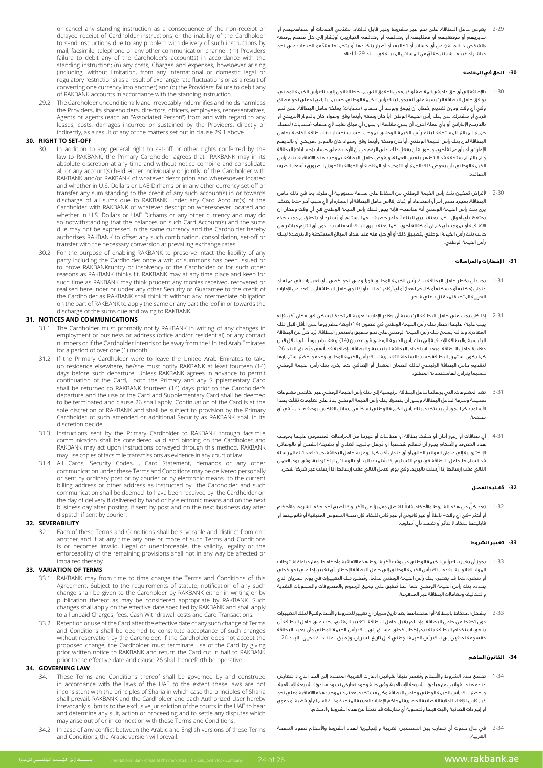or cancel any standing instruction as a consequence of the non-receipt or delayed receipt of Cardholder instructions or the inability of the Cardholder to send instructions due to any problem with delivery of such instructions by mail, facsimile, telephone or any other communication channel; (m) Providers failure to debit any of the Cardholder's account(s) in accordance with the standing instruction; (n) any costs, Charges and expenses, howsoever arising (including, without limitation, from any international or domestic legal or regulatory restrictions) as a result of exchange rate fluctuations or as a result of converting one currency into another) and (o) the Providers' failure to debit any of RAKBANK accounts in accordance with the standing instruction.

29.2 The Cardholder unconditionally and irrevocably indemnifies and holds harmless the Providers, its shareholders, directors, officers, employees, representatives, Agents or agents (each an "Associated Person") from and with regard to any losses, costs, damages incurred or sustained by the Providers, directly or indirectly, as a result of any of the matters set out in clause 29.1 above.

## 30. RIGHT TO SET-OFF

30.1 In addition to any general right to set-off or other rights conferred by the law to RAKBANK, the Primary Cardholder agrees that RAKBANK may in its absolute discretion at any time and without notice combine and consolidate all or any account(s) held either individually or jointly, of the Cardholder with RAKBANK and/or RAKBANK of whatever description and wheresoever located and whether in U.S. Dollars or UAE Dirhams or in any other currency set-off or transfer any sum standing to the credit of any such account(s) in or towards discharge of all sums due to RAKBANK under any Card Account(s) of the Cardholder with RAKBANK of whatever description wheresoever located and whether in U.S. Dollars or UAE Dirhams or any other currency and may do so notwithstanding that the balances on such Card Account(s) and the sums due may not be expressed in the same currency and the Cardholder hereby authorises RAKBANK to offset any such combination, consolidation, set-off or transfer with the necessary conversion at prevailing exchange rates.

30.2 For the purpose of enabling RAKBANK to preserve intact the liability of any party including the Cardholder once a writ or summons has been issued or to prove RAKBANKruptcy or insolvency of the Cardholder or for such other reasons as RAKBANK thinks fit, RAKBANK may at any time place and keep for such time as RAKBANK may think prudent any monies received, recovered or realised hereunder or under any other Security or Guarantee to the credit of the Cardholder as RAKBANK shall think fit without any intermediate obligation on the part of RAKBANK to apply the same or any part thereof in or towards the discharge of the sums due and owing to RAKBANK.

## 31. NOTICES AND COMMUNICATIONS

31.1 The Cardholder must promptly notify RAKBANK in writing of any changes in employment or business or address (office and/or residential) or any contact numbers or if the Cardholder intends to be away from the United Arab Emirates for a period of over one (1) month.

31.2 If the Primary Cardholder were to leave the United Arab Emirates to take up residence elsewhere, he/she must notify RAKBANK at least fourteen (14) days before such departure. Unless RAKBANK agrees in advance to permit continuation of the Card, both the Primary and any Supplementary Card shall be returned to RAKBANK fourteen (14) days prior to the Cardholder's departure and the use of the Card and Supplementary Card shall be deemed to be terminated and clause 26 shall apply. Continuation of the Card is at the sole discretion of RAKBANK and shall be subject to provision by the Primary Cardholder of such amended or additional Security as RAKBANK shall in its discretion decide.

31.3 Instructions sent by the Primary Cardholder to RAKBANK through facsimile communication shall be considered valid and binding on the Cardholder and RAKBANK may act upon instructions conveyed through this method. RAKBANK may use copies of facsimile transmissions as evidence in any court of law.

31.4 All Cards, Security Codes, , Card Statement, demands or any other communication under these Terms and Conditions may be delivered personally or sent by ordinary post or by courier or by electronic means to the current billing address or other address as instructed by the Cardholder and such communication shall be deemed to have been received by the Cardholder on the day of delivery if delivered by hand or by electronic means and on the next business day after posting, if sent by post and on the next business day after dispatch if sent by courier.

## 32. SEVERABILITY

32.1 Each of these Terms and Conditions shall be severable and distinct from one another and if at any time any one or more of such Terms and Conditions is or becomes invalid, illegal or unenforceable, the validity, legality or the enforceability of the remaining provisions shall not in any way be affected or impaired thereby.

## 33. VARIATION OF TERMS

33.1 RAKBANK may from time to time change the Terms and Conditions of this Agreement. Subject to the requirements of statute, notification of any such change shall be given to the Cardholder by RAKBANK either in writing or by publication thereof as may be considered appropriate by RAKBANK. Such changes shall apply on the effective date specified by RAKBANK and shall apply to all unpaid Charges, fees, Cash Withdrawal, costs and Card Transactions.

33.2 Retention or use of the Card after the effective date of any such change of Terms and Conditions shall be deemed to constitute acceptance of such changes without reservation by the Cardholder. If the Cardholder does not accept the proposed change, the Cardholder must terminate use of the Card by giving prior written notice to RAKBANK and return the Card cut in half to RAKBANK prior to the effective date and clause 26 shall henceforth be operative.

## 34. GOVERNING LAW

34.1 These Terms and Conditions thereof shall be governed by and construed in accordance with the laws of the UAE to the extent these laws are not inconsistent with the principles of Sharia in which case the principles of Sharia shall prevail. RAKBANK and the Cardholder and each Authorized User hereby irrevocably submits to the exclusive jurisdiction of the courts in the UAE to hear and determine any suit, action or proceeding and to settle any disputes which may arise out of or in connection with these Terms and Conditions.

34.2 In case of any conflict between the Arabic and English versions of these Terms and Conditions, the Arabic version will prevail.

2-29 يعوض حامل البطاقة، على نحو غير مشروط وغير قابل للإلغاء، مقدّمي الخدمات أو مساهميهم أو مديريهم أو موظفيهم أو ممثليهم أو وكلائهم أو وكلائهم التجاريين (ويُشار إلى كلٍّ منهم بوصفه «الشخص ذا الصلة») عن أي خسائر أو تكاليف أو أضرار يتكبدها أو يتحملها مقدّمو الخدمات على نحو مباشر أو غير مباشر نتيجة أيٍّ من المسائل المبينة في البند 29-1 أعلاه.

## 30- الحق في المقاصة

1-30 بالإضافة إلى أي حق عام في المقاصة أو غيره من الحقوق التي يمنحها القانون إلى بنك رأس الخيمة الوطني، يوافق حامل البطاقة الرئيسية على أنه يجوز لبنك رأس الخيمة الوطني، حسبما يتراءى له على نحو مطلق وفي أي وقت ودون تقديم إخطار، أن يجمع ويوحد أي حساب (حسابات) يملكه حامل البطاقة، على نحو فردي أو مشترك، لدى بنك رأس الخيمة الوطن، أيا كان وصفه وأينما وقع، وسواء كان بالدولار الأمريكي أو بالدرهم الإماراتي أو بأي عملة أخرى، أن يجري مقاصة أو يحول أي مبلغ مقيد لأي حساب (حسابات) لسداد جميع المبالغ المستحقة لبنك رأس الخيمة الوطني بموجب حساب (حسابات) البطاقة الخاصة بحامل البطاقة لدى بنك رأس الخيمة الوطني، أيا كان وصفه وأينما وقع، وسواء كان بالدولار الأمريكي أو بالدرهم الإماراتي أو بأي عملة أخرى، ويجوز له أن يفعل ذلك، على الرغم من أن الأرصدة على حساب (حسابات) البطاقة والمبالغ المستحقة قد لا تظهر بنفس العملة، ويفوض حامل البطاقة، بموجب هذه الاتفاقية، بنك رأس الخيمة الوطني بأن يعوض ذلك الجمع أو التوحيد أو المقاصة أو الحوالة بالتحويل الضروري بأسعار الصرف السائدة.

2-30 لأغراض تمكين بنك رأس الخيمة الوطني من الحفاظ على سلامة مسؤولية أي طرف، بما في ذلك حامل البطاقة، بمجرد صدور أمر أو استدعاء أو إثبات إفلاس حامل البطاقة أو إعساره أو لأي سبب آخر -كما يعتقد يرى بنك رأس الخيمة الوطني أنه مناسب- فإنه يجوز لبنك رأس الخيمة الوطني في أي وقت ومكان أن يحتفظ بأي أموال -كما يعتقد يرى البنك أنه أمر حصيف- مما يتسلمه أو يسترد أو يتحقق بموجب هذه الاتفاقية أو بموجب أي ضمان أو كفالة أخرى -كما يعتقد يرى البنك أنه مناسب- دون أي التزام مباشر من جانب بنك رأس الخيمة الوطني بتطبيق ذلك أو أي جزء منه عند سداد المبالغ المستحقة والمترصدة لبنك رأس الخيمة الوطني.

## 31- الإخطارات والمراسلات

1-31 يجب أن يخطر حامل البطاقة بنك رأس الخيمة الوطني فوراً وعلى نحو خطي بأي تغييرات في عمله أو عنوان (مكتبه أو مسكنه أو كليهما معاً) أو أي أرقام اتصالات أو إذا نوى حامل البطاقة أن يبتعد عن الإمارات العربية المتحدة لمدة تزيد على شهر.

2-31 إذا كان يجب على حامل البطاقة الرئيسية أن يغادر الإمارات العربية المتحدة ليسكن في مكان آخر، فإنه يجب عليه/ عليها إخطار بنك رأس الخيمة الوطني في غضون (14) أربعة عشر يوماً على الأقل قبل تلك المغادرة. وما لم يسمح بنك رأس الخيمة الوطني على نحو مسبق باستمرار البطاقة، ترد كلٌّ من البطاقة الرئيسية والبطاقة الإضافية إلى بنك رأس الخيمة الوطني في غضون (14) أربعة عشر يوماً على الأقل قبل مغادرة حامل البطاقة. ويعد استخدام البطاقة الرئيسية والبطاقة الإضافية قد أنهي ويُطبق البند 26. كما يكون استمرار البطاقة حسب السلطة التقديرية لبنك رأس الخيمة الوطني وحده ويخضع استمرارها لتقديم حامل البطاقة الرئيسية لذلك الضمان المعدل أو الإضافي، كما يقرره بنك رأس الخيمة الوطني حسبما يتراءى لهاستنسابه المطلق.

3-31 تعد المعلومات، التي يرسلها حامل البطاقة الرئيسية إلى بنك رأس الخيمة الوطني عبر الفاكس معلومات صحيحة وملزمة لحامل البطاقة، ويجوز أن يتصرف بنك رأس الخيمة الوطني بناء على تعليمات نقلت بهذا الأسلوب. كما يجوز أن يستخدم بنك رأس الخيمة الوطني نسخاً من رسائل الفاكس بوصفها دليلاً في أي محكمة.

4-31 أي بطاقات أو رموز أمان أو كشف بطاقة أو مطالبات أو غيرها من المراسلات المنصوص عليها بموجب هذه الشروط والأحكام يجوز أن تُسلم شخصياً أو تُرسل بالبريد العادي أو بشركة الشحن أو بالوسائل الإلكترونية إلى عنوان الفواتير الحالي أو أي عنوان آخر، كما يوعز به حامل البطاقة، حيث تعد تلك المراسلة قد تسلمها حامل البطاقة في يوم التسليم إذا سُلمت باليد أو بالوسائل الإلكترونية، وفي يوم العمل التالي عقب إرسالها إذا أرسلت بالبريد، وفي يوم العمل التالي عقب إرسالها إذا أرسلت عبر شركة شحن.

## 32- قابلية الفصل

1-32 يُعد كلٌّ من هذه الشروط والأحكام قابلاً للفصل ومميزاً عن الآخر، وإذا أصبح أحد هذه الشروط والأحكام أو أكثر -في أي وقت- باطلاً أو غير قانوني أو غير قابل للنفاذ فإن صحة النصوص المتبقية أو قانونيتها أو قابليتها للنفاذ لا تتأثر أو تفسد بأي أسلوب.

## 33- تغيير الشروط

1-33 يجوز أن يغير بنك رأس الخيمة الوطني من وقت لآخر شروط هذه الاتفاقية وأحكامها، ومع مراعاة اشتراطات المواد القانونية، يقدم بنك رأس الخيمة الوطني إلى حامل البطاقة الإخطار بأي تغيير، إما على نحو خطي أو بنشره، كما قد يعتبره بنك رأس الخيمة الوطني ملائماً. وتُطبق تلك التغييرات في يوم السريان الذي يحدده بنك رأس الخيمة الوطني، كما أنها تُطبق على جميع الرسوم والمصروفات والسحوبات النقدية والتكاليف ومعاملات البطاقة غير المدفوعة.

2-33 يشكل الاحتفاظ بالبطاقة أو استخدامها بعد تاريخ سريان أي تغيير للشروط والأحكام قبولاً لتلك التغييرات دون تحفظ من حامل البطاقة. وإذا لم يقبل حامل البطاقة التغيير المقترح، يجب على حامل البطاقة أن ينهي استخدام البطاقة بتقديم إخطار خطي مسبق إلى بنك رأس الخيمة الوطني وأن يعيد البطاقة مقسومة نصفين إلى بنك رأس الخيمة الوطني قبل تاريخ السريان، ويُطبق -منذ ذلك الحين- البند 26.

## 34- القانون الحاكم

1-34 تخضع هذه الشروط والأحكام وتُفسر طبقاً لقوانين الإمارات العربية المتحدة إلى الحد الذي لا تتعارض عنده هذه القوانين مع مبادئ الشريعة الإسلامية، وفي حالة وجود تعارض تسود مبادئ الشريعة الإسلامية. ويخضع بنك رأس الخيمة الوطني وحامل البطاقة وكل مستخدم معتمد بموجب هذه الاتفاقية وعلى نحو غير قابل للإلغاء للولاية القضائية الحصرية لمحاكم الإمارات العربية المتحدة وذلك لسماع أي قضية أو دعوى أو إجراءات قضائية والبت فيها ولتسوية أي منازعات قد تنشأ عن هذه الشروط والأحكام.

2-34 في حال حدوث أي تضارب بين النسختين العربية والإنجليزية لهذه الشروط والأحكام تسود النسخة العربية.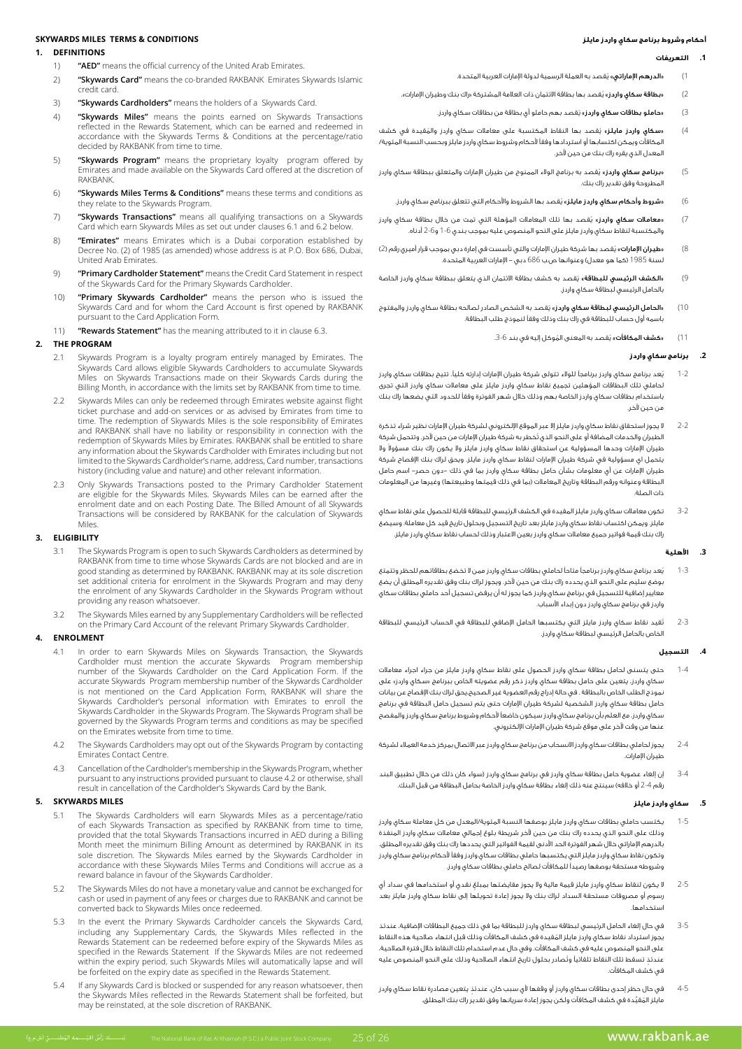## SKYWARDS MILES TERMS & CONDITIONS

### 1. DEFINITIONS

1) **"AED"** means the official currency of the United Arab Emirates.
2) **"Skywards Card"** means the co-branded RAKBANK Emirates Skywards Islamic credit card.
3) **"Skywards Cardholders"** means the holders of a Skywards Card.
4) **"Skywards Miles"** means the points earned on Skywards Transactions reflected in the Rewards Statement, which can be earned and redeemed in accordance with the Skywards Terms & Conditions at the percentage/ratio decided by RAKBANK from time to time.
5) **"Skywards Program"** means the proprietary loyalty program offered by Emirates and made available on the Skywards Card offered at the discretion of RAKBANK.
6) **"Skywards Miles Terms & Conditions"** means these terms and conditions as they relate to the Skywards Program.
7) **"Skywards Transactions"** means all qualifying transactions on a Skywards Card which earn Skywards Miles as set out under clauses 6.1 and 6.2 below.
8) **"Emirates"** means Emirates which is a Dubai corporation established by Decree No. (2) of 1985 (as amended) whose address is at P.O. Box 686, Dubai, United Arab Emirates.
9) **"Primary Cardholder Statement"** means the Credit Card Statement in respect of the Skywards Card for the Primary Skywards Cardholder.
10) **"Primary Skywards Cardholder"** means the person who is issued the Skywards Card and for whom the Card Account is first opened by RAKBANK pursuant to the Card Application Form.
11) **"Rewards Statement"** has the meaning attributed to it in clause 6.3.

### 2. THE PROGRAM

2.1 Skywards Program is a loyalty program entirely managed by Emirates. The Skywards Card allows eligible Skywards Cardholders to accumulate Skywards Miles on Skywards Transactions made on their Skywards Cards during the Billing Month, in accordance with the limits set by RAKBANK from time to time.

2.2 Skywards Miles can only be redeemed through Emirates website against flight ticket purchase and add-on services or as advised by Emirates from time to time. The redemption of Skywards Miles is the sole responsibility of Emirates and RAKBANK shall have no liability or responsibility in connection with the redemption of Skywards Miles by Emirates. RAKBANK shall be entitled to share any information about the Skywards Cardholder with Emirates including but not limited to the Skywards Cardholder's name, address, Card number, transactions history (including value and nature) and other relevant information.

2.3 Only Skywards Transactions posted to the Primary Cardholder Statement are eligible for the Skywards Miles. Skywards Miles can be earned after the enrolment date and on each Posting Date. The Billed Amount of all Skywards Transactions will be considered by RAKBANK for the calculation of Skywards Miles.

### 3. ELIGIBILITY

3.1 The Skywards Program is open to such Skywards Cardholders as determined by RAKBANK from time to time whose Skywards Cards are not blocked and are in good standing as determined by RAKBANK. RAKBANK may at its sole discretion set additional criteria for enrolment in the Skywards Program and may deny the enrolment of any Skywards Cardholder in the Skywards Program without providing any reason whatsoever.

3.2 The Skywards Miles earned by any Supplementary Cardholders will be reflected on the Primary Card Account of the relevant Primary Skywards Cardholder.

### 4. ENROLMENT

4.1 In order to earn Skywards Miles on Skywards Transaction, the Skywards Cardholder must mention the accurate Skywards Program membership number of the Skywards Cardholder on the Card Application Form. If the accurate Skywards Program membership number of the Skywards Cardholder is not mentioned on the Card Application Form, RAKBANK will share the Skywards Cardholder's personal information with Emirates to enroll the Skywards Cardholder in the Skywards Program. The Skywards Program shall be governed by the Skywards Program terms and conditions as may be specified on the Emirates website from time to time.

4.2 The Skywards Cardholders may opt out of the Skywards Program by contacting Emirates Contact Centre.

4.3 Cancellation of the Cardholder's membership in the Skywards Program, whether pursuant to any instructions provided pursuant to clause 4.2 or otherwise, shall result in cancellation of the Cardholder's Skywards Card by the Bank.

### 5. SKYWARDS MILES

5.1 The Skywards Cardholders will earn Skywards Miles as a percentage/ratio of each Skywards Transaction as specified by RAKBANK from time to time, provided that the total Skywards Transactions incurred in AED during a Billing Month meet the minimum Billing Amount as determined by RAKBANK in its sole discretion. The Skywards Miles earned by the Skywards Cardholder in accordance with these Skywards Miles Terms and Conditions will accrue as a reward balance in favour of the Skywards Cardholder.

5.2 The Skywards Miles do not have a monetary value and cannot be exchanged for cash or used in payment of any fees or charges due to RAKBANK and cannot be converted back to Skywards Miles once redeemed.

5.3 In the event the Primary Skywards Cardholder cancels the Skywards Card, including any Supplementary Cards, the Skywards Miles reflected in the Rewards Statement can be redeemed before expiry of the Skywards Miles as specified in the Rewards Statement If the Skywards Miles are not redeemed within the expiry period, such Skywards Miles will automatically lapse and will be forfeited on the expiry date as specified in the Rewards Statement.

5.4 If any Skywards Card is blocked or suspended for any reason whatsoever, then the Skywards Miles reflected in the Rewards Statement shall be forfeited, but may be reinstated, at the sole discretion of RAKBANK.

## أحكام وشروط برنامج سكاي واردز مايلز

### 1. التعريفات

1) «**الدرهم الإماراتي**» يُقصد به العملة الرسمية لدولة الإمارات العربية المتحدة.
2) «**بطاقة سكاي واردز**» يُقصد بها بطاقة الائتمان ذات العلامة المشتركة راك بنك وطيران الإمارات.
3) «**حاملو بطاقات سكاي واردز**» يُقصد بهم حاملو أي بطاقة من بطاقات سكاي واردز.
4) «**سكاي واردز مايلز**» يُقصد بها النقاط المكتسبة على معاملات سكاي واردز والمقيدة في كشف المكافآت ويمكن اكتسابها أو استردادها وفقاً لأحكام وشروط سكاي واردز مايلز وبحسب النسبة المئوية/ المعدل الذي يقره راك بنك من حين لآخر.
5) «**برنامج سكاي واردز**» يُقصد به برنامج الولاء الممنوح من طيران الإمارات والمتعلق ببطاقة سكاي واردز المطروحة وفق تقدير راك بنك.
6) «**شروط وأحكام سكاي واردز مايلز**» يُقصد بها الشروط والأحكام التي تتعلق ببرنامج سكاي واردز.
7) «**معاملات سكاي واردز**» يُقصد بها تلك المعاملات المؤهلة التي تمت من خلال بطاقة سكاي واردز والمكتسبة لنقاط سكاي واردز مايلز على النحو المنصوص عليه بموجب بندي 6-1 و6-2 أدناه.
8) «**طيران الإمارات**» يُقصد بها شركة طيران الإمارات والتي تأسست في إمارة دبي بموجب قرار أميري رقم (2) لسنة 1985 (كما هو معدل) وعنوانها ص.ب 686 دبي – الإمارات العربية المتحدة.
9) «**الكشف الرئيسي للبطاقة**» يُقصد به كشف بطاقة الائتمان الذي يتعلق ببطاقة سكاي واردز الخاصة بالحامل الرئيسي لبطاقة سكاي واردز.
10) «**الحامل الرئيسي لبطاقة سكاي واردز**» يُقصد به الشخص الصادر لصالحه بطاقة سكاي واردز والمفتوح باسمه أول حساب للبطاقة في راك بنك وذلك وفقاً لنموذج طلب البطاقة.
11) «**كشف المكافآت**» يُقصد به المعنى الموكل إليه في بند 6-3.

### 2. برنامج سكاي واردز

1-2 يُعد برنامج سكاي واردز برنامجاً للولاء تتولى شركة طيران الإمارات إدارته كلياً. تتيح بطاقات سكاي واردز لحاملي تلك البطاقات المؤهلين تجميع نقاط سكاي واردز مايلز على معاملات سكاي واردز التي تجرى باستخدام بطاقات سكاي واردز الخاصة بهم وذلك خلال شهر الفوترة وفقاً للحدود التي يضعها راك بنك من حين لآخر.

2-2 لا يجوز استحقاق نقاط سكاي واردز مايلز إلا عبر الموقع الإلكتروني لشركة طيران الإمارات نظير شراء تذكرة الطيران والخدمات المضافة أو على النحو الذي تُخطر به شركة طيران الإمارات من حين لآخر. وتتحمل شركة طيران الإمارات وحدها المسؤولية عن استحقاق نقاط سكاي واردز مايلز ولا يكون راك بنك مسؤولاً ولا يتحمل اي مسؤولية في شركة طيران الإمارات لنقاط سكاي واردز مايلز. ويحق لراك بنك الإفصاح شركة طيران الإمارات عن أي معلومات بشأن حامل بطاقة سكاي واردز بما في ذلك –دون حصر– اسم حامل البطاقة وعنوانه ورقم البطاقة وتاريخ المعاملات (بما في ذلك قيمتها وطبيعتها) وغيرها من المعلومات ذات الصلة.

3-2 تكون معاملات سكاي واردز مايلز المقيدة في الكشف الرئيسي للبطاقة قابلة للحصول على نقاط سكاي مايلز. ويمكن اكتساب نقاط سكاي واردز مايلز بعد تاريخ التسجيل وبحلول تاريخ قيد كل معاملة. وسيضع راك بنك قيمة فواتير جميع معاملات سكاي واردز بعين الاعتبار وذلك لحساب نقاط سكاي واردز مايلز.

### 3. الأهلية

1-3 يُعد برنامج سكاي واردز برنامجاً متاحاً لحاملي بطاقات سكاي واردز ممن لا تخضع بطاقاتهم للحظر وتتمتع بوضع سليم على النحو الذي يحدده راك بنك من حين لآخر. ويجوز لراك بنك وفق تقديره المطلق أن يضع معايير إضافية للتسجيل في برنامج سكاي واردز كما يجوز له أن يرفض تسجيل أحد حاملي بطاقات سكاي واردز في برنامج سكاي واردز دون إبداء الأسباب.

2-3 تُقيد نقاط سكاي واردز مايلز التي يكتسبها الحامل الإضافي للبطاقة في الحساب الرئيسي للبطاقة الخاص بالحامل الرئيسي لبطاقة سكاي واردز.

### 4. التسجيل

1-4 حتى يتسنى لحامل بطاقة سكاي واردز الحصول على نقاط سكاي واردز مايلز من جراء اجراء معاملات سكاي واردز، يتعين على حامل بطاقة سكاي واردز ذكر رقم عضويته الخاص ببرنامج «سكاي واردز» على نموذج الطلب الخاص بالبطاقة . في حالة إدراج رقم العضوية غير الصحيح يحق لراك بنك الإفصاح عن بيانات حامل بطاقة سكاي واردز الشخصية لشركة طيران الإمارات حتى يتم تسجيل حامل البطاقة في برنامج سكاي واردز. مع العلم بأن برنامج سكاي واردز سيكون خاضعاً لأحكام وشروط برنامج سكاي واردز والمفصح عنها من وقت لآخر على موقع شركة طيران الإمارات الإلكتروني.

2-4 يجوز لحاملي بطاقات سكاي واردز الانسحاب من برنامج سكاي واردز عبر الاتصال بمركز خدمة العملاء لشركة طيران الإمارات.

3-4 إن إلغاء عضوية حامل بطاقة سكاي واردز في برنامج سكاي واردز (سواء كان ذلك من خلال تطبيق البند رقم 2-4 أو خلافه) سينتج عنه ذلك إلغاء بطاقة سكاي واردز الخاصة بحامل البطاقة من قبل البنك.

### 5. سكاي واردز مايلز

1-5 يكتسب حاملو بطاقات سكاي واردز مايلز بوصفها النسبة المئوية/المعدل من كل معاملة سكاي واردز وذلك على النحو الذي يحدده راك بنك من حين لآخر شريطة بلوغ إجمالي معاملات سكاي واردز المنفذة بالدرهم الإماراتي خلال شهر الفوترة الحد الأدنى لقيمة الفواتير التي يحددها راك بنك وفق تقديره المطلق. وتكون نقاط سكاي واردز مايلز التي يكتسبها حاملي بطاقات سكاي واردز وفقاً لأحكام برنامج سكاي واردز وشروطه مستحقة بوصفها رصيداً للمكافآت لصالح حاملي بطاقات سكاي واردز.

2-5 لا يكون لنقاط سكاي واردز مايلز قيمة مالية ولا يجوز مقايضتها بمبلغ نقدي أو استخدامها في سداد أي رسوم أو مصروفات مستحقة السداد لراك بنك ولا يجوز إعادة تحويلها إلى نقاط سكاي واردز مايلز بعد استخدامها.

3-5 في حال إلغاء الحامل الرئيسي لبطاقة سكاي واردز للبطاقة بما في ذلك جميع البطاقات الإضافية، عندئذ يجوز استرداد نقاط سكاي واردز مايلز المقيدة في كشف المكافآت وذلك قبل انتهاء صلاحية هذه النقاط على النحو المنصوص عليه في كشف المكافآت. وفي حال عدم استخدام تلك النقاط خلال فترة الصلاحية، عندئذ تسقط تلك النقاط تلقائياً وتُصادر بحلول تاريخ انتهاء الصلاحية وذلك على النحو المنصوص عليه في كشف المكافآت.

4-5 في حال حظر إحدى بطاقات سكاي واردز أو وقفها لأي سبب كان، عندئذ يتعين مصادرة نقاط سكاي واردز مايلز المُقيّدة في كشف المكافآت ولكن يجوز إعادة سريانها وفق تقدير راك بنك المطلق.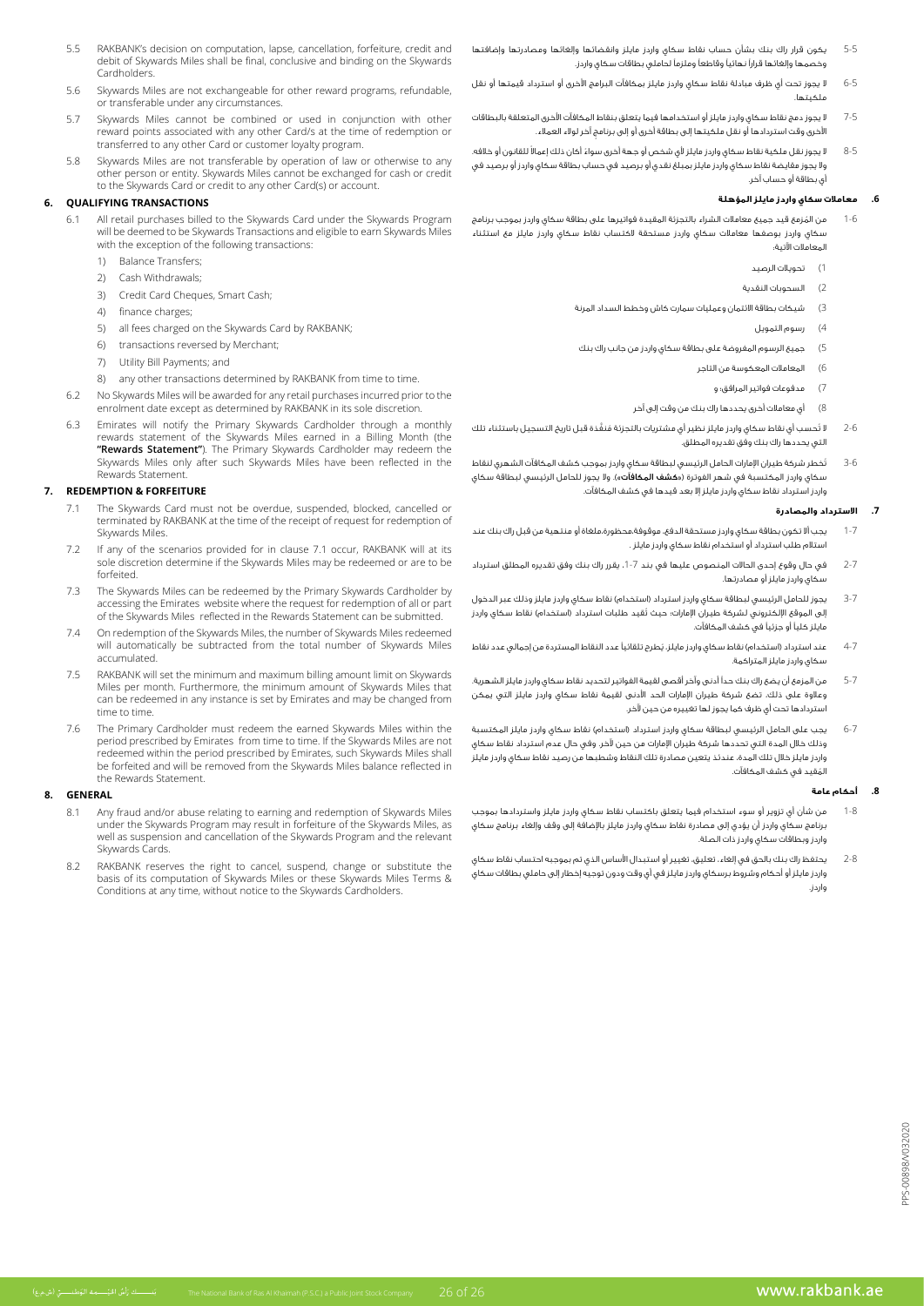5.5 RAKBANK's decision on computation, lapse, cancellation, forfeiture, credit and debit of Skywards Miles shall be final, conclusive and binding on the Skywards Cardholders.

5.6 Skywards Miles are not exchangeable for other reward programs, refundable, or transferable under any circumstances.

5.7 Skywards Miles cannot be combined or used in conjunction with other reward points associated with any other Card/s at the time of redemption or transferred to any other Card or customer loyalty program.

5.8 Skywards Miles are not transferable by operation of law or otherwise to any other person or entity. Skywards Miles cannot be exchanged for cash or credit to the Skywards Card or credit to any other Card(s) or account.

## 6. QUALIFYING TRANSACTIONS

6.1 All retail purchases billed to the Skywards Card under the Skywards Program will be deemed to be Skywards Transactions and eligible to earn Skywards Miles with the exception of the following transactions:

1) Balance Transfers;
2) Cash Withdrawals;
3) Credit Card Cheques, Smart Cash;
4) finance charges;
5) all fees charged on the Skywards Card by RAKBANK;
6) transactions reversed by Merchant;
7) Utility Bill Payments; and
8) any other transactions determined by RAKBANK from time to time.

6.2 No Skywards Miles will be awarded for any retail purchases incurred prior to the enrolment date except as determined by RAKBANK in its sole discretion.

6.3 Emirates will notify the Primary Skywards Cardholder through a monthly rewards statement of the Skywards Miles earned in a Billing Month (the **"Rewards Statement"**). The Primary Skywards Cardholder may redeem the Skywards Miles only after such Skywards Miles have been reflected in the Rewards Statement.

## 7. REDEMPTION & FORFEITURE

7.1 The Skywards Card must not be overdue, suspended, blocked, cancelled or terminated by RAKBANK at the time of the receipt of request for redemption of Skywards Miles.

7.2 If any of the scenarios provided for in clause 7.1 occur, RAKBANK will at its sole discretion determine if the Skywards Miles may be redeemed or are to be forfeited.

7.3 The Skywards Miles can be redeemed by the Primary Skywards Cardholder by accessing the Emirates website where the request for redemption of all or part of the Skywards Miles reflected in the Rewards Statement can be submitted.

7.4 On redemption of the Skywards Miles, the number of Skywards Miles redeemed will automatically be subtracted from the total number of Skywards Miles accumulated.

7.5 RAKBANK will set the minimum and maximum billing amount limit on Skywards Miles per month. Furthermore, the minimum amount of Skywards Miles that can be redeemed in any instance is set by Emirates and may be changed from time to time.

7.6 The Primary Cardholder must redeem the earned Skywards Miles within the period prescribed by Emirates from time to time. If the Skywards Miles are not redeemed within the period prescribed by Emirates, such Skywards Miles shall be forfeited and will be removed from the Skywards Miles balance reflected in the Rewards Statement.

## 8. GENERAL

8.1 Any fraud and/or abuse relating to earning and redemption of Skywards Miles under the Skywards Program may result in forfeiture of the Skywards Miles, as well as suspension and cancellation of the Skywards Program and the relevant Skywards Cards.

8.2 RAKBANK reserves the right to cancel, suspend, change or substitute the basis of its computation of Skywards Miles or these Skywards Miles Terms & Conditions at any time, without notice to the Skywards Cardholders.

5-5 يكون قرار راك بنك بشأن حساب نقاط سكاي واردز مايلز وانقضائها وإلغائها ومصادرتها وإضافتها وخصمها وإلغائها قراراً نهائياً وقاطعاً وملزماً لحاملي بطاقات سكاي واردز.

6-5 لا يجوز تحت أي ظرف مبادلة نقاط سكاي واردز مايلز بمكافآت البرامج الأخرى أو استرداد قيمتها أو نقل ملكيتها.

7-5 لا يجوز دمج نقاط سكاي واردز مايلز أو استخدامها فيما يتعلق بنقاط المكافآت الأخرى المتعلقة بالبطاقات الأخرى وقت استردادها أو نقل ملكيتها إلى بطاقة أخرى أو إلى برنامج آخر لولاء العملاء.

8-5 لا يجوز نقل ملكية نقاط سكاي واردز مايلز لأي شخص أو جهة أخرى سواء أكان ذلك إعمالاً للقانون أو خلافه. ولا يجوز مقايضة نقاط سكاي واردز مايلز بمبلغ نقدي أو برصيد في حساب بطاقة سكاي واردز أو برصيد في أي بطاقة أو حساب آخر.

## 6. معاملات سكاي واردز مايلز المؤهلة

1-6 من المُزمع قيد جميع معاملات الشراء بالتجزئة المقيدة فواتيرها على بطاقة سكاي واردز بموجب برنامج سكاي واردز بوصفها معاملات سكاي واردز مستحقة لاكتساب نقاط سكاي واردز مايلز مع استثناء المعاملات الآتية:

1) تحويلات الرصيد
2) السحوبات النقدية
3) شيكات بطاقة الائتمان وعمليات سمارت كاش وخطط السداد المرنة
4) رسوم التمويل
5) جميع الرسوم المفروضة على بطاقة سكاي واردز من جانب راك بنك
6) المعاملات المعكوسة من التاجر
7) مدفوعات فواتير المرافق؛ و
8) أي معاملات أخرى يحددها راك بنك من وقت إلى آخر

2-6 لا تُحسب أي نقاط سكاي واردز مايلز نظير أي مشتريات بالتجزئة مُنفَّذة قبل تاريخ التسجيل باستثناء تلك التي يحددها راك بنك وفق تقديره المطلق.

3-6 تُخطر شركة طيران الإمارات الحامل الرئيسي لبطاقة سكاي واردز بموجب كشف المكافآت الشهري لنقاط سكاي واردز المكتسبة في شهر الفوترة («**كشف المكافآت**»). ولا يجوز للحامل الرئيسي لبطاقة سكاي واردز استرداد نقاط سكاي واردز مايلز إلا بعد قيدها في كشف المكافآت.

## 7. الاسترداد والمصادرة

1-7 يجب ألا تكون بطاقة سكاي واردز مستحقة الدفع، موقوفة،محظورة،ملغاة أو منتهية من قبل راك بنك عند استلام طلب استرداد أو استخدام نقاط سكاي واردز مايلز .

2-7 في حال وقوع إحدى الحالات المنصوص عليها في بند 7-1، يقرر راك بنك وفق تقديره المطلق استرداد سكاي واردز مايلز أو مصادرتها.

3-7 يجوز للحامل الرئيسي لبطاقة سكاي واردز استرداد (استخدام) نقاط سكاي واردز مايلز وذلك عبر الدخول إلى الموقع الإلكتروني لشركة طيران الإمارات؛ حيث تُقيد طلبات استرداد (استخدام) نقاط سكاي واردز مايلز كلياً أو جزئياً في كشف المكافآت.

4-7 عند استرداد (استخدام) نقاط سكاي واردز مايلز، يُطرح تلقائياً عدد النقاط المستردة من إجمالي عدد نقاط سكاي واردز مايلز المتراكمة.

5-7 من المزمع أن يضع راك بنك حداً أدنى وآخر أقصى لقيمة الفواتير لتحديد نقاط سكاي واردز مايلز الشهرية. وعلاوة على ذلك، تضع شركة طيران الإمارات الحد الأدنى لقيمة نقاط سكاي واردز مايلز التي يمكن استردادها تحت أي ظرف كما يجوز لها تغييره من حين لآخر.

6-7 يجب على الحامل الرئيسي لبطاقة سكاي واردز استرداد (استخدام) نقاط سكاي واردز مايلز المكتسبة وذلك خلال المدة التي تحددها شركة طيران الإمارات من حين لآخر. وفي حال عدم استرداد نقاط سكاي واردز مايلز خلال تلك المدة، عندئذ يتعين مصادرة تلك النقاط وشطبها من رصيد نقاط سكاي واردز مايلز المقيد في كشف المكافآت.

## 8. أحكام عامة

1-8 من شأن أي تزوير أو سوء استخدام فيما يتعلق باكتساب نقاط سكاي واردز مايلز واستردادها بموجب برنامج سكاي واردز أن يؤدي إلى مصادرة نقاط سكاي واردز مايلز بالإضافة إلى وقف وإلغاء برنامج سكاي واردز وبطاقات سكاي واردز ذات الصلة.

2-8 يحتفظ راك بنك بالحق في إلغاء، تعليق، تغيير أو استبدال الأساس الذي تم بموجبه احتساب نقاط سكاي واردز مايلز أو أحكام وشروط برسكاي واردز مايلز في أي وقت ودون توجيه إخطار إلى حاملي بطاقات سكاي واردز.

PPS-00898/V032020